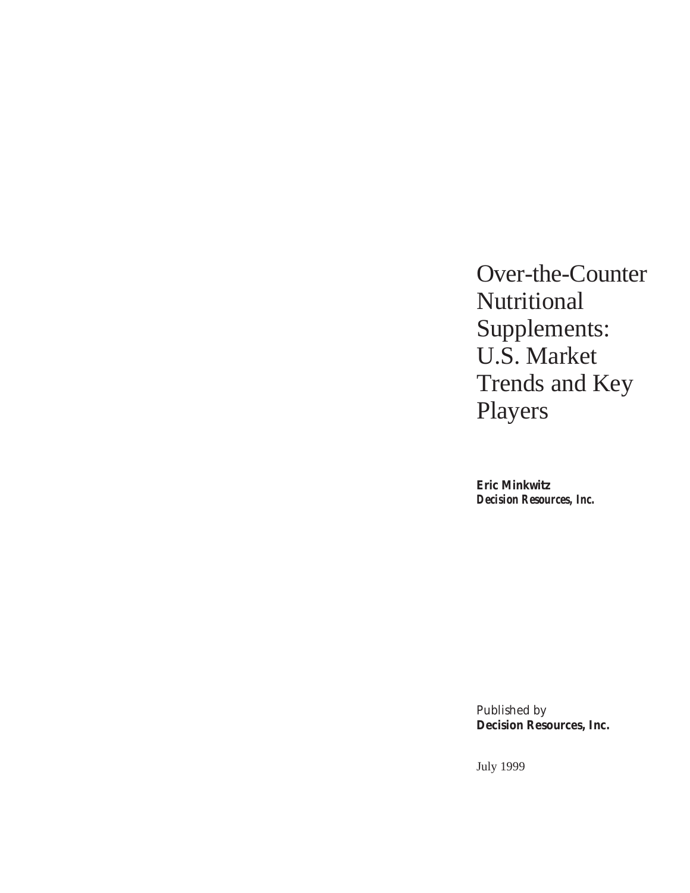# Over-the-Counter Nutritional Supplements: U.S. Market Trends and Key Players

**Eric Minkwitz**
***Decision Resources, Inc.***

*Published by*
**Decision Resources, Inc.**

July 1999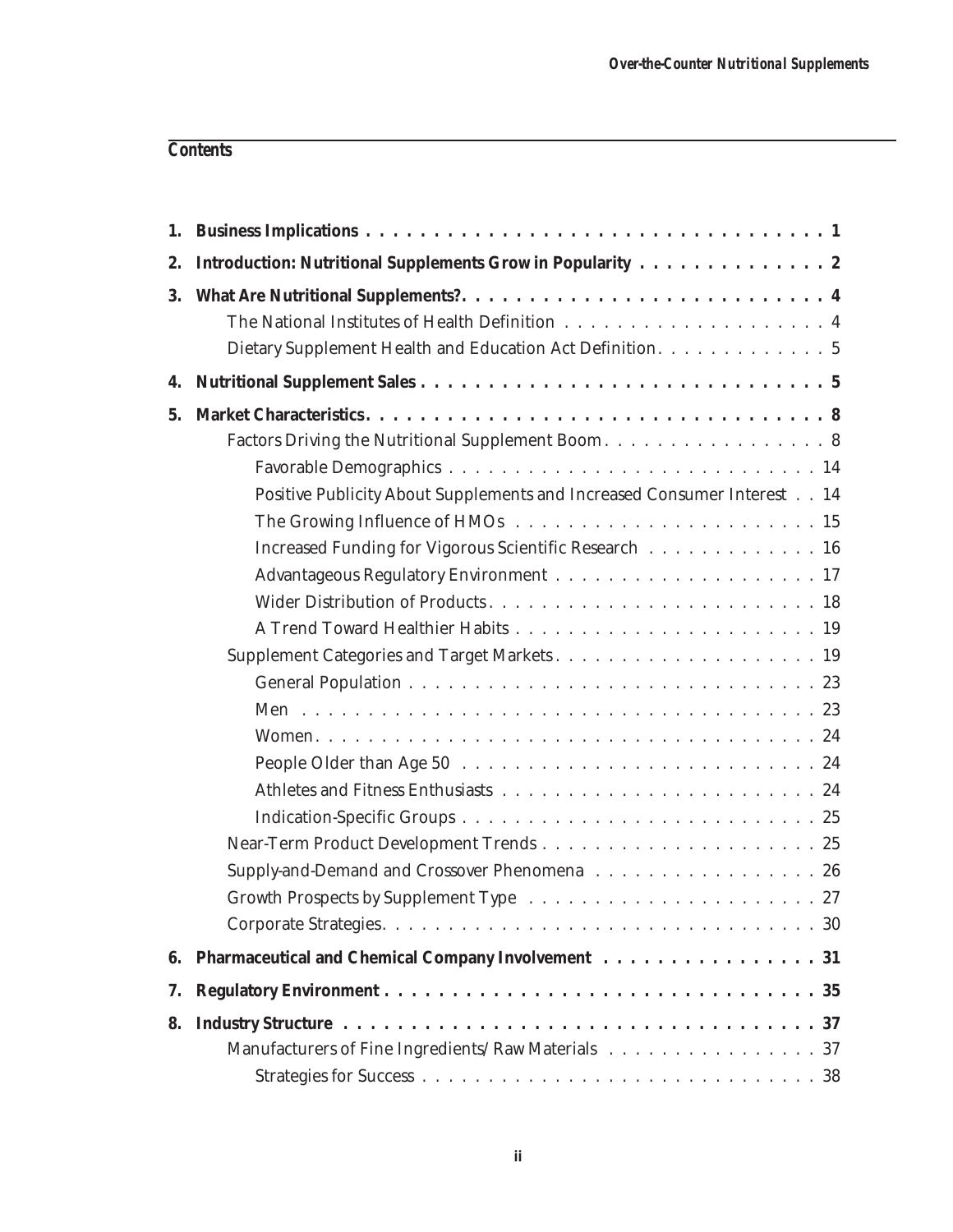## Contents

1. **Business Implications** . . . . . . . . . . . . . . . . . . . . . . . . . . . . . . . . . . **1**
2. **Introduction: Nutritional Supplements Grow in Popularity** . . . . . . . . . . . . . . **2**
3. **What Are Nutritional Supplements?** . . . . . . . . . . . . . . . . . . . . . . . . . . . **4**
   - The National Institutes of Health Definition . . . . . . . . . . . . . . . . . . . . 4
   - Dietary Supplement Health and Education Act Definition. . . . . . . . . . . . . 5
4. **Nutritional Supplement Sales** . . . . . . . . . . . . . . . . . . . . . . . . . . . . . . **5**
5. **Market Characteristics** . . . . . . . . . . . . . . . . . . . . . . . . . . . . . . . . . . **8**
   - Factors Driving the Nutritional Supplement Boom. . . . . . . . . . . . . . . . . 8
     - Favorable Demographics . . . . . . . . . . . . . . . . . . . . . . . . . . . 14
     - Positive Publicity About Supplements and Increased Consumer Interest . . 14
     - The Growing Influence of HMOs . . . . . . . . . . . . . . . . . . . . . . . 15
     - Increased Funding for Vigorous Scientific Research . . . . . . . . . . . . . 16
     - Advantageous Regulatory Environment . . . . . . . . . . . . . . . . . . . . 17
     - Wider Distribution of Products. . . . . . . . . . . . . . . . . . . . . . . . 18
     - A Trend Toward Healthier Habits . . . . . . . . . . . . . . . . . . . . . . 19
   - Supplement Categories and Target Markets. . . . . . . . . . . . . . . . . . . . 19
     - General Population . . . . . . . . . . . . . . . . . . . . . . . . . . . . . 23
     - Men . . . . . . . . . . . . . . . . . . . . . . . . . . . . . . . . . . . . . 23
     - Women. . . . . . . . . . . . . . . . . . . . . . . . . . . . . . . . . . . . 24
     - People Older than Age 50 . . . . . . . . . . . . . . . . . . . . . . . . . . 24
     - Athletes and Fitness Enthusiasts . . . . . . . . . . . . . . . . . . . . . . 24
     - Indication-Specific Groups . . . . . . . . . . . . . . . . . . . . . . . . . 25
   - Near-Term Product Development Trends . . . . . . . . . . . . . . . . . . . . . 25
   - Supply-and-Demand and Crossover Phenomena . . . . . . . . . . . . . . . . . . 26
   - Growth Prospects by Supplement Type . . . . . . . . . . . . . . . . . . . . . . 27
   - Corporate Strategies. . . . . . . . . . . . . . . . . . . . . . . . . . . . . . . 30
6. **Pharmaceutical and Chemical Company Involvement** . . . . . . . . . . . . . . . . **31**
7. **Regulatory Environment** . . . . . . . . . . . . . . . . . . . . . . . . . . . . . . . **35**
8. **Industry Structure** . . . . . . . . . . . . . . . . . . . . . . . . . . . . . . . . . . **37**
   - Manufacturers of Fine Ingredients/Raw Materials . . . . . . . . . . . . . . . . 37
     - Strategies for Success . . . . . . . . . . . . . . . . . . . . . . . . . . . . 38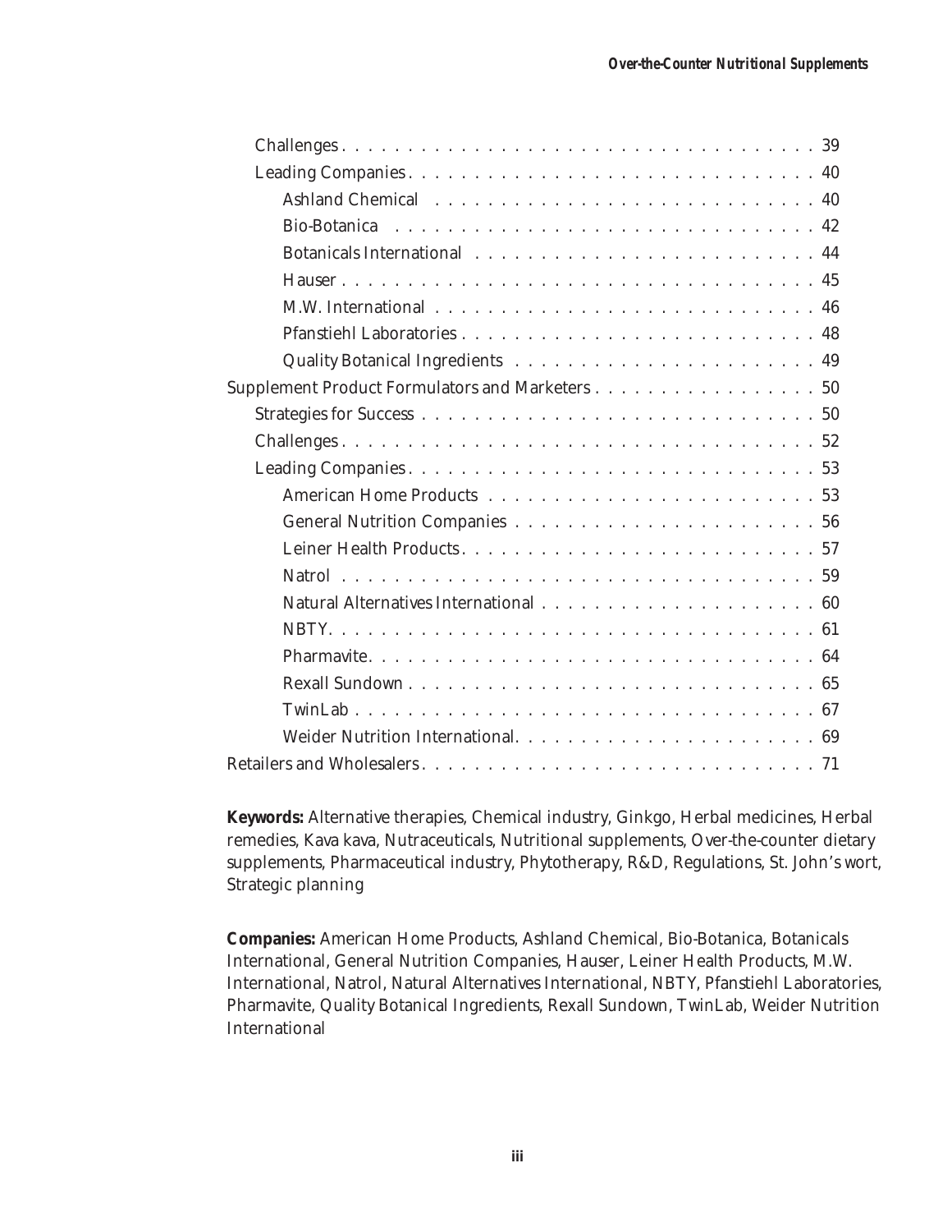- Challenges . . . . . . . . . . . . . . . . . . . . . . . . . . . . . . . . . . . . 39
- Leading Companies . . . . . . . . . . . . . . . . . . . . . . . . . . . . . . . . 40
  - Ashland Chemical . . . . . . . . . . . . . . . . . . . . . . . . . . . . . . 40
  - Bio-Botanica . . . . . . . . . . . . . . . . . . . . . . . . . . . . . . . . . 42
  - Botanicals International . . . . . . . . . . . . . . . . . . . . . . . . . . 44
  - Hauser . . . . . . . . . . . . . . . . . . . . . . . . . . . . . . . . . . . . 45
  - M.W. International . . . . . . . . . . . . . . . . . . . . . . . . . . . . . 46
  - Pfanstiehl Laboratories . . . . . . . . . . . . . . . . . . . . . . . . . . . 48
  - Quality Botanical Ingredients . . . . . . . . . . . . . . . . . . . . . . . 49

Supplement Product Formulators and Marketers . . . . . . . . . . . . . . . . . 50

- Strategies for Success . . . . . . . . . . . . . . . . . . . . . . . . . . . . . 50
- Challenges . . . . . . . . . . . . . . . . . . . . . . . . . . . . . . . . . . . . 52
- Leading Companies . . . . . . . . . . . . . . . . . . . . . . . . . . . . . . . . 53
  - American Home Products . . . . . . . . . . . . . . . . . . . . . . . . . . 53
  - General Nutrition Companies . . . . . . . . . . . . . . . . . . . . . . . . 56
  - Leiner Health Products . . . . . . . . . . . . . . . . . . . . . . . . . . . 57
  - Natrol . . . . . . . . . . . . . . . . . . . . . . . . . . . . . . . . . . . . 59
  - Natural Alternatives International . . . . . . . . . . . . . . . . . . . . 60
  - NBTY . . . . . . . . . . . . . . . . . . . . . . . . . . . . . . . . . . . . . 61
  - Pharmavite . . . . . . . . . . . . . . . . . . . . . . . . . . . . . . . . . . 64
  - Rexall Sundown . . . . . . . . . . . . . . . . . . . . . . . . . . . . . . . 65
  - TwinLab . . . . . . . . . . . . . . . . . . . . . . . . . . . . . . . . . . . 67
  - Weider Nutrition International . . . . . . . . . . . . . . . . . . . . . . 69

Retailers and Wholesalers . . . . . . . . . . . . . . . . . . . . . . . . . . . . . 71

**Keywords:** Alternative therapies, Chemical industry, Ginkgo, Herbal medicines, Herbal remedies, Kava kava, Nutraceuticals, Nutritional supplements, Over-the-counter dietary supplements, Pharmaceutical industry, Phytotherapy, R&D, Regulations, St. John's wort, Strategic planning

**Companies:** American Home Products, Ashland Chemical, Bio-Botanica, Botanicals International, General Nutrition Companies, Hauser, Leiner Health Products, M.W. International, Natrol, Natural Alternatives International, NBTY, Pfanstiehl Laboratories, Pharmavite, Quality Botanical Ingredients, Rexall Sundown, TwinLab, Weider Nutrition International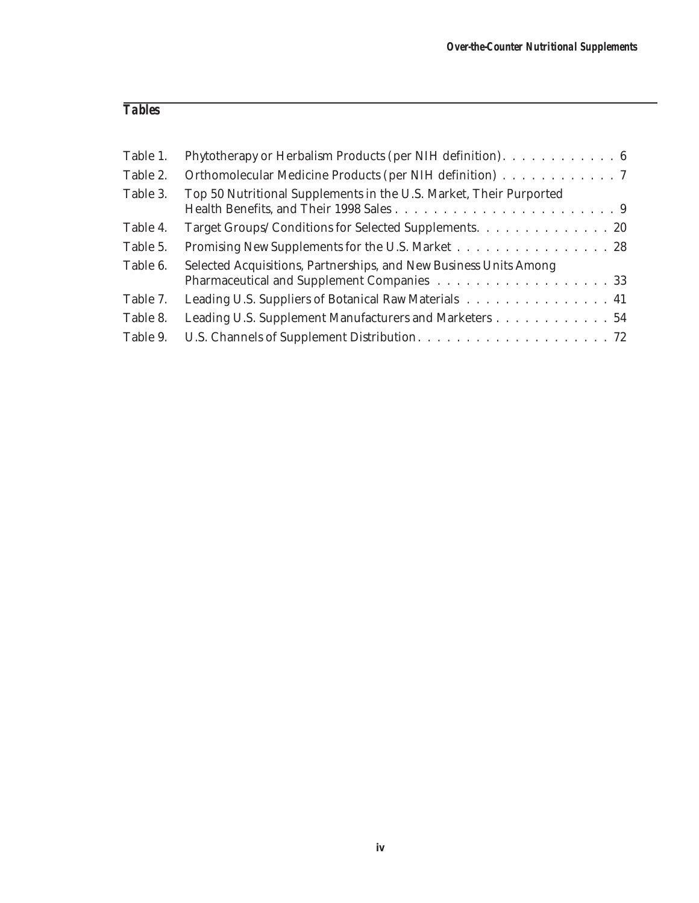## *Tables*

| | | |
|---|---|---|
| Table 1. | Phytotherapy or Herbalism Products (per NIH definition) | 6 |
| Table 2. | Orthomolecular Medicine Products (per NIH definition) | 7 |
| Table 3. | Top 50 Nutritional Supplements in the U.S. Market, Their Purported Health Benefits, and Their 1998 Sales | 9 |
| Table 4. | Target Groups/Conditions for Selected Supplements | 20 |
| Table 5. | Promising New Supplements for the U.S. Market | 28 |
| Table 6. | Selected Acquisitions, Partnerships, and New Business Units Among Pharmaceutical and Supplement Companies | 33 |
| Table 7. | Leading U.S. Suppliers of Botanical Raw Materials | 41 |
| Table 8. | Leading U.S. Supplement Manufacturers and Marketers | 54 |
| Table 9. | U.S. Channels of Supplement Distribution | 72 |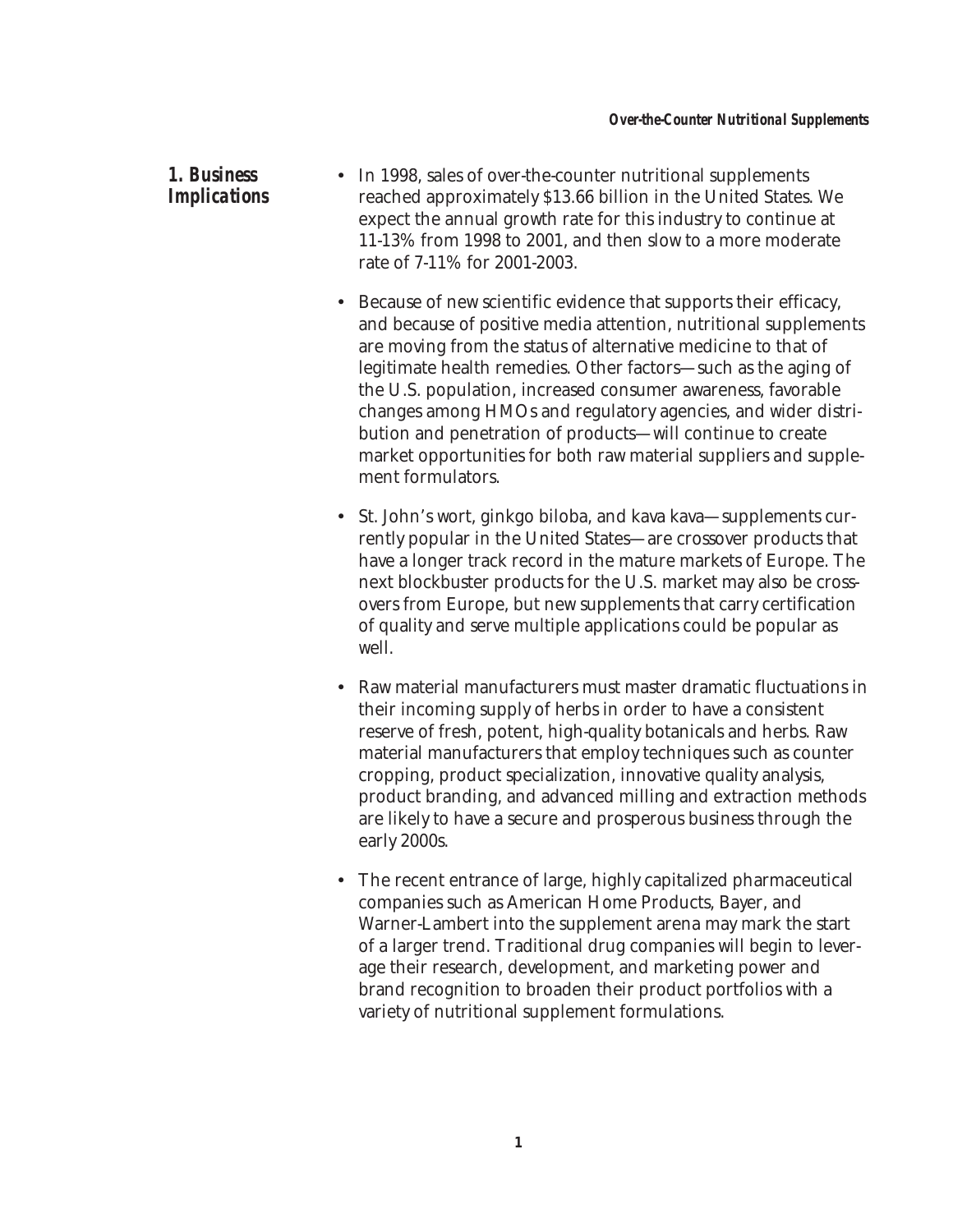## 1. Business Implications

- In 1998, sales of over-the-counter nutritional supplements reached approximately $13.66 billion in the United States. We expect the annual growth rate for this industry to continue at 11-13% from 1998 to 2001, and then slow to a more moderate rate of 7-11% for 2001-2003.

- Because of new scientific evidence that supports their efficacy, and because of positive media attention, nutritional supplements are moving from the status of alternative medicine to that of legitimate health remedies. Other factors—such as the aging of the U.S. population, increased consumer awareness, favorable changes among HMOs and regulatory agencies, and wider distribution and penetration of products—will continue to create market opportunities for both raw material suppliers and supplement formulators.

- St. John's wort, ginkgo biloba, and kava kava—supplements currently popular in the United States—are crossover products that have a longer track record in the mature markets of Europe. The next blockbuster products for the U.S. market may also be crossovers from Europe, but new supplements that carry certification of quality and serve multiple applications could be popular as well.

- Raw material manufacturers must master dramatic fluctuations in their incoming supply of herbs in order to have a consistent reserve of fresh, potent, high-quality botanicals and herbs. Raw material manufacturers that employ techniques such as counter cropping, product specialization, innovative quality analysis, product branding, and advanced milling and extraction methods are likely to have a secure and prosperous business through the early 2000s.

- The recent entrance of large, highly capitalized pharmaceutical companies such as American Home Products, Bayer, and Warner-Lambert into the supplement arena may mark the start of a larger trend. Traditional drug companies will begin to leverage their research, development, and marketing power and brand recognition to broaden their product portfolios with a variety of nutritional supplement formulations.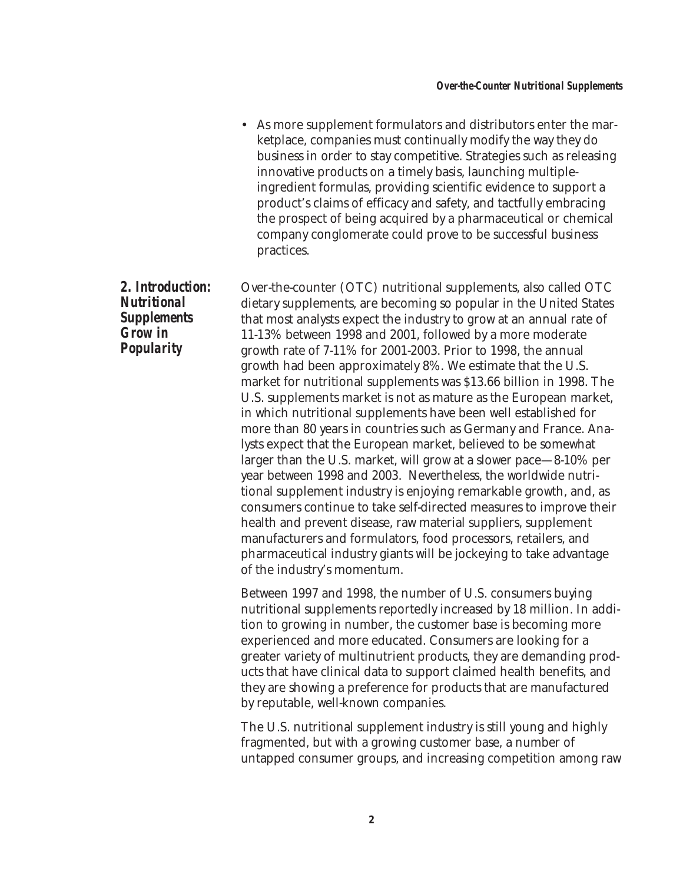- As more supplement formulators and distributors enter the marketplace, companies must continually modify the way they do business in order to stay competitive. Strategies such as releasing innovative products on a timely basis, launching multiple-ingredient formulas, providing scientific evidence to support a product's claims of efficacy and safety, and tactfully embracing the prospect of being acquired by a pharmaceutical or chemical company conglomerate could prove to be successful business practices.

## 2. Introduction: Nutritional Supplements Grow in Popularity

Over-the-counter (OTC) nutritional supplements, also called OTC dietary supplements, are becoming so popular in the United States that most analysts expect the industry to grow at an annual rate of 11-13% between 1998 and 2001, followed by a more moderate growth rate of 7-11% for 2001-2003. Prior to 1998, the annual growth had been approximately 8%. We estimate that the U.S. market for nutritional supplements was $13.66 billion in 1998. The U.S. supplements market is not as mature as the European market, in which nutritional supplements have been well established for more than 80 years in countries such as Germany and France. Analysts expect that the European market, believed to be somewhat larger than the U.S. market, will grow at a slower pace—8-10% per year between 1998 and 2003. Nevertheless, the worldwide nutritional supplement industry is enjoying remarkable growth, and, as consumers continue to take self-directed measures to improve their health and prevent disease, raw material suppliers, supplement manufacturers and formulators, food processors, retailers, and pharmaceutical industry giants will be jockeying to take advantage of the industry's momentum.

Between 1997 and 1998, the number of U.S. consumers buying nutritional supplements reportedly increased by 18 million. In addition to growing in number, the customer base is becoming more experienced and more educated. Consumers are looking for a greater variety of multinutrient products, they are demanding products that have clinical data to support claimed health benefits, and they are showing a preference for products that are manufactured by reputable, well-known companies.

The U.S. nutritional supplement industry is still young and highly fragmented, but with a growing customer base, a number of untapped consumer groups, and increasing competition among raw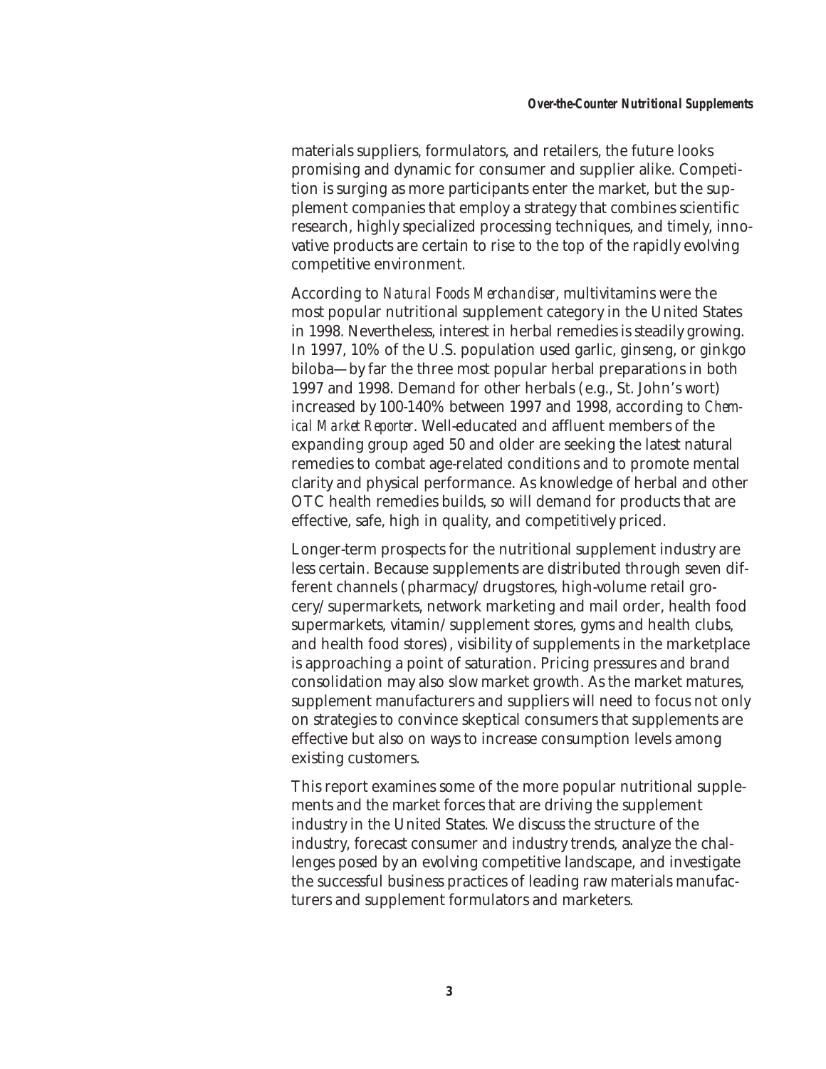materials suppliers, formulators, and retailers, the future looks promising and dynamic for consumer and supplier alike. Competition is surging as more participants enter the market, but the supplement companies that employ a strategy that combines scientific research, highly specialized processing techniques, and timely, innovative products are certain to rise to the top of the rapidly evolving competitive environment.

According to *Natural Foods Merchandiser*, multivitamins were the most popular nutritional supplement category in the United States in 1998. Nevertheless, interest in herbal remedies is steadily growing. In 1997, 10% of the U.S. population used garlic, ginseng, or ginkgo biloba—by far the three most popular herbal preparations in both 1997 and 1998. Demand for other herbals (e.g., St. John's wort) increased by 100-140% between 1997 and 1998, according to *Chemical Market Reporter*. Well-educated and affluent members of the expanding group aged 50 and older are seeking the latest natural remedies to combat age-related conditions and to promote mental clarity and physical performance. As knowledge of herbal and other OTC health remedies builds, so will demand for products that are effective, safe, high in quality, and competitively priced.

Longer-term prospects for the nutritional supplement industry are less certain. Because supplements are distributed through seven different channels (pharmacy/drugstores, high-volume retail grocery/supermarkets, network marketing and mail order, health food supermarkets, vitamin/supplement stores, gyms and health clubs, and health food stores), visibility of supplements in the marketplace is approaching a point of saturation. Pricing pressures and brand consolidation may also slow market growth. As the market matures, supplement manufacturers and suppliers will need to focus not only on strategies to convince skeptical consumers that supplements are effective but also on ways to increase consumption levels among existing customers.

This report examines some of the more popular nutritional supplements and the market forces that are driving the supplement industry in the United States. We discuss the structure of the industry, forecast consumer and industry trends, analyze the challenges posed by an evolving competitive landscape, and investigate the successful business practices of leading raw materials manufacturers and supplement formulators and marketers.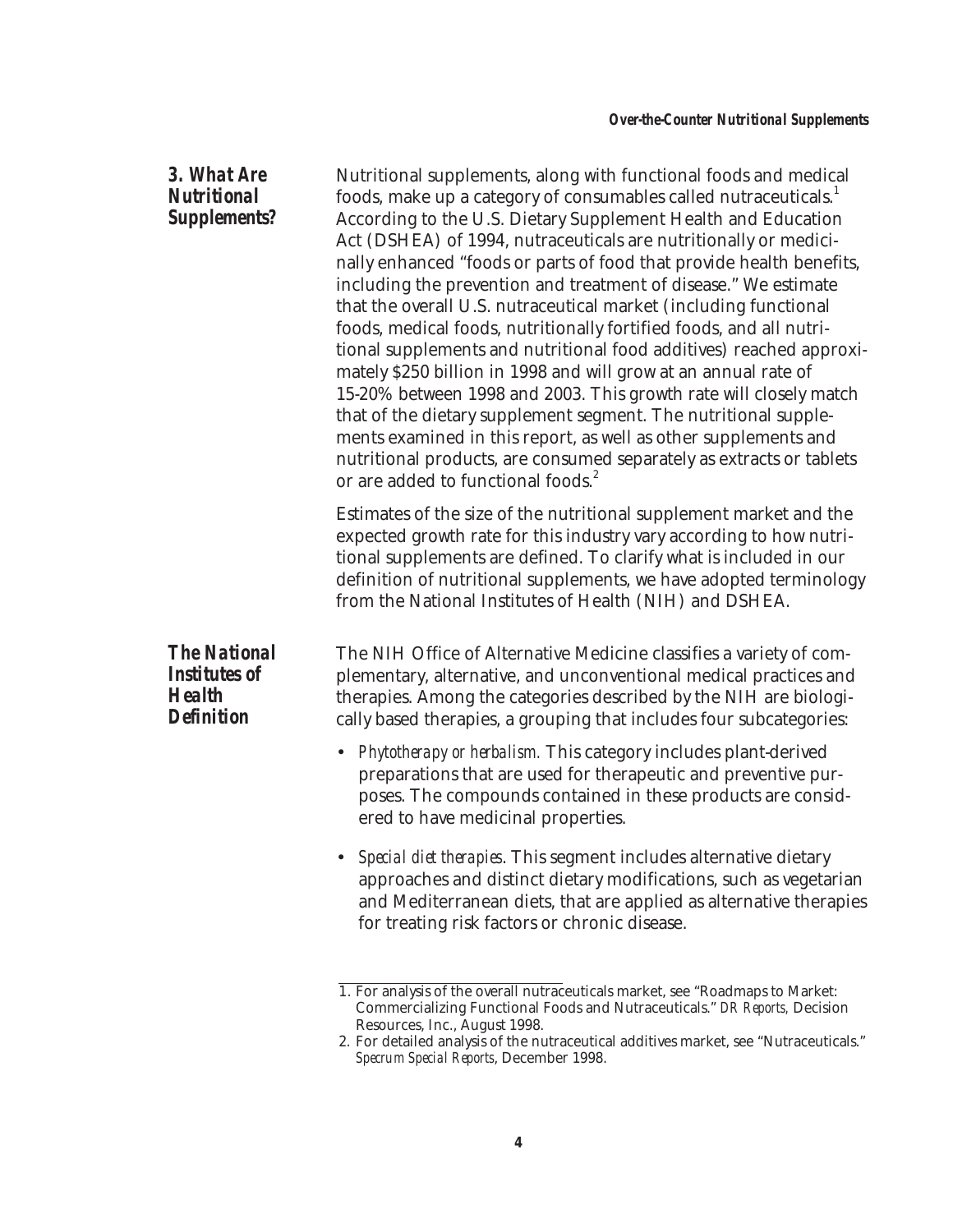## 3. What Are Nutritional Supplements?

Nutritional supplements, along with functional foods and medical foods, make up a category of consumables called nutraceuticals.[1] According to the U.S. Dietary Supplement Health and Education Act (DSHEA) of 1994, nutraceuticals are nutritionally or medicinally enhanced "foods or parts of food that provide health benefits, including the prevention and treatment of disease." We estimate that the overall U.S. nutraceutical market (including functional foods, medical foods, nutritionally fortified foods, and all nutritional supplements and nutritional food additives) reached approximately $250 billion in 1998 and will grow at an annual rate of 15-20% between 1998 and 2003. This growth rate will closely match that of the dietary supplement segment. The nutritional supplements examined in this report, as well as other supplements and nutritional products, are consumed separately as extracts or tablets or are added to functional foods.[2]

Estimates of the size of the nutritional supplement market and the expected growth rate for this industry vary according to how nutritional supplements are defined. To clarify what is included in our definition of nutritional supplements, we have adopted terminology from the National Institutes of Health (NIH) and DSHEA.

### The National Institutes of Health Definition

The NIH Office of Alternative Medicine classifies a variety of complementary, alternative, and unconventional medical practices and therapies. Among the categories described by the NIH are biologically based therapies, a grouping that includes four subcategories:

- *Phytotherapy or herbalism.* This category includes plant-derived preparations that are used for therapeutic and preventive purposes. The compounds contained in these products are considered to have medicinal properties.
- *Special diet therapies*. This segment includes alternative dietary approaches and distinct dietary modifications, such as vegetarian and Mediterranean diets, that are applied as alternative therapies for treating risk factors or chronic disease.

---

1. For analysis of the overall nutraceuticals market, see "Roadmaps to Market: Commercializing Functional Foods and Nutraceuticals." *DR Reports,* Decision Resources, Inc., August 1998.
2. For detailed analysis of the nutraceutical additives market, see "Nutraceuticals." *Specrum Special Reports*, December 1998.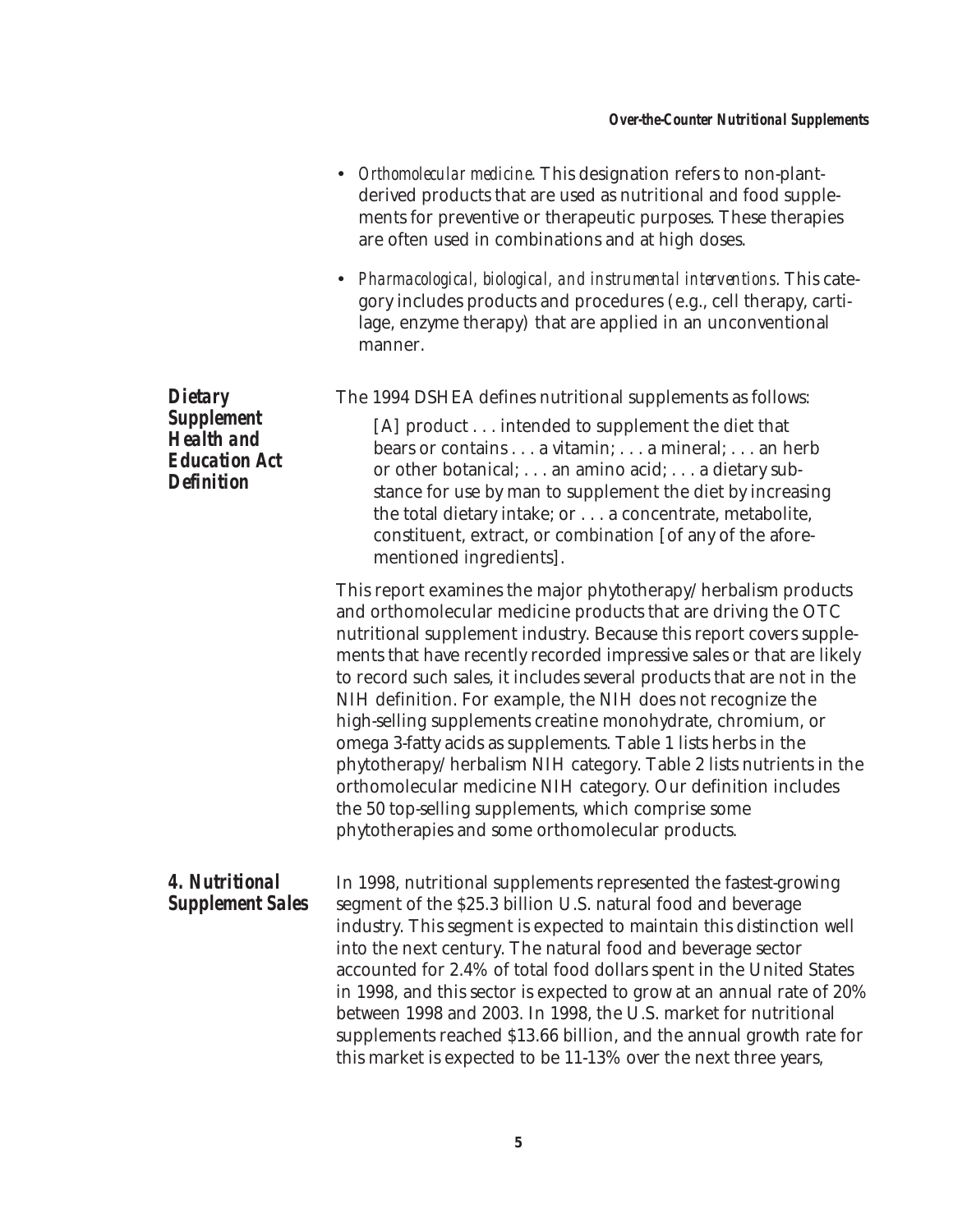- *Orthomolecular medicine*. This designation refers to non-plant-derived products that are used as nutritional and food supplements for preventive or therapeutic purposes. These therapies are often used in combinations and at high doses.
- *Pharmacological, biological, and instrumental interventions*. This category includes products and procedures (e.g., cell therapy, cartilage, enzyme therapy) that are applied in an unconventional manner.

### Dietary Supplement Health and Education Act Definition

The 1994 DSHEA defines nutritional supplements as follows:

> [A] product . . . intended to supplement the diet that bears or contains . . . a vitamin; . . . a mineral; . . . an herb or other botanical; . . . an amino acid; . . . a dietary substance for use by man to supplement the diet by increasing the total dietary intake; or . . . a concentrate, metabolite, constituent, extract, or combination [of any of the aforementioned ingredients].

This report examines the major phytotherapy/herbalism products and orthomolecular medicine products that are driving the OTC nutritional supplement industry. Because this report covers supplements that have recently recorded impressive sales or that are likely to record such sales, it includes several products that are not in the NIH definition. For example, the NIH does not recognize the high-selling supplements creatine monohydrate, chromium, or omega 3-fatty acids as supplements. Table 1 lists herbs in the phytotherapy/herbalism NIH category. Table 2 lists nutrients in the orthomolecular medicine NIH category. Our definition includes the 50 top-selling supplements, which comprise some phytotherapies and some orthomolecular products.

## 4. Nutritional Supplement Sales

In 1998, nutritional supplements represented the fastest-growing segment of the $25.3 billion U.S. natural food and beverage industry. This segment is expected to maintain this distinction well into the next century. The natural food and beverage sector accounted for 2.4% of total food dollars spent in the United States in 1998, and this sector is expected to grow at an annual rate of 20% between 1998 and 2003. In 1998, the U.S. market for nutritional supplements reached $13.66 billion, and the annual growth rate for this market is expected to be 11-13% over the next three years,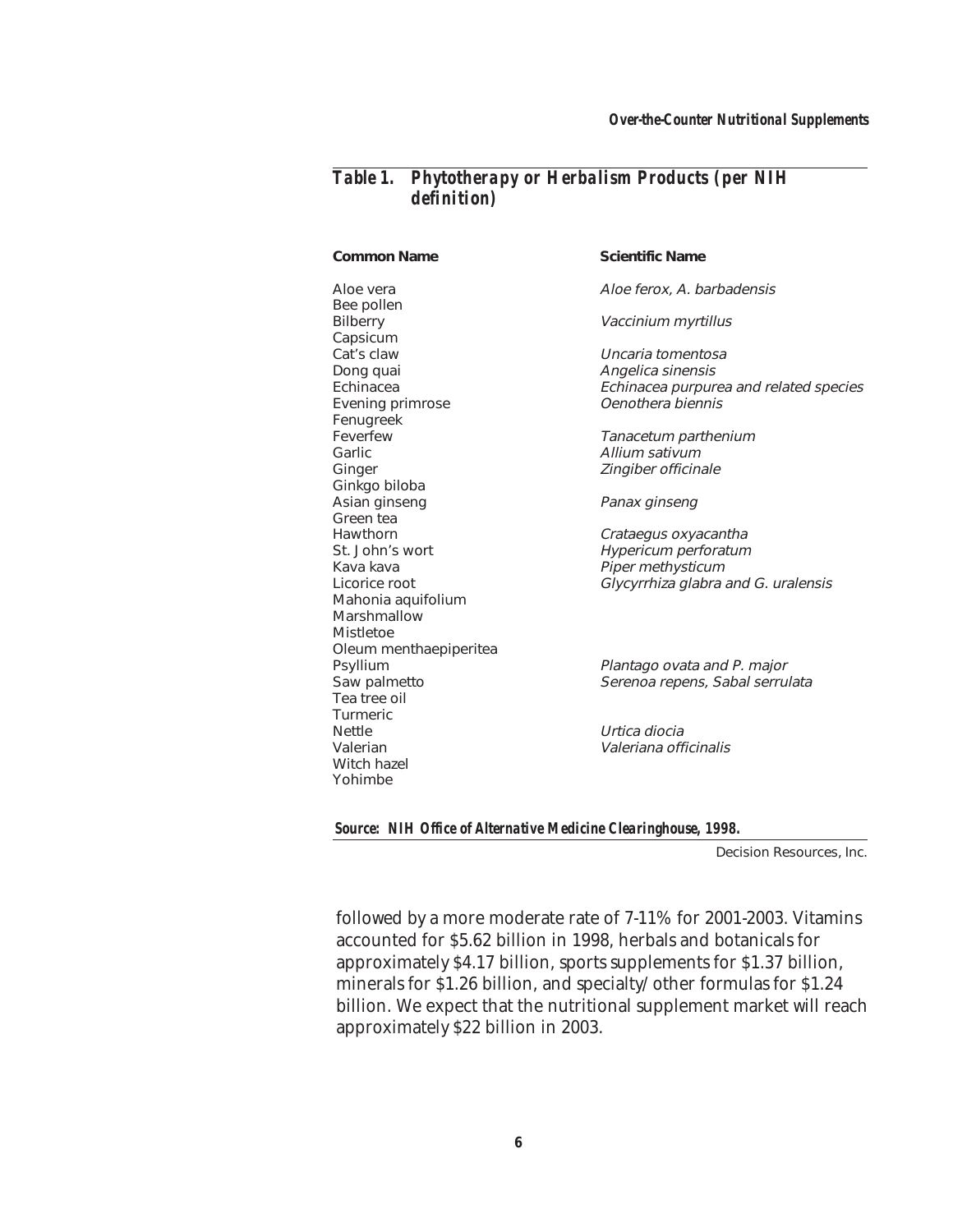**Table 1. Phytotherapy or Herbalism Products (per NIH definition)**

| Common Name | Scientific Name |
| --- | --- |
| Aloe vera | *Aloe ferox, A. barbadensis* |
| Bee pollen | |
| Bilberry | *Vaccinium myrtillus* |
| Capsicum | |
| Cat's claw | *Uncaria tomentosa* |
| Dong quai | *Angelica sinensis* |
| Echinacea | *Echinacea purpurea and related species* |
| Evening primrose | *Oenothera biennis* |
| Fenugreek | |
| Feverfew | *Tanacetum parthenium* |
| Garlic | *Allium sativum* |
| Ginger | *Zingiber officinale* |
| Ginkgo biloba | |
| Asian ginseng | *Panax ginseng* |
| Green tea | |
| Hawthorn | *Crataegus oxyacantha* |
| St. John's wort | *Hypericum perforatum* |
| Kava kava | *Piper methysticum* |
| Licorice root | *Glycyrrhiza glabra and G. uralensis* |
| Mahonia aquifolium | |
| Marshmallow | |
| Mistletoe | |
| Oleum menthaepiperitea | |
| Psyllium | *Plantago ovata and P. major* |
| Saw palmetto | *Serenoa repens, Sabal serrulata* |
| Tea tree oil | |
| Turmeric | |
| Nettle | *Urtica diocia* |
| Valerian | *Valeriana officinalis* |
| Witch hazel | |
| Yohimbe | |

*Source: NIH Office of Alternative Medicine Clearinghouse, 1998.*

Decision Resources, Inc.

followed by a more moderate rate of 7-11% for 2001-2003. Vitamins accounted for $5.62 billion in 1998, herbals and botanicals for approximately $4.17 billion, sports supplements for $1.37 billion, minerals for $1.26 billion, and specialty/other formulas for $1.24 billion. We expect that the nutritional supplement market will reach approximately $22 billion in 2003.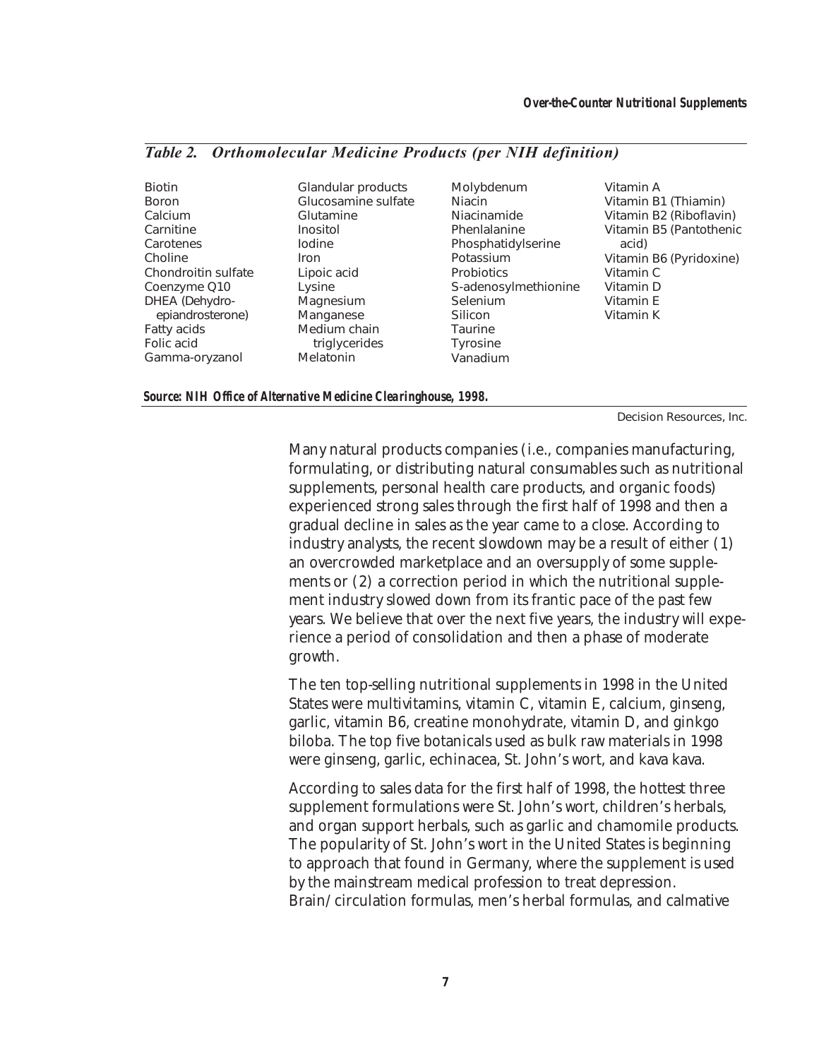*Table 2. Orthomolecular Medicine Products (per NIH definition)*

| | | | |
|---|---|---|---|
| Biotin | Glandular products | Molybdenum | Vitamin A |
| Boron | Glucosamine sulfate | Niacin | Vitamin B1 (Thiamin) |
| Calcium | Glutamine | Niacinamide | Vitamin B2 (Riboflavin) |
| Carnitine | Inositol | Phenlalanine | Vitamin B5 (Pantothenic acid) |
| Carotenes | Iodine | Phosphatidylserine | Vitamin B6 (Pyridoxine) |
| Choline | Iron | Potassium | Vitamin C |
| Chondroitin sulfate | Lipoic acid | Probiotics | Vitamin D |
| Coenzyme Q10 | Lysine | S-adenosylmethionine | Vitamin E |
| DHEA (Dehydro-epiandrosterone) | Magnesium | Selenium | Vitamin K |
| Fatty acids | Manganese | Silicon | |
| Folic acid | Medium chain triglycerides | Taurine | |
| Gamma-oryzanol | Melatonin | Tyrosine | |
| | | Vanadium | |

***Source: NIH Office of Alternative Medicine Clearinghouse, 1998.***

Decision Resources, Inc.

Many natural products companies (i.e., companies manufacturing, formulating, or distributing natural consumables such as nutritional supplements, personal health care products, and organic foods) experienced strong sales through the first half of 1998 and then a gradual decline in sales as the year came to a close. According to industry analysts, the recent slowdown may be a result of either (1) an overcrowded marketplace and an oversupply of some supplements or (2) a correction period in which the nutritional supplement industry slowed down from its frantic pace of the past few years. We believe that over the next five years, the industry will experience a period of consolidation and then a phase of moderate growth.

The ten top-selling nutritional supplements in 1998 in the United States were multivitamins, vitamin C, vitamin E, calcium, ginseng, garlic, vitamin B6, creatine monohydrate, vitamin D, and ginkgo biloba. The top five botanicals used as bulk raw materials in 1998 were ginseng, garlic, echinacea, St. John's wort, and kava kava.

According to sales data for the first half of 1998, the hottest three supplement formulations were St. John's wort, children's herbals, and organ support herbals, such as garlic and chamomile products. The popularity of St. John's wort in the United States is beginning to approach that found in Germany, where the supplement is used by the mainstream medical profession to treat depression. Brain/circulation formulas, men's herbal formulas, and calmative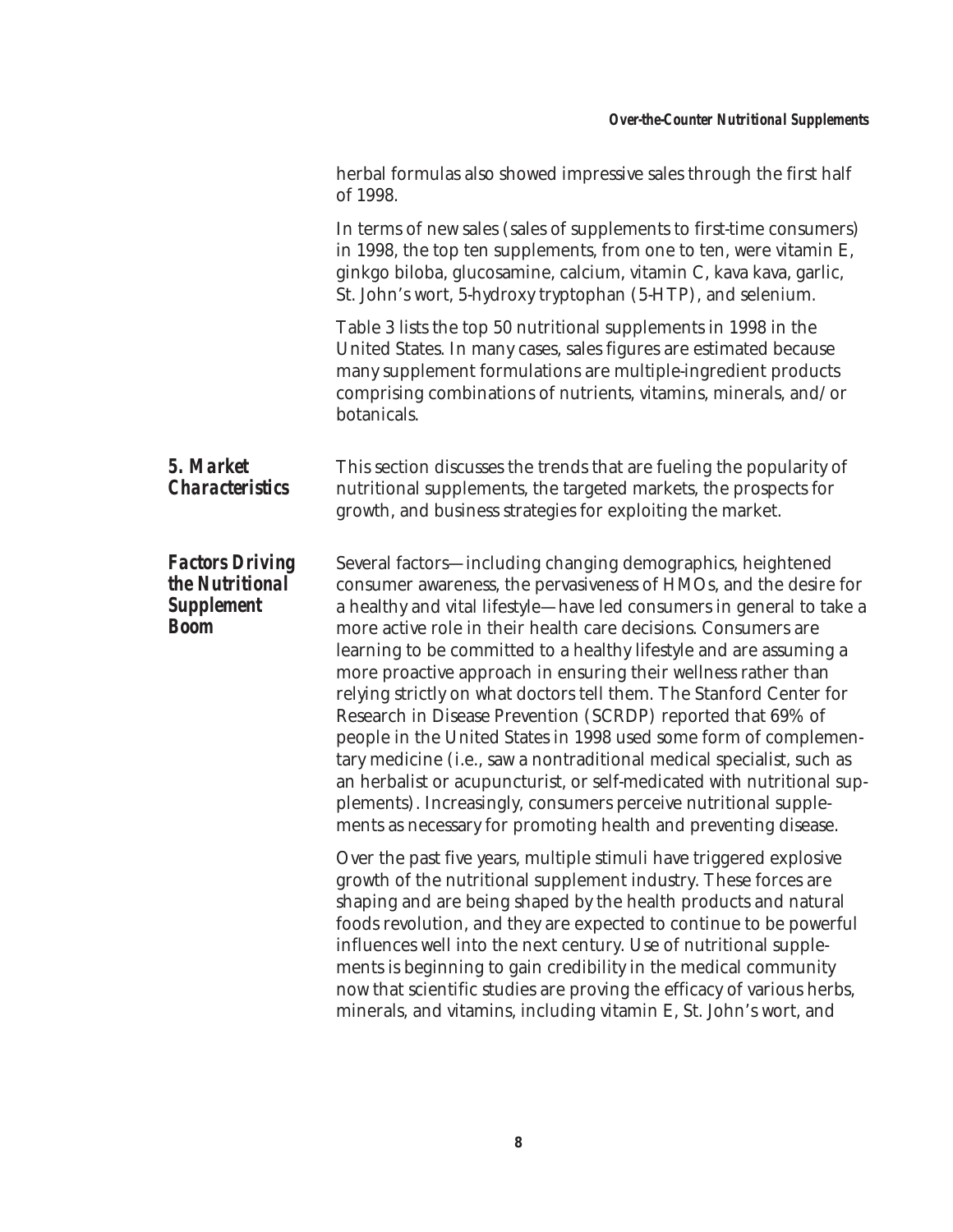herbal formulas also showed impressive sales through the first half of 1998.

In terms of new sales (sales of supplements to first-time consumers) in 1998, the top ten supplements, from one to ten, were vitamin E, ginkgo biloba, glucosamine, calcium, vitamin C, kava kava, garlic, St. John's wort, 5-hydroxy tryptophan (5-HTP), and selenium.

Table 3 lists the top 50 nutritional supplements in 1998 in the United States. In many cases, sales figures are estimated because many supplement formulations are multiple-ingredient products comprising combinations of nutrients, vitamins, minerals, and/or botanicals.

## 5. Market Characteristics

This section discusses the trends that are fueling the popularity of nutritional supplements, the targeted markets, the prospects for growth, and business strategies for exploiting the market.

### Factors Driving the Nutritional Supplement Boom

Several factors—including changing demographics, heightened consumer awareness, the pervasiveness of HMOs, and the desire for a healthy and vital lifestyle—have led consumers in general to take a more active role in their health care decisions. Consumers are learning to be committed to a healthy lifestyle and are assuming a more proactive approach in ensuring their wellness rather than relying strictly on what doctors tell them. The Stanford Center for Research in Disease Prevention (SCRDP) reported that 69% of people in the United States in 1998 used some form of complementary medicine (i.e., saw a nontraditional medical specialist, such as an herbalist or acupuncturist, or self-medicated with nutritional supplements). Increasingly, consumers perceive nutritional supplements as necessary for promoting health and preventing disease.

Over the past five years, multiple stimuli have triggered explosive growth of the nutritional supplement industry. These forces are shaping and are being shaped by the health products and natural foods revolution, and they are expected to continue to be powerful influences well into the next century. Use of nutritional supplements is beginning to gain credibility in the medical community now that scientific studies are proving the efficacy of various herbs, minerals, and vitamins, including vitamin E, St. John's wort, and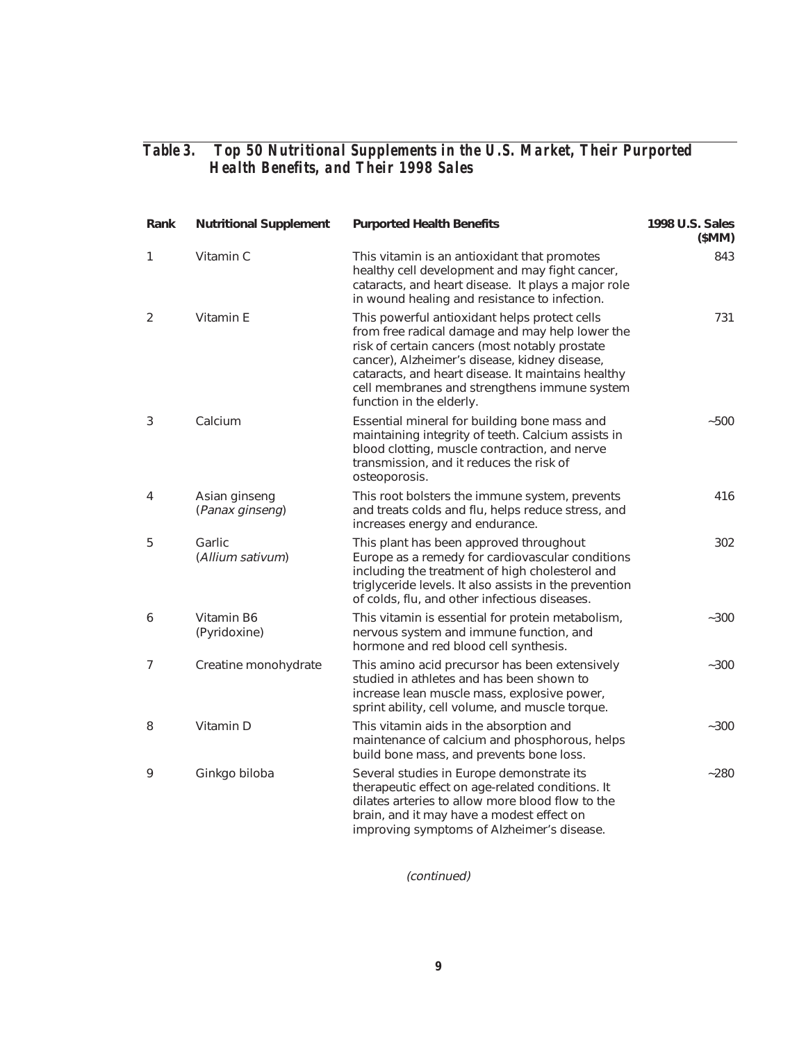## Table 3. Top 50 Nutritional Supplements in the U.S. Market, Their Purported Health Benefits, and Their 1998 Sales

| Rank | Nutritional Supplement | Purported Health Benefits | 1998 U.S. Sales ($MM) |
|---|---|---|---|
| 1 | Vitamin C | This vitamin is an antioxidant that promotes healthy cell development and may fight cancer, cataracts, and heart disease. It plays a major role in wound healing and resistance to infection. | 843 |
| 2 | Vitamin E | This powerful antioxidant helps protect cells from free radical damage and may help lower the risk of certain cancers (most notably prostate cancer), Alzheimer's disease, kidney disease, cataracts, and heart disease. It maintains healthy cell membranes and strengthens immune system function in the elderly. | 731 |
| 3 | Calcium | Essential mineral for building bone mass and maintaining integrity of teeth. Calcium assists in blood clotting, muscle contraction, and nerve transmission, and it reduces the risk of osteoporosis. | ~500 |
| 4 | Asian ginseng (*Panax ginseng*) | This root bolsters the immune system, prevents and treats colds and flu, helps reduce stress, and increases energy and endurance. | 416 |
| 5 | Garlic (*Allium sativum*) | This plant has been approved throughout Europe as a remedy for cardiovascular conditions including the treatment of high cholesterol and triglyceride levels. It also assists in the prevention of colds, flu, and other infectious diseases. | 302 |
| 6 | Vitamin B6 (Pyridoxine) | This vitamin is essential for protein metabolism, nervous system and immune function, and hormone and red blood cell synthesis. | ~300 |
| 7 | Creatine monohydrate | This amino acid precursor has been extensively studied in athletes and has been shown to increase lean muscle mass, explosive power, sprint ability, cell volume, and muscle torque. | ~300 |
| 8 | Vitamin D | This vitamin aids in the absorption and maintenance of calcium and phosphorous, helps build bone mass, and prevents bone loss. | ~300 |
| 9 | Ginkgo biloba | Several studies in Europe demonstrate its therapeutic effect on age-related conditions. It dilates arteries to allow more blood flow to the brain, and it may have a modest effect on improving symptoms of Alzheimer's disease. | ~280 |

*(continued)*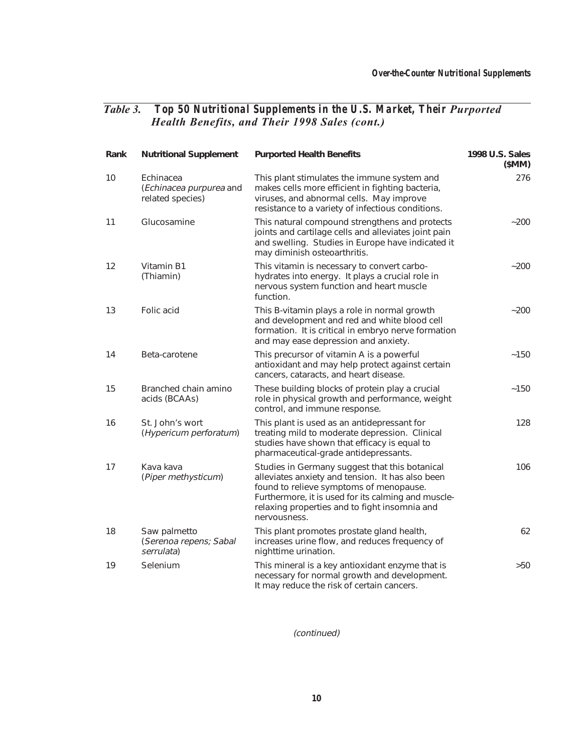## *Table 3.* Top 50 Nutritional Supplements in the U.S. Market, Their *Purported Health Benefits, and Their 1998 Sales (cont.)*

| Rank | Nutritional Supplement | Purported Health Benefits | 1998 U.S. Sales ($MM) |
|---|---|---|---|
| 10 | Echinacea (*Echinacea purpurea* and related species) | This plant stimulates the immune system and makes cells more efficient in fighting bacteria, viruses, and abnormal cells. May improve resistance to a variety of infectious conditions. | 276 |
| 11 | Glucosamine | This natural compound strengthens and protects joints and cartilage cells and alleviates joint pain and swelling. Studies in Europe have indicated it may diminish osteoarthritis. | ~200 |
| 12 | Vitamin B1 (Thiamin) | This vitamin is necessary to convert carbohydrates into energy. It plays a crucial role in nervous system function and heart muscle function. | ~200 |
| 13 | Folic acid | This B-vitamin plays a role in normal growth and development and red and white blood cell formation. It is critical in embryo nerve formation and may ease depression and anxiety. | ~200 |
| 14 | Beta-carotene | This precursor of vitamin A is a powerful antioxidant and may help protect against certain cancers, cataracts, and heart disease. | ~150 |
| 15 | Branched chain amino acids (BCAAs) | These building blocks of protein play a crucial role in physical growth and performance, weight control, and immune response. | ~150 |
| 16 | St. John's wort (*Hypericum perforatum*) | This plant is used as an antidepressant for treating mild to moderate depression. Clinical studies have shown that efficacy is equal to pharmaceutical-grade antidepressants. | 128 |
| 17 | Kava kava (*Piper methysticum*) | Studies in Germany suggest that this botanical alleviates anxiety and tension. It has also been found to relieve symptoms of menopause. Furthermore, it is used for its calming and muscle-relaxing properties and to fight insomnia and nervousness. | 106 |
| 18 | Saw palmetto (*Serenoa repens; Sabal serrulata*) | This plant promotes prostate gland health, increases urine flow, and reduces frequency of nighttime urination. | 62 |
| 19 | Selenium | This mineral is a key antioxidant enzyme that is necessary for normal growth and development. It may reduce the risk of certain cancers. | >50 |

*(continued)*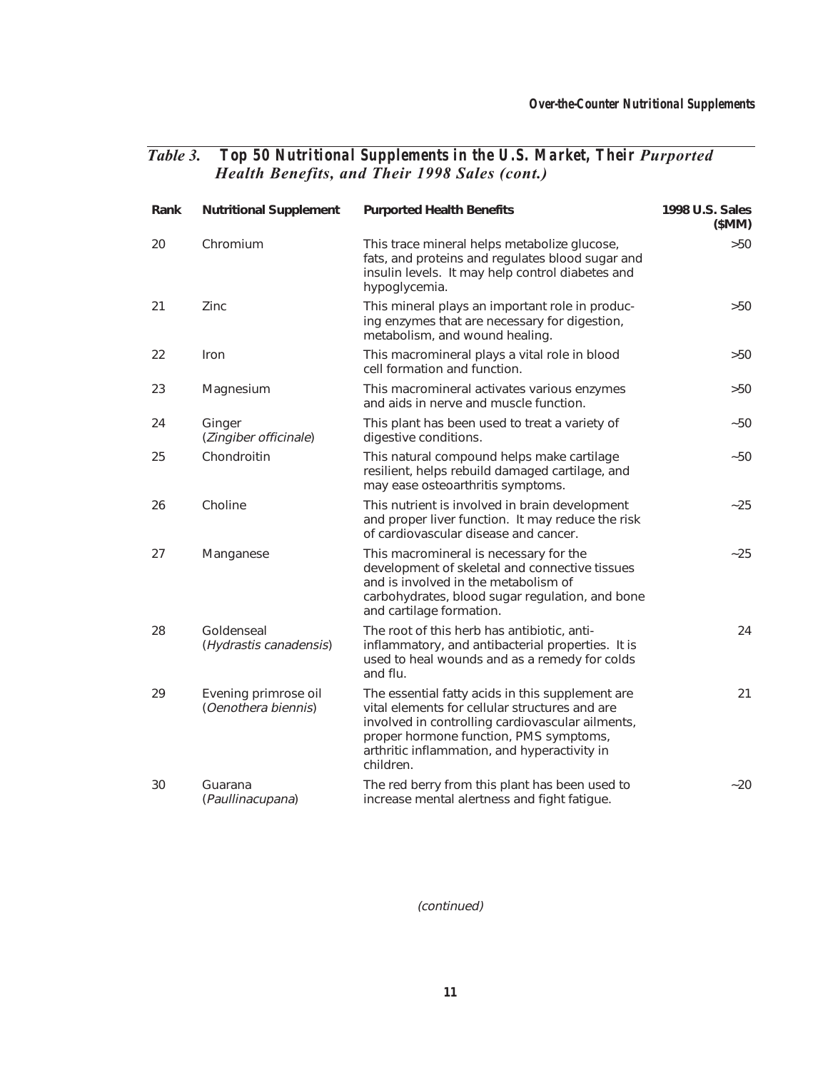## *Table 3.* **Top 50 Nutritional Supplements in the U.S. Market, Their *Purported Health Benefits, and Their 1998 Sales (cont.)***

| Rank | Nutritional Supplement | Purported Health Benefits | 1998 U.S. Sales ($MM) |
|---|---|---|---|
| 20 | Chromium | This trace mineral helps metabolize glucose, fats, and proteins and regulates blood sugar and insulin levels. It may help control diabetes and hypoglycemia. | >50 |
| 21 | Zinc | This mineral plays an important role in producing enzymes that are necessary for digestion, metabolism, and wound healing. | >50 |
| 22 | Iron | This macromineral plays a vital role in blood cell formation and function. | >50 |
| 23 | Magnesium | This macromineral activates various enzymes and aids in nerve and muscle function. | >50 |
| 24 | Ginger (*Zingiber officinale*) | This plant has been used to treat a variety of digestive conditions. | ~50 |
| 25 | Chondroitin | This natural compound helps make cartilage resilient, helps rebuild damaged cartilage, and may ease osteoarthritis symptoms. | ~50 |
| 26 | Choline | This nutrient is involved in brain development and proper liver function. It may reduce the risk of cardiovascular disease and cancer. | ~25 |
| 27 | Manganese | This macromineral is necessary for the development of skeletal and connective tissues and is involved in the metabolism of carbohydrates, blood sugar regulation, and bone and cartilage formation. | ~25 |
| 28 | Goldenseal (*Hydrastis canadensis*) | The root of this herb has antibiotic, anti-inflammatory, and antibacterial properties. It is used to heal wounds and as a remedy for colds and flu. | 24 |
| 29 | Evening primrose oil (*Oenothera biennis*) | The essential fatty acids in this supplement are vital elements for cellular structures and are involved in controlling cardiovascular ailments, proper hormone function, PMS symptoms, arthritic inflammation, and hyperactivity in children. | 21 |
| 30 | Guarana (*Paullinacupana*) | The red berry from this plant has been used to increase mental alertness and fight fatigue. | ~20 |

*(continued)*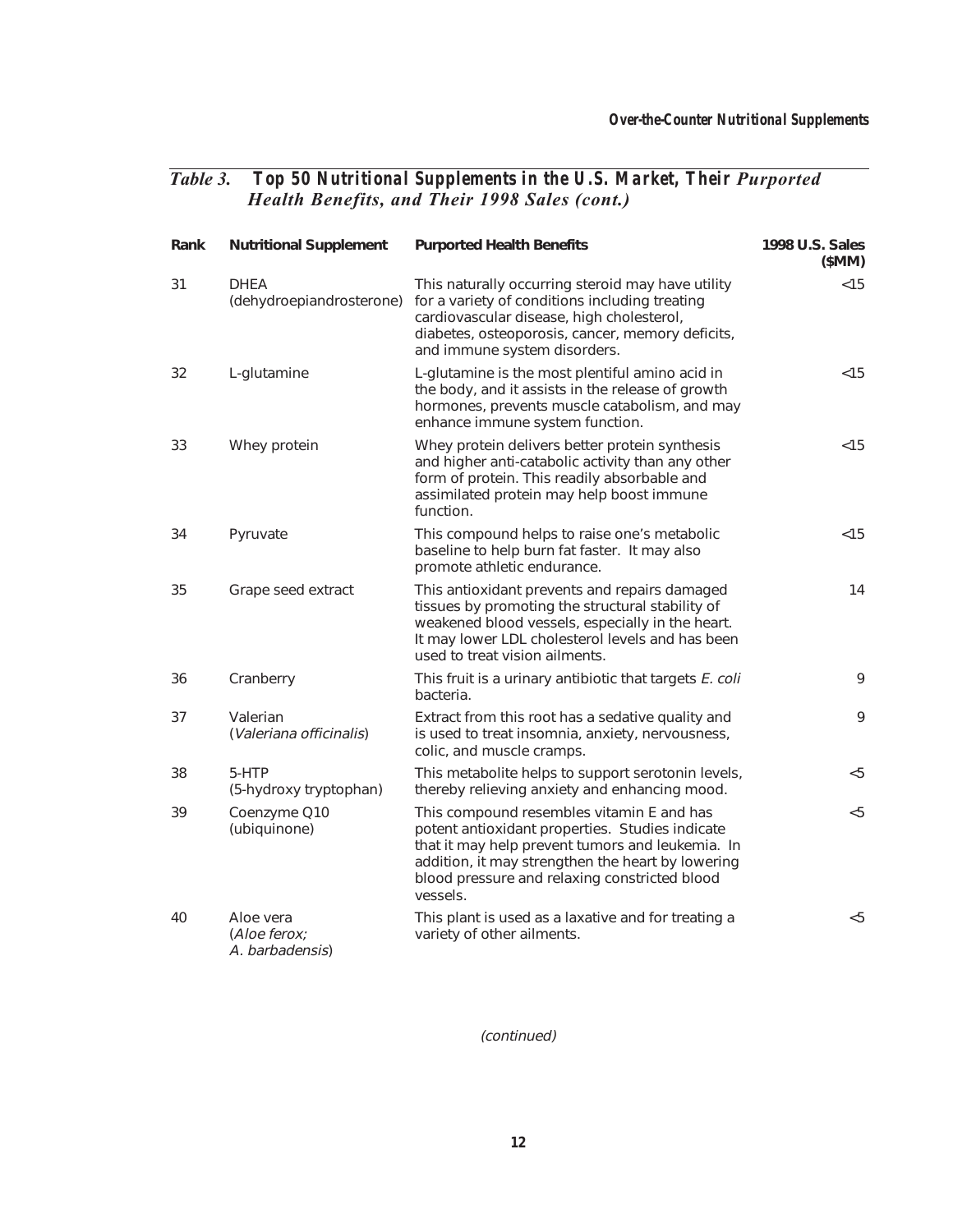### *Table 3.* Top 50 Nutritional Supplements in the U.S. Market, Their *Purported Health Benefits, and Their 1998 Sales (cont.)*

| Rank | Nutritional Supplement | Purported Health Benefits | 1998 U.S. Sales ($MM) |
|---|---|---|---|
| 31 | DHEA (dehydroepiandrosterone) | This naturally occurring steroid may have utility for a variety of conditions including treating cardiovascular disease, high cholesterol, diabetes, osteoporosis, cancer, memory deficits, and immune system disorders. | <15 |
| 32 | L-glutamine | L-glutamine is the most plentiful amino acid in the body, and it assists in the release of growth hormones, prevents muscle catabolism, and may enhance immune system function. | <15 |
| 33 | Whey protein | Whey protein delivers better protein synthesis and higher anti-catabolic activity than any other form of protein. This readily absorbable and assimilated protein may help boost immune function. | <15 |
| 34 | Pyruvate | This compound helps to raise one's metabolic baseline to help burn fat faster. It may also promote athletic endurance. | <15 |
| 35 | Grape seed extract | This antioxidant prevents and repairs damaged tissues by promoting the structural stability of weakened blood vessels, especially in the heart. It may lower LDL cholesterol levels and has been used to treat vision ailments. | 14 |
| 36 | Cranberry | This fruit is a urinary antibiotic that targets *E. coli* bacteria. | 9 |
| 37 | Valerian (*Valeriana officinalis*) | Extract from this root has a sedative quality and is used to treat insomnia, anxiety, nervousness, colic, and muscle cramps. | 9 |
| 38 | 5-HTP (5-hydroxy tryptophan) | This metabolite helps to support serotonin levels, thereby relieving anxiety and enhancing mood. | <5 |
| 39 | Coenzyme Q10 (ubiquinone) | This compound resembles vitamin E and has potent antioxidant properties. Studies indicate that it may help prevent tumors and leukemia. In addition, it may strengthen the heart by lowering blood pressure and relaxing constricted blood vessels. | <5 |
| 40 | Aloe vera (*Aloe ferox; A. barbadensis*) | This plant is used as a laxative and for treating a variety of other ailments. | <5 |

*(continued)*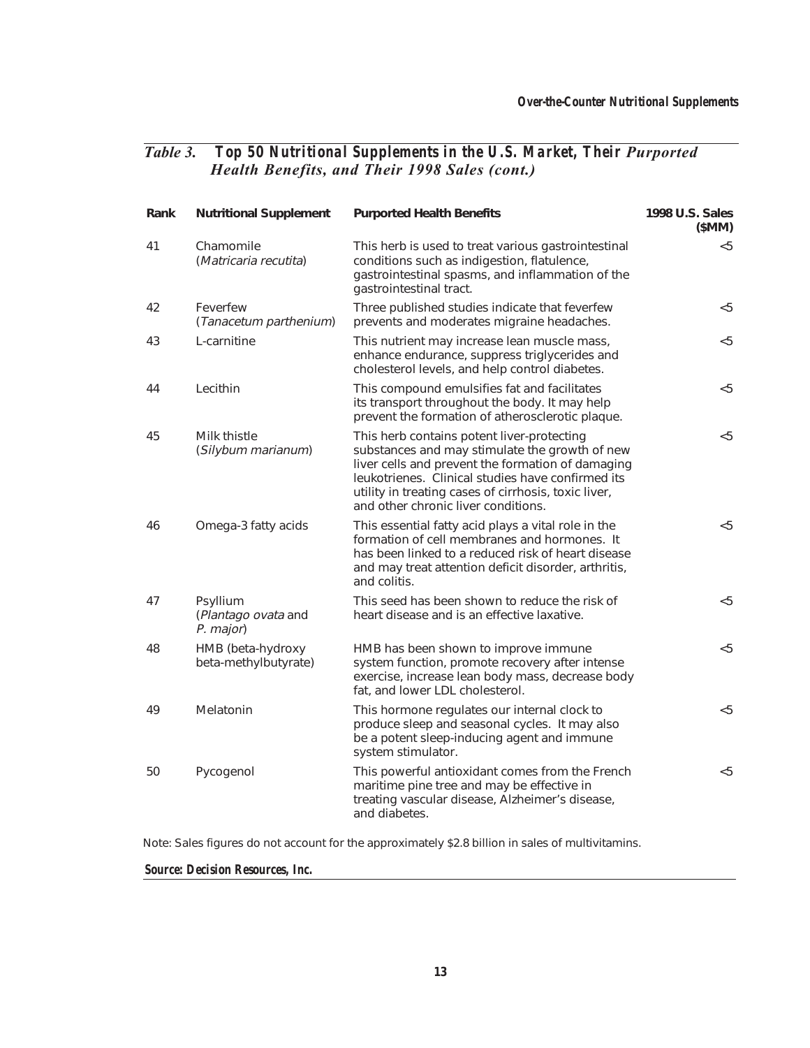## *Table 3.* Top 50 Nutritional Supplements in the U.S. Market, Their *Purported Health Benefits, and Their 1998 Sales (cont.)*

| Rank | Nutritional Supplement | Purported Health Benefits | 1998 U.S. Sales ($MM) |
|---|---|---|---|
| 41 | Chamomile (*Matricaria recutita*) | This herb is used to treat various gastrointestinal conditions such as indigestion, flatulence, gastrointestinal spasms, and inflammation of the gastrointestinal tract. | <5 |
| 42 | Feverfew (*Tanacetum parthenium*) | Three published studies indicate that feverfew prevents and moderates migraine headaches. | <5 |
| 43 | L-carnitine | This nutrient may increase lean muscle mass, enhance endurance, suppress triglycerides and cholesterol levels, and help control diabetes. | <5 |
| 44 | Lecithin | This compound emulsifies fat and facilitates its transport throughout the body. It may help prevent the formation of atherosclerotic plaque. | <5 |
| 45 | Milk thistle (*Silybum marianum*) | This herb contains potent liver-protecting substances and may stimulate the growth of new liver cells and prevent the formation of damaging leukotrienes. Clinical studies have confirmed its utility in treating cases of cirrhosis, toxic liver, and other chronic liver conditions. | <5 |
| 46 | Omega-3 fatty acids | This essential fatty acid plays a vital role in the formation of cell membranes and hormones. It has been linked to a reduced risk of heart disease and may treat attention deficit disorder, arthritis, and colitis. | <5 |
| 47 | Psyllium (*Plantago ovata* and *P. major*) | This seed has been shown to reduce the risk of heart disease and is an effective laxative. | <5 |
| 48 | HMB (beta-hydroxy beta-methylbutyrate) | HMB has been shown to improve immune system function, promote recovery after intense exercise, increase lean body mass, decrease body fat, and lower LDL cholesterol. | <5 |
| 49 | Melatonin | This hormone regulates our internal clock to produce sleep and seasonal cycles. It may also be a potent sleep-inducing agent and immune system stimulator. | <5 |
| 50 | Pycogenol | This powerful antioxidant comes from the French maritime pine tree and may be effective in treating vascular disease, Alzheimer's disease, and diabetes. | <5 |

Note: Sales figures do not account for the approximately $2.8 billion in sales of multivitamins.

***Source: Decision Resources, Inc.***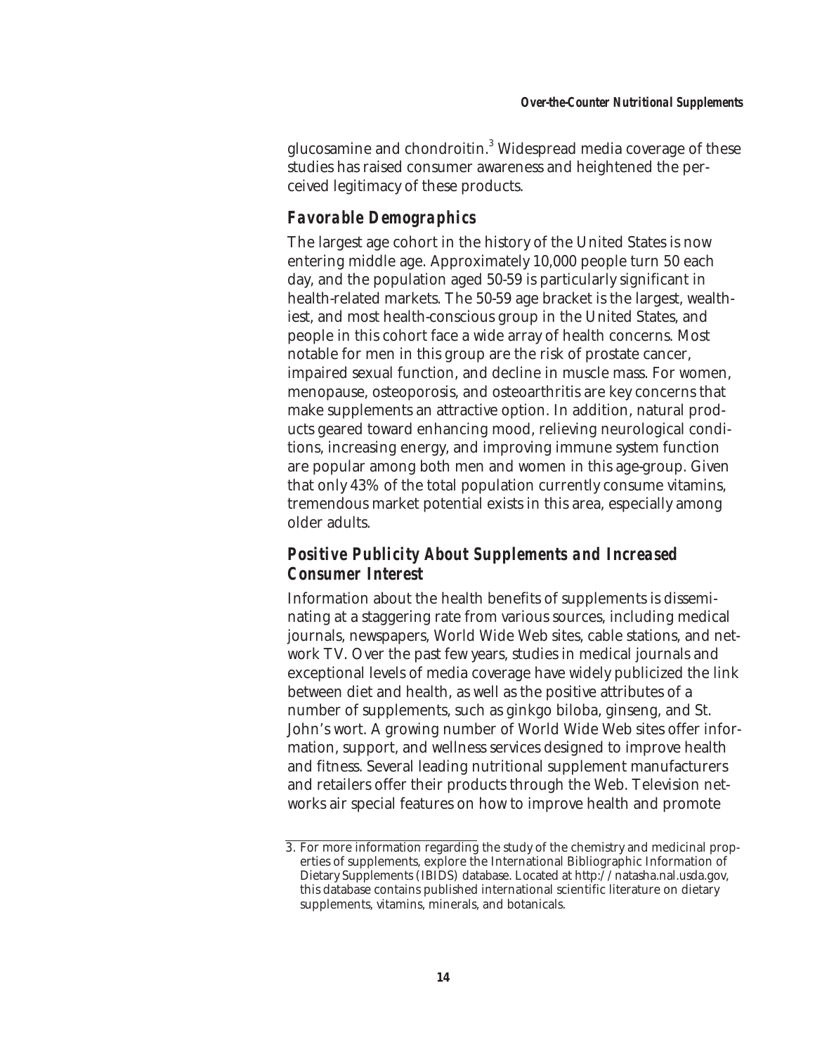glucosamine and chondroitin.[3] Widespread media coverage of these studies has raised consumer awareness and heightened the perceived legitimacy of these products.

### Favorable Demographics

The largest age cohort in the history of the United States is now entering middle age. Approximately 10,000 people turn 50 each day, and the population aged 50-59 is particularly significant in health-related markets. The 50-59 age bracket is the largest, wealthiest, and most health-conscious group in the United States, and people in this cohort face a wide array of health concerns. Most notable for men in this group are the risk of prostate cancer, impaired sexual function, and decline in muscle mass. For women, menopause, osteoporosis, and osteoarthritis are key concerns that make supplements an attractive option. In addition, natural products geared toward enhancing mood, relieving neurological conditions, increasing energy, and improving immune system function are popular among both men and women in this age-group. Given that only 43% of the total population currently consume vitamins, tremendous market potential exists in this area, especially among older adults.

### Positive Publicity About Supplements and Increased Consumer Interest

Information about the health benefits of supplements is disseminating at a staggering rate from various sources, including medical journals, newspapers, World Wide Web sites, cable stations, and network TV. Over the past few years, studies in medical journals and exceptional levels of media coverage have widely publicized the link between diet and health, as well as the positive attributes of a number of supplements, such as ginkgo biloba, ginseng, and St. John's wort. A growing number of World Wide Web sites offer information, support, and wellness services designed to improve health and fitness. Several leading nutritional supplement manufacturers and retailers offer their products through the Web. Television networks air special features on how to improve health and promote

---

3. For more information regarding the study of the chemistry and medicinal properties of supplements, explore the International Bibliographic Information of Dietary Supplements (IBIDS) database. Located at http://natasha.nal.usda.gov, this database contains published international scientific literature on dietary supplements, vitamins, minerals, and botanicals.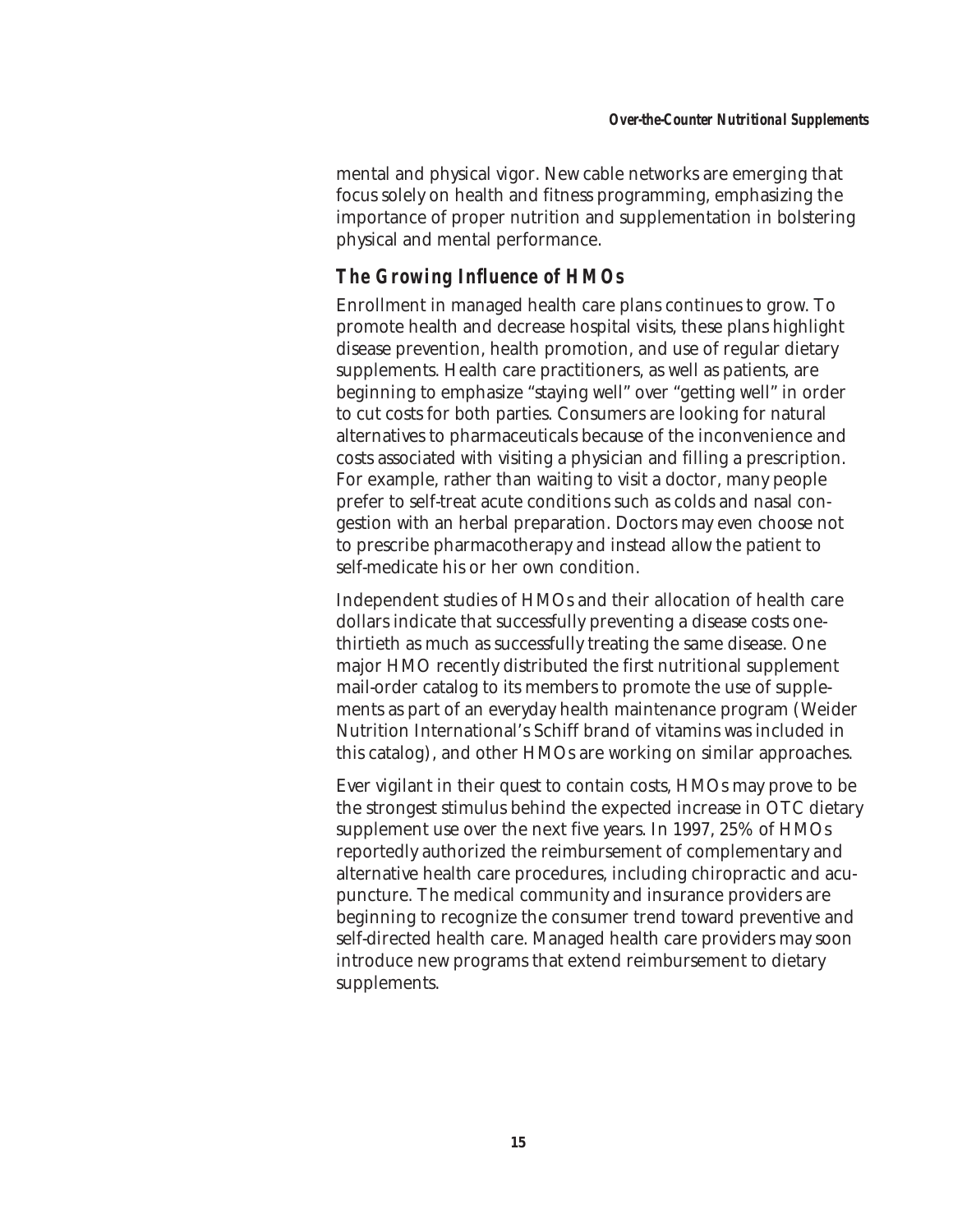mental and physical vigor. New cable networks are emerging that focus solely on health and fitness programming, emphasizing the importance of proper nutrition and supplementation in bolstering physical and mental performance.

## The Growing Influence of HMOs

Enrollment in managed health care plans continues to grow. To promote health and decrease hospital visits, these plans highlight disease prevention, health promotion, and use of regular dietary supplements. Health care practitioners, as well as patients, are beginning to emphasize "staying well" over "getting well" in order to cut costs for both parties. Consumers are looking for natural alternatives to pharmaceuticals because of the inconvenience and costs associated with visiting a physician and filling a prescription. For example, rather than waiting to visit a doctor, many people prefer to self-treat acute conditions such as colds and nasal congestion with an herbal preparation. Doctors may even choose not to prescribe pharmacotherapy and instead allow the patient to self-medicate his or her own condition.

Independent studies of HMOs and their allocation of health care dollars indicate that successfully preventing a disease costs one-thirtieth as much as successfully treating the same disease. One major HMO recently distributed the first nutritional supplement mail-order catalog to its members to promote the use of supplements as part of an everyday health maintenance program (Weider Nutrition International's Schiff brand of vitamins was included in this catalog), and other HMOs are working on similar approaches.

Ever vigilant in their quest to contain costs, HMOs may prove to be the strongest stimulus behind the expected increase in OTC dietary supplement use over the next five years. In 1997, 25% of HMOs reportedly authorized the reimbursement of complementary and alternative health care procedures, including chiropractic and acupuncture. The medical community and insurance providers are beginning to recognize the consumer trend toward preventive and self-directed health care. Managed health care providers may soon introduce new programs that extend reimbursement to dietary supplements.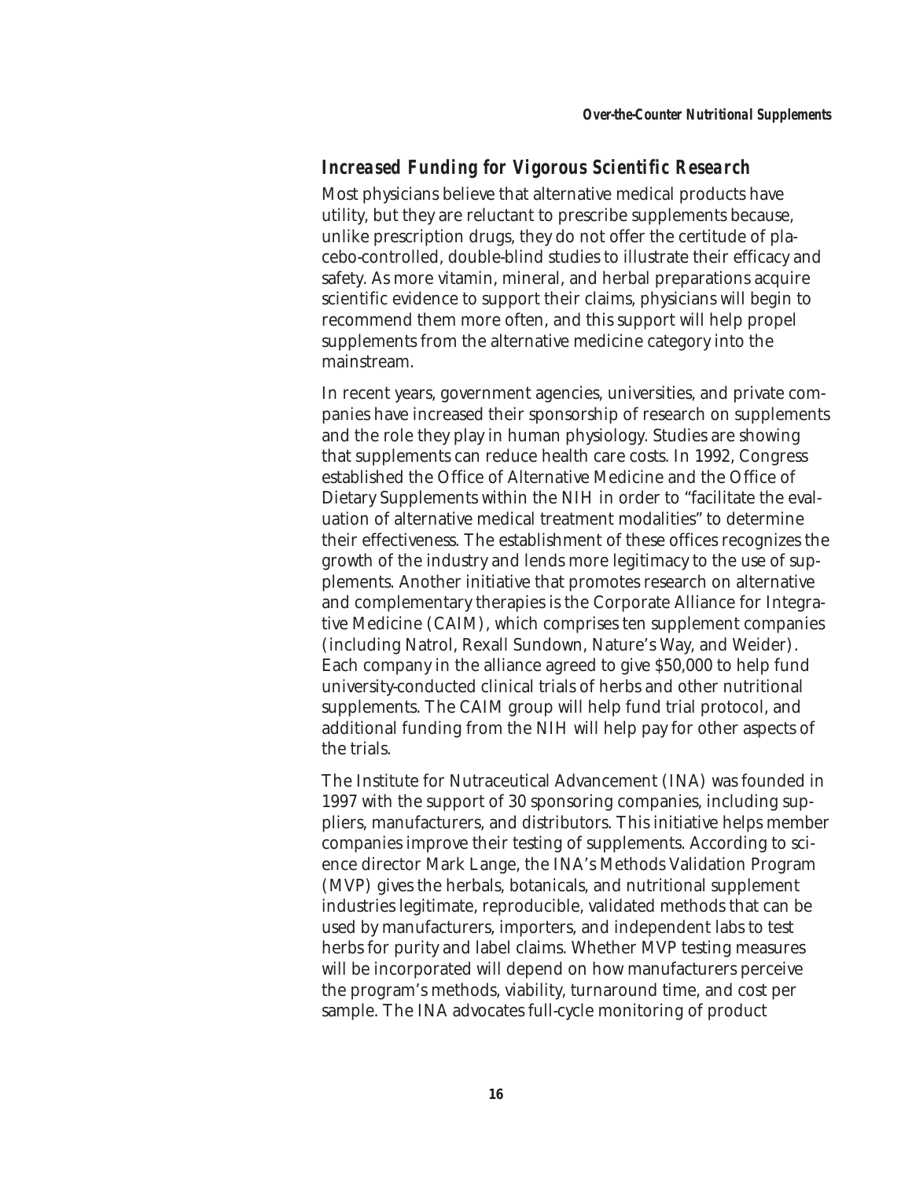### *Increased Funding for Vigorous Scientific Research*

Most physicians believe that alternative medical products have utility, but they are reluctant to prescribe supplements because, unlike prescription drugs, they do not offer the certitude of placebo-controlled, double-blind studies to illustrate their efficacy and safety. As more vitamin, mineral, and herbal preparations acquire scientific evidence to support their claims, physicians will begin to recommend them more often, and this support will help propel supplements from the alternative medicine category into the mainstream.

In recent years, government agencies, universities, and private companies have increased their sponsorship of research on supplements and the role they play in human physiology. Studies are showing that supplements can reduce health care costs. In 1992, Congress established the Office of Alternative Medicine and the Office of Dietary Supplements within the NIH in order to "facilitate the evaluation of alternative medical treatment modalities" to determine their effectiveness. The establishment of these offices recognizes the growth of the industry and lends more legitimacy to the use of supplements. Another initiative that promotes research on alternative and complementary therapies is the Corporate Alliance for Integrative Medicine (CAIM), which comprises ten supplement companies (including Natrol, Rexall Sundown, Nature's Way, and Weider). Each company in the alliance agreed to give $50,000 to help fund university-conducted clinical trials of herbs and other nutritional supplements. The CAIM group will help fund trial protocol, and additional funding from the NIH will help pay for other aspects of the trials.

The Institute for Nutraceutical Advancement (INA) was founded in 1997 with the support of 30 sponsoring companies, including suppliers, manufacturers, and distributors. This initiative helps member companies improve their testing of supplements. According to science director Mark Lange, the INA's Methods Validation Program (MVP) gives the herbals, botanicals, and nutritional supplement industries legitimate, reproducible, validated methods that can be used by manufacturers, importers, and independent labs to test herbs for purity and label claims. Whether MVP testing measures will be incorporated will depend on how manufacturers perceive the program's methods, viability, turnaround time, and cost per sample. The INA advocates full-cycle monitoring of product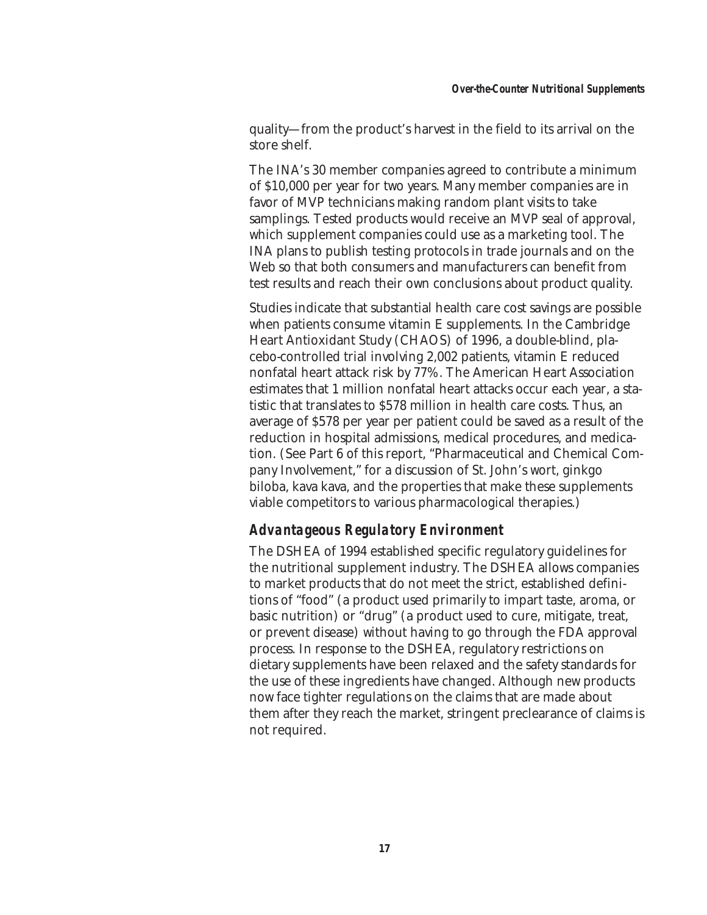quality—from the product's harvest in the field to its arrival on the store shelf.

The INA's 30 member companies agreed to contribute a minimum of $10,000 per year for two years. Many member companies are in favor of MVP technicians making random plant visits to take samplings. Tested products would receive an MVP seal of approval, which supplement companies could use as a marketing tool. The INA plans to publish testing protocols in trade journals and on the Web so that both consumers and manufacturers can benefit from test results and reach their own conclusions about product quality.

Studies indicate that substantial health care cost savings are possible when patients consume vitamin E supplements. In the Cambridge Heart Antioxidant Study (CHAOS) of 1996, a double-blind, placebo-controlled trial involving 2,002 patients, vitamin E reduced nonfatal heart attack risk by 77%. The American Heart Association estimates that 1 million nonfatal heart attacks occur each year, a statistic that translates to $578 million in health care costs. Thus, an average of $578 per year per patient could be saved as a result of the reduction in hospital admissions, medical procedures, and medication. (See Part 6 of this report, "Pharmaceutical and Chemical Company Involvement," for a discussion of St. John's wort, ginkgo biloba, kava kava, and the properties that make these supplements viable competitors to various pharmacological therapies.)

### *Advantageous Regulatory Environment*

The DSHEA of 1994 established specific regulatory guidelines for the nutritional supplement industry. The DSHEA allows companies to market products that do not meet the strict, established definitions of "food" (a product used primarily to impart taste, aroma, or basic nutrition) or "drug" (a product used to cure, mitigate, treat, or prevent disease) without having to go through the FDA approval process. In response to the DSHEA, regulatory restrictions on dietary supplements have been relaxed and the safety standards for the use of these ingredients have changed. Although new products now face tighter regulations on the claims that are made about them after they reach the market, stringent preclearance of claims is not required.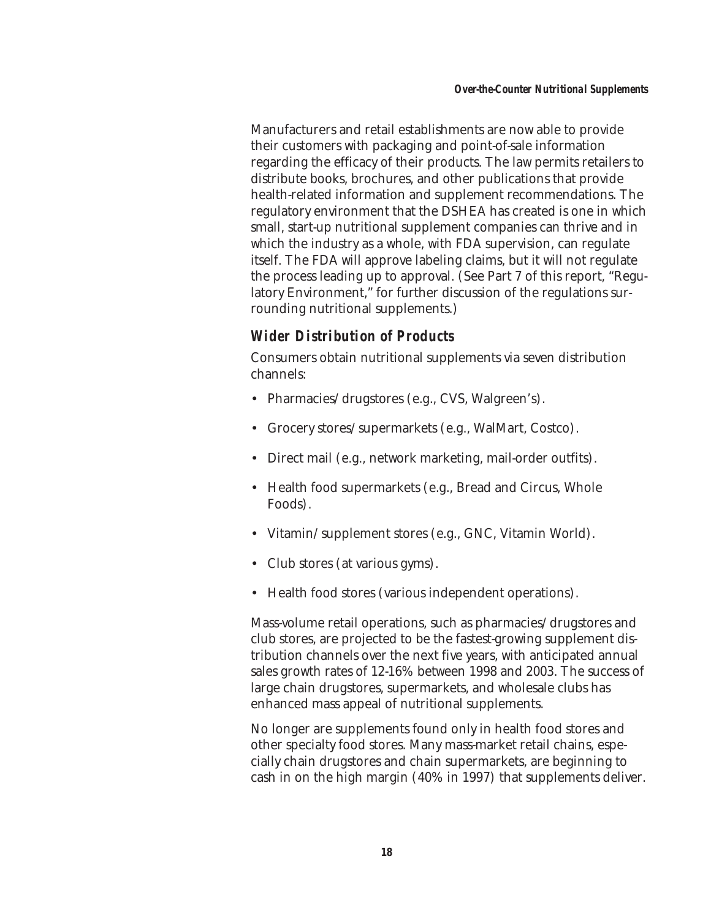Manufacturers and retail establishments are now able to provide their customers with packaging and point-of-sale information regarding the efficacy of their products. The law permits retailers to distribute books, brochures, and other publications that provide health-related information and supplement recommendations. The regulatory environment that the DSHEA has created is one in which small, start-up nutritional supplement companies can thrive and in which the industry as a whole, with FDA supervision, can regulate itself. The FDA will approve labeling claims, but it will not regulate the process leading up to approval. (See Part 7 of this report, "Regulatory Environment," for further discussion of the regulations surrounding nutritional supplements.)

### *Wider Distribution of Products*

Consumers obtain nutritional supplements via seven distribution channels:

- Pharmacies/drugstores (e.g., CVS, Walgreen's).
- Grocery stores/supermarkets (e.g., WalMart, Costco).
- Direct mail (e.g., network marketing, mail-order outfits).
- Health food supermarkets (e.g., Bread and Circus, Whole Foods).
- Vitamin/supplement stores (e.g., GNC, Vitamin World).
- Club stores (at various gyms).
- Health food stores (various independent operations).

Mass-volume retail operations, such as pharmacies/drugstores and club stores, are projected to be the fastest-growing supplement distribution channels over the next five years, with anticipated annual sales growth rates of 12-16% between 1998 and 2003. The success of large chain drugstores, supermarkets, and wholesale clubs has enhanced mass appeal of nutritional supplements.

No longer are supplements found only in health food stores and other specialty food stores. Many mass-market retail chains, especially chain drugstores and chain supermarkets, are beginning to cash in on the high margin (40% in 1997) that supplements deliver.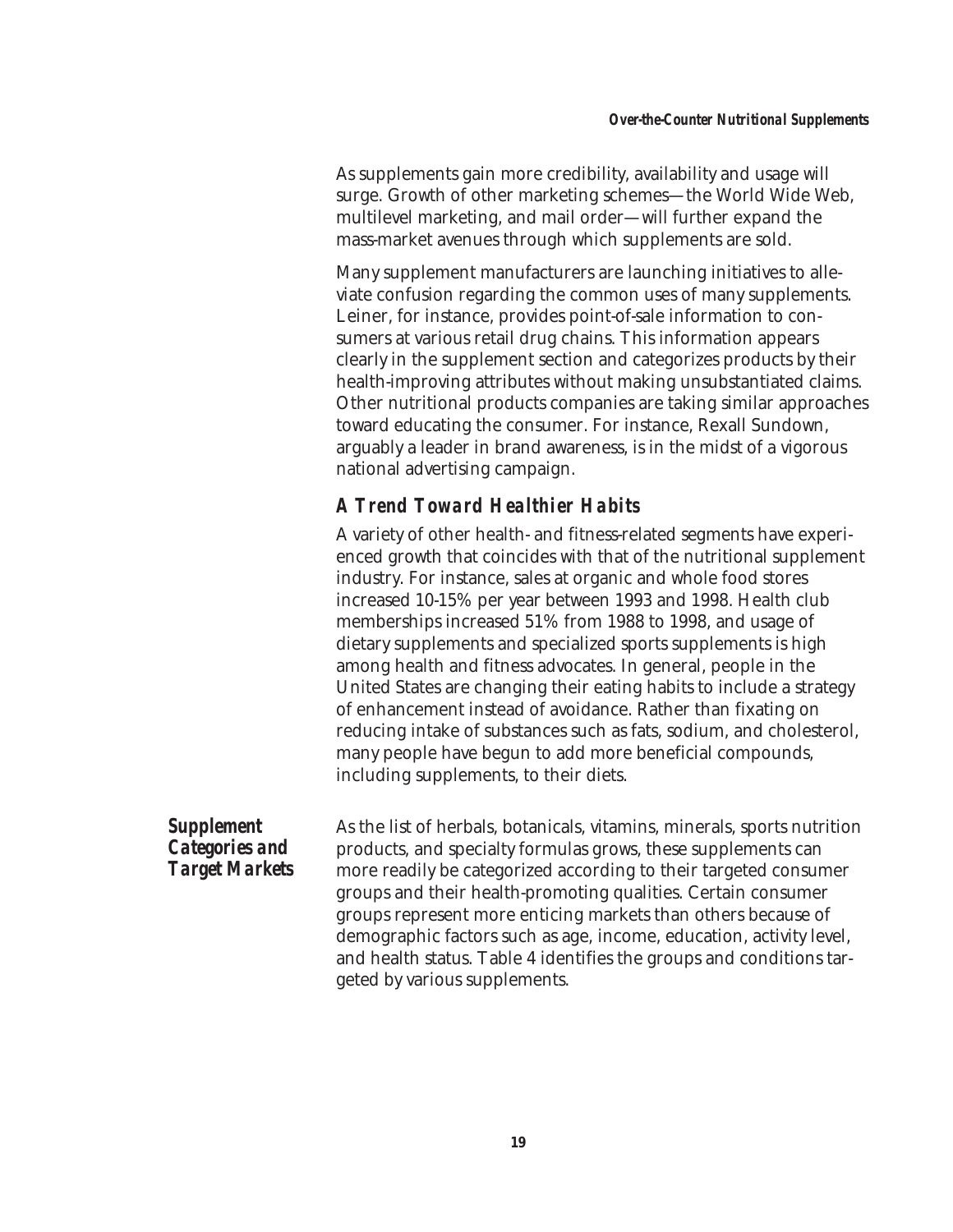As supplements gain more credibility, availability and usage will surge. Growth of other marketing schemes—the World Wide Web, multilevel marketing, and mail order—will further expand the mass-market avenues through which supplements are sold.

Many supplement manufacturers are launching initiatives to alleviate confusion regarding the common uses of many supplements. Leiner, for instance, provides point-of-sale information to consumers at various retail drug chains. This information appears clearly in the supplement section and categorizes products by their health-improving attributes without making unsubstantiated claims. Other nutritional products companies are taking similar approaches toward educating the consumer. For instance, Rexall Sundown, arguably a leader in brand awareness, is in the midst of a vigorous national advertising campaign.

### A Trend Toward Healthier Habits

A variety of other health- and fitness-related segments have experienced growth that coincides with that of the nutritional supplement industry. For instance, sales at organic and whole food stores increased 10-15% per year between 1993 and 1998. Health club memberships increased 51% from 1988 to 1998, and usage of dietary supplements and specialized sports supplements is high among health and fitness advocates. In general, people in the United States are changing their eating habits to include a strategy of enhancement instead of avoidance. Rather than fixating on reducing intake of substances such as fats, sodium, and cholesterol, many people have begun to add more beneficial compounds, including supplements, to their diets.

## Supplement Categories and Target Markets

As the list of herbals, botanicals, vitamins, minerals, sports nutrition products, and specialty formulas grows, these supplements can more readily be categorized according to their targeted consumer groups and their health-promoting qualities. Certain consumer groups represent more enticing markets than others because of demographic factors such as age, income, education, activity level, and health status. Table 4 identifies the groups and conditions targeted by various supplements.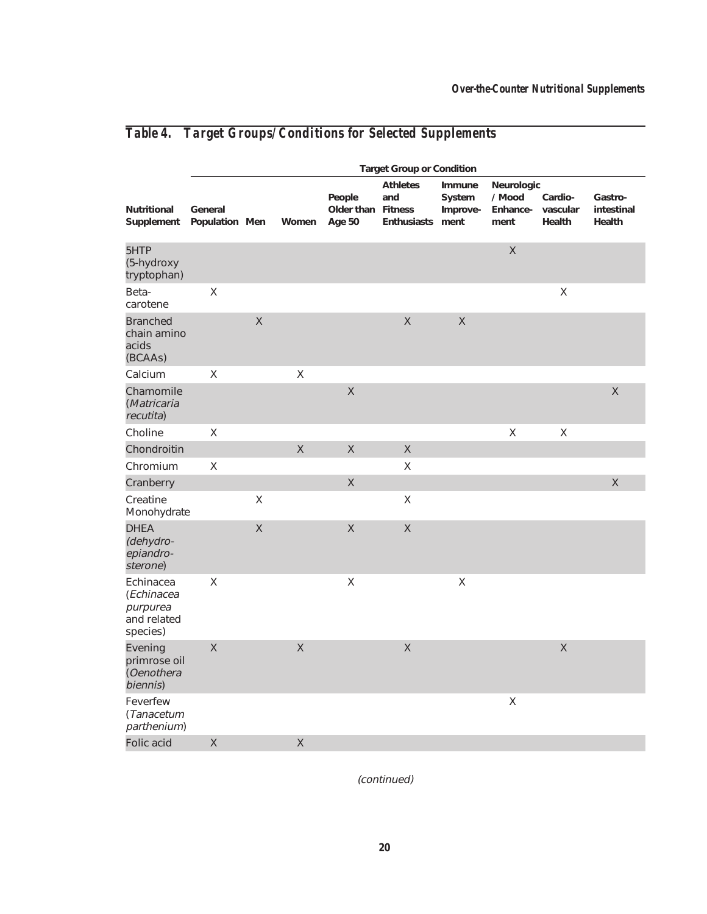## Table 4. Target Groups/Conditions for Selected Supplements

| Nutritional Supplement | Target Group or Condition | | | | | | | | |
|---|---|---|---|---|---|---|---|---|---|
| | General Population | Men | Women | People Older than Age 50 | Athletes and Fitness Enthusiasts | Immune System Improvement | Neurologic / Mood Enhancement | Cardiovascular Health | Gastrointestinal Health |
| 5HTP (5-hydroxy tryptophan) | | | | | | | X | | |
| Beta-carotene | X | | | | | | | X | |
| Branched chain amino acids (BCAAs) | | X | | | X | X | | | |
| Calcium | X | | X | | | | | | |
| Chamomile (*Matricaria recutita*) | | | | X | | | | | X |
| Choline | X | | | | | | X | X | |
| Chondroitin | | | X | X | X | | | | |
| Chromium | X | | | | X | | | | |
| Cranberry | | | | X | | | | | X |
| Creatine Monohydrate | | X | | | X | | | | |
| DHEA (*dehydroepiandrosterone*) | | X | | X | X | | | | |
| Echinacea (*Echinacea purpurea* and related species) | X | | | X | | X | | | |
| Evening primrose oil (*Oenothera biennis*) | X | | X | | X | | | X | |
| Feverfew (*Tanacetum parthenium*) | | | | | | | X | | |
| Folic acid | X | | X | | | | | | |

*(continued)*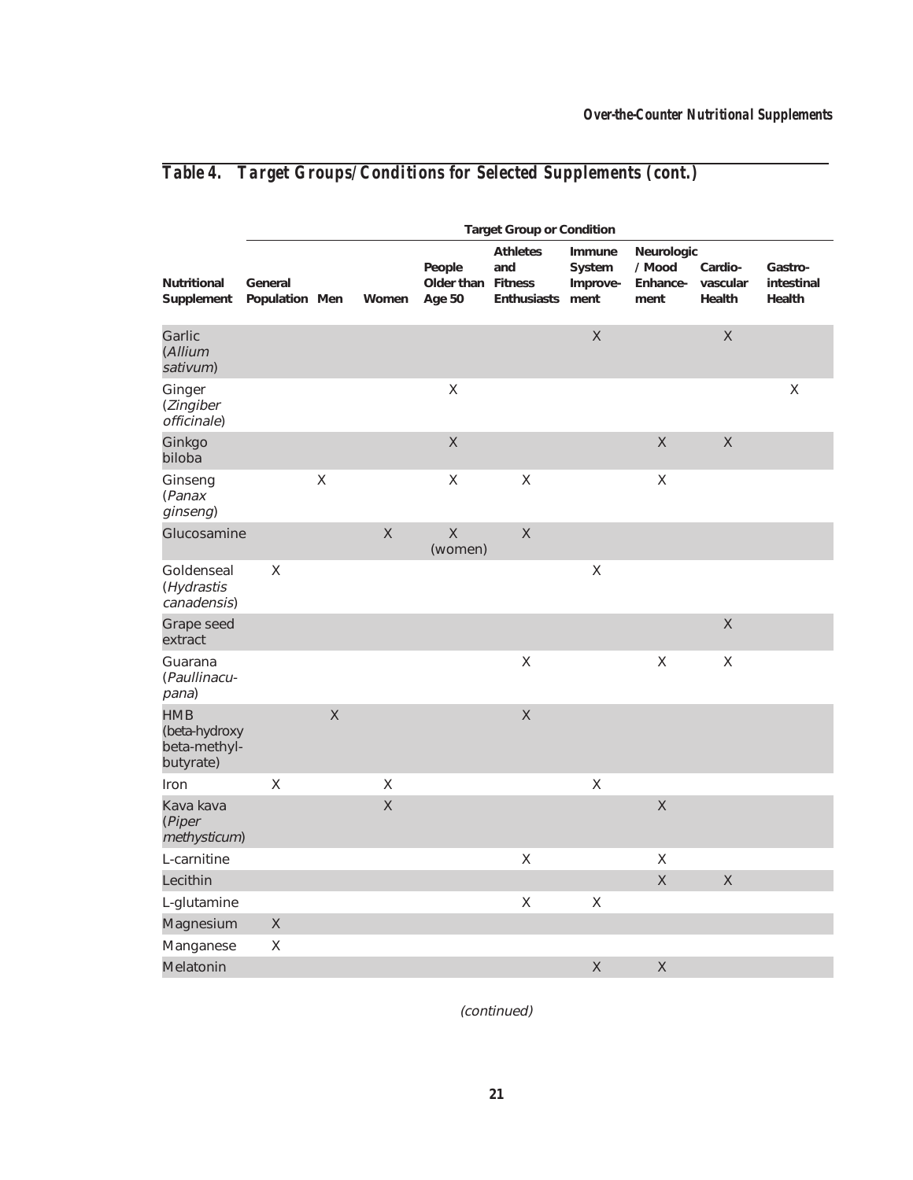## Table 4. Target Groups/Conditions for Selected Supplements (cont.)

| Nutritional Supplement | Target Group or Condition | | | | | | | | |
|---|---|---|---|---|---|---|---|---|---|
| | General Population | Men | Women | People Older than Age 50 | Athletes and Fitness Enthusiasts | Immune System Improvement | Neurologic / Mood Enhancement | Cardiovascular Health | Gastrointestinal Health |
| Garlic (*Allium sativum*) | | | | | | X | | X | |
| Ginger (*Zingiber officinale*) | | | | X | | | | | X |
| Ginkgo biloba | | | | X | | | X | X | |
| Ginseng (*Panax ginseng*) | | X | | X | X | | X | | |
| Glucosamine | | | X | X (women) | X | | | | |
| Goldenseal (*Hydrastis canadensis*) | X | | | | | X | | | |
| Grape seed extract | | | | | | | | X | |
| Guarana (*Paullinacupana*) | | | | | X | | X | X | |
| HMB (beta-hydroxy beta-methyl-butyrate) | | X | | | X | | | | |
| Iron | X | | X | | | X | | | |
| Kava kava (*Piper methysticum*) | | | X | | | | X | | |
| L-carnitine | | | | | X | | X | | |
| Lecithin | | | | | | | X | X | |
| L-glutamine | | | | | X | X | | | |
| Magnesium | X | | | | | | | | |
| Manganese | X | | | | | | | | |
| Melatonin | | | | | | X | X | | |

*(continued)*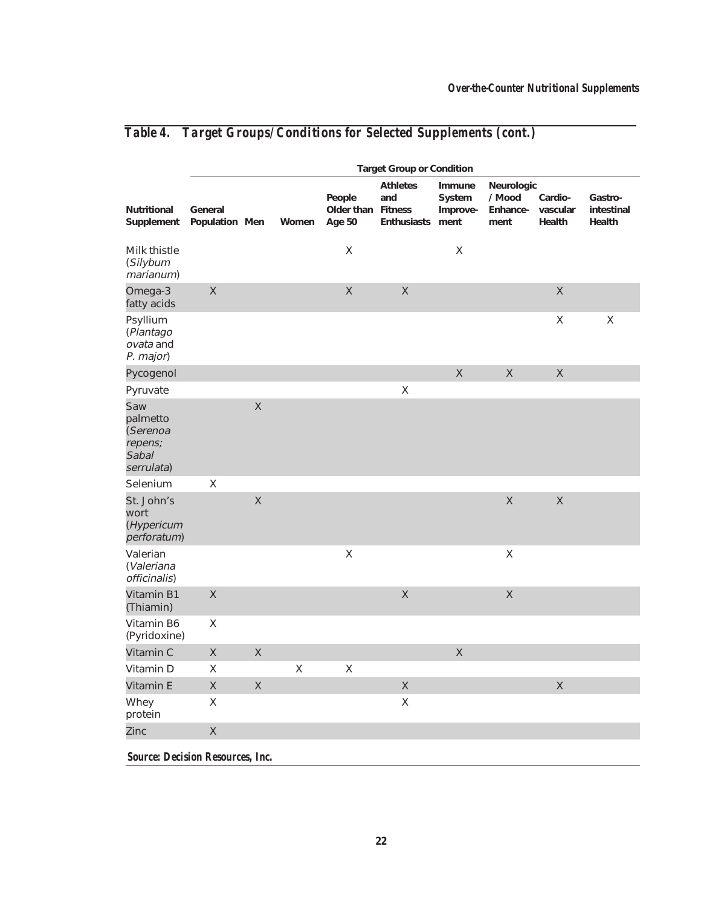## Table 4. Target Groups/Conditions for Selected Supplements (cont.)

| | Target Group or Condition | | | | | | | | |
|---|---|---|---|---|---|---|---|---|---|
| Nutritional Supplement | General Population | Men | Women | People Older than Age 50 | Athletes and Fitness Enthusiasts | Immune System Improvement | Neurologic / Mood Enhancement | Cardio-vascular Health | Gastro-intestinal Health |
| Milk thistle (*Silybum marianum*) | | | | X | | X | | | |
| Omega-3 fatty acids | X | | | X | X | | | X | |
| Psyllium (*Plantago ovata* and *P. major*) | | | | | | | | X | X |
| Pycogenol | | | | | | X | X | X | |
| Pyruvate | | | | | X | | | | |
| Saw palmetto (*Serenoa repens; Sabal serrulata*) | | X | | | | | | | |
| Selenium | X | | | | | | | | |
| St. John's wort (*Hypericum perforatum*) | | X | | | | | X | X | |
| Valerian (*Valeriana officinalis*) | | | | X | | | X | | |
| Vitamin B1 (Thiamin) | X | | | | X | | X | | |
| Vitamin B6 (Pyridoxine) | X | | | | | | | | |
| Vitamin C | X | X | | | | X | | | |
| Vitamin D | X | | X | X | | | | | |
| Vitamin E | X | X | | | X | | | X | |
| Whey protein | X | | | | X | | | | |
| Zinc | X | | | | | | | | |

*Source: Decision Resources, Inc.*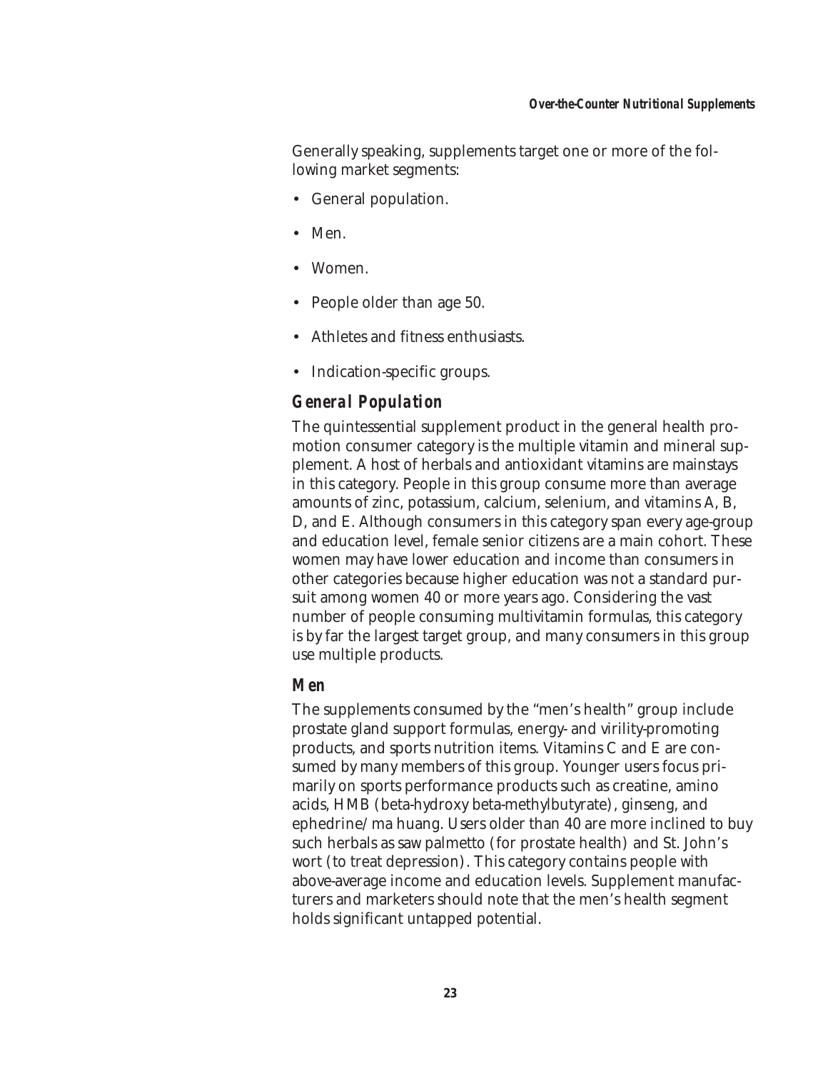Generally speaking, supplements target one or more of the following market segments:

- General population.
- Men.
- Women.
- People older than age 50.
- Athletes and fitness enthusiasts.
- Indication-specific groups.

### General Population

The quintessential supplement product in the general health promotion consumer category is the multiple vitamin and mineral supplement. A host of herbals and antioxidant vitamins are mainstays in this category. People in this group consume more than average amounts of zinc, potassium, calcium, selenium, and vitamins A, B, D, and E. Although consumers in this category span every age-group and education level, female senior citizens are a main cohort. These women may have lower education and income than consumers in other categories because higher education was not a standard pursuit among women 40 or more years ago. Considering the vast number of people consuming multivitamin formulas, this category is by far the largest target group, and many consumers in this group use multiple products.

### Men

The supplements consumed by the "men's health" group include prostate gland support formulas, energy- and virility-promoting products, and sports nutrition items. Vitamins C and E are consumed by many members of this group. Younger users focus primarily on sports performance products such as creatine, amino acids, HMB (beta-hydroxy beta-methylbutyrate), ginseng, and ephedrine/ma huang. Users older than 40 are more inclined to buy such herbals as saw palmetto (for prostate health) and St. John's wort (to treat depression). This category contains people with above-average income and education levels. Supplement manufacturers and marketers should note that the men's health segment holds significant untapped potential.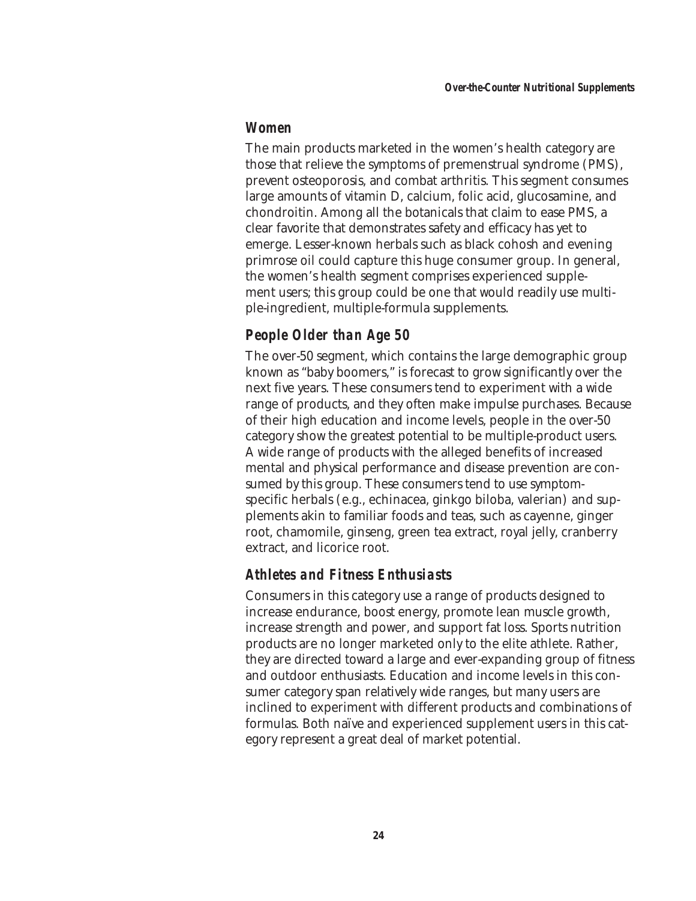### Women

The main products marketed in the women's health category are those that relieve the symptoms of premenstrual syndrome (PMS), prevent osteoporosis, and combat arthritis. This segment consumes large amounts of vitamin D, calcium, folic acid, glucosamine, and chondroitin. Among all the botanicals that claim to ease PMS, a clear favorite that demonstrates safety and efficacy has yet to emerge. Lesser-known herbals such as black cohosh and evening primrose oil could capture this huge consumer group. In general, the women's health segment comprises experienced supplement users; this group could be one that would readily use multiple-ingredient, multiple-formula supplements.

### People Older than Age 50

The over-50 segment, which contains the large demographic group known as "baby boomers," is forecast to grow significantly over the next five years. These consumers tend to experiment with a wide range of products, and they often make impulse purchases. Because of their high education and income levels, people in the over-50 category show the greatest potential to be multiple-product users. A wide range of products with the alleged benefits of increased mental and physical performance and disease prevention are consumed by this group. These consumers tend to use symptom-specific herbals (e.g., echinacea, ginkgo biloba, valerian) and supplements akin to familiar foods and teas, such as cayenne, ginger root, chamomile, ginseng, green tea extract, royal jelly, cranberry extract, and licorice root.

### Athletes and Fitness Enthusiasts

Consumers in this category use a range of products designed to increase endurance, boost energy, promote lean muscle growth, increase strength and power, and support fat loss. Sports nutrition products are no longer marketed only to the elite athlete. Rather, they are directed toward a large and ever-expanding group of fitness and outdoor enthusiasts. Education and income levels in this consumer category span relatively wide ranges, but many users are inclined to experiment with different products and combinations of formulas. Both naïve and experienced supplement users in this category represent a great deal of market potential.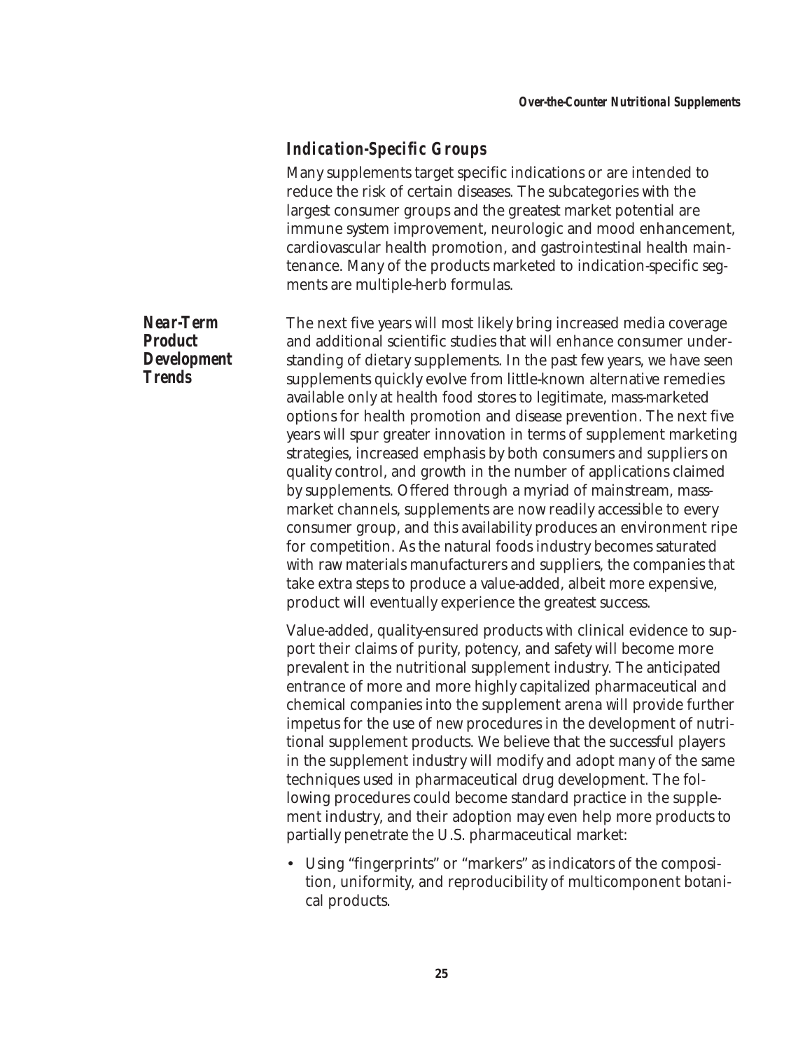### Indication-Specific Groups

Many supplements target specific indications or are intended to reduce the risk of certain diseases. The subcategories with the largest consumer groups and the greatest market potential are immune system improvement, neurologic and mood enhancement, cardiovascular health promotion, and gastrointestinal health maintenance. Many of the products marketed to indication-specific segments are multiple-herb formulas.

## Near-Term Product Development Trends

The next five years will most likely bring increased media coverage and additional scientific studies that will enhance consumer understanding of dietary supplements. In the past few years, we have seen supplements quickly evolve from little-known alternative remedies available only at health food stores to legitimate, mass-marketed options for health promotion and disease prevention. The next five years will spur greater innovation in terms of supplement marketing strategies, increased emphasis by both consumers and suppliers on quality control, and growth in the number of applications claimed by supplements. Offered through a myriad of mainstream, mass-market channels, supplements are now readily accessible to every consumer group, and this availability produces an environment ripe for competition. As the natural foods industry becomes saturated with raw materials manufacturers and suppliers, the companies that take extra steps to produce a value-added, albeit more expensive, product will eventually experience the greatest success.

Value-added, quality-ensured products with clinical evidence to support their claims of purity, potency, and safety will become more prevalent in the nutritional supplement industry. The anticipated entrance of more and more highly capitalized pharmaceutical and chemical companies into the supplement arena will provide further impetus for the use of new procedures in the development of nutritional supplement products. We believe that the successful players in the supplement industry will modify and adopt many of the same techniques used in pharmaceutical drug development. The following procedures could become standard practice in the supplement industry, and their adoption may even help more products to partially penetrate the U.S. pharmaceutical market:

- Using "fingerprints" or "markers" as indicators of the composition, uniformity, and reproducibility of multicomponent botanical products.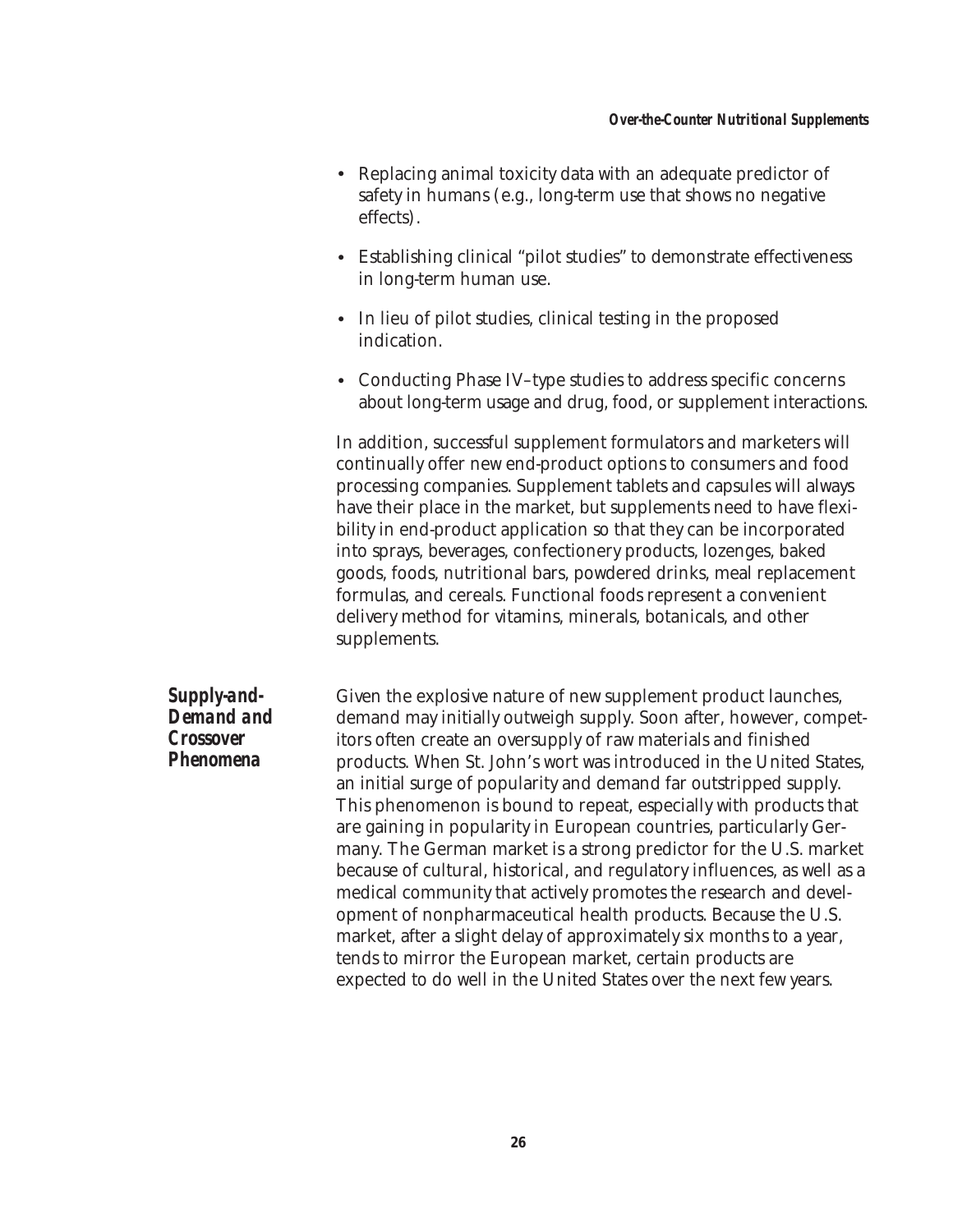- Replacing animal toxicity data with an adequate predictor of safety in humans (e.g., long-term use that shows no negative effects).
- Establishing clinical "pilot studies" to demonstrate effectiveness in long-term human use.
- In lieu of pilot studies, clinical testing in the proposed indication.
- Conducting Phase IV–type studies to address specific concerns about long-term usage and drug, food, or supplement interactions.

In addition, successful supplement formulators and marketers will continually offer new end-product options to consumers and food processing companies. Supplement tablets and capsules will always have their place in the market, but supplements need to have flexibility in end-product application so that they can be incorporated into sprays, beverages, confectionery products, lozenges, baked goods, foods, nutritional bars, powdered drinks, meal replacement formulas, and cereals. Functional foods represent a convenient delivery method for vitamins, minerals, botanicals, and other supplements.

### *Supply-and-Demand and Crossover Phenomena*

Given the explosive nature of new supplement product launches, demand may initially outweigh supply. Soon after, however, competitors often create an oversupply of raw materials and finished products. When St. John's wort was introduced in the United States, an initial surge of popularity and demand far outstripped supply. This phenomenon is bound to repeat, especially with products that are gaining in popularity in European countries, particularly Germany. The German market is a strong predictor for the U.S. market because of cultural, historical, and regulatory influences, as well as a medical community that actively promotes the research and development of nonpharmaceutical health products. Because the U.S. market, after a slight delay of approximately six months to a year, tends to mirror the European market, certain products are expected to do well in the United States over the next few years.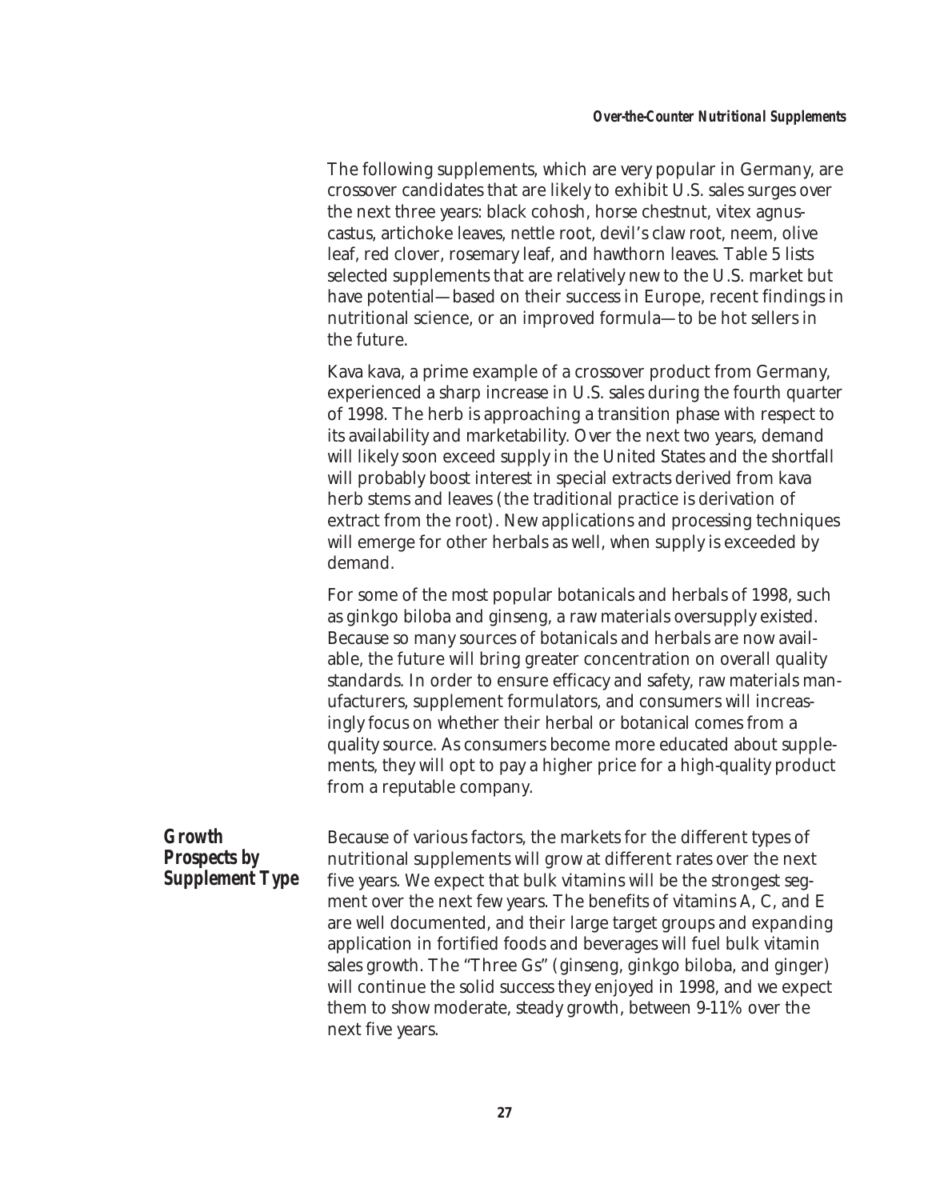The following supplements, which are very popular in Germany, are crossover candidates that are likely to exhibit U.S. sales surges over the next three years: black cohosh, horse chestnut, vitex agnus-castus, artichoke leaves, nettle root, devil's claw root, neem, olive leaf, red clover, rosemary leaf, and hawthorn leaves. Table 5 lists selected supplements that are relatively new to the U.S. market but have potential—based on their success in Europe, recent findings in nutritional science, or an improved formula—to be hot sellers in the future.

Kava kava, a prime example of a crossover product from Germany, experienced a sharp increase in U.S. sales during the fourth quarter of 1998. The herb is approaching a transition phase with respect to its availability and marketability. Over the next two years, demand will likely soon exceed supply in the United States and the shortfall will probably boost interest in special extracts derived from kava herb stems and leaves (the traditional practice is derivation of extract from the root). New applications and processing techniques will emerge for other herbals as well, when supply is exceeded by demand.

For some of the most popular botanicals and herbals of 1998, such as ginkgo biloba and ginseng, a raw materials oversupply existed. Because so many sources of botanicals and herbals are now available, the future will bring greater concentration on overall quality standards. In order to ensure efficacy and safety, raw materials manufacturers, supplement formulators, and consumers will increasingly focus on whether their herbal or botanical comes from a quality source. As consumers become more educated about supplements, they will opt to pay a higher price for a high-quality product from a reputable company.

## Growth Prospects by Supplement Type

Because of various factors, the markets for the different types of nutritional supplements will grow at different rates over the next five years. We expect that bulk vitamins will be the strongest segment over the next few years. The benefits of vitamins A, C, and E are well documented, and their large target groups and expanding application in fortified foods and beverages will fuel bulk vitamin sales growth. The "Three Gs" (ginseng, ginkgo biloba, and ginger) will continue the solid success they enjoyed in 1998, and we expect them to show moderate, steady growth, between 9-11% over the next five years.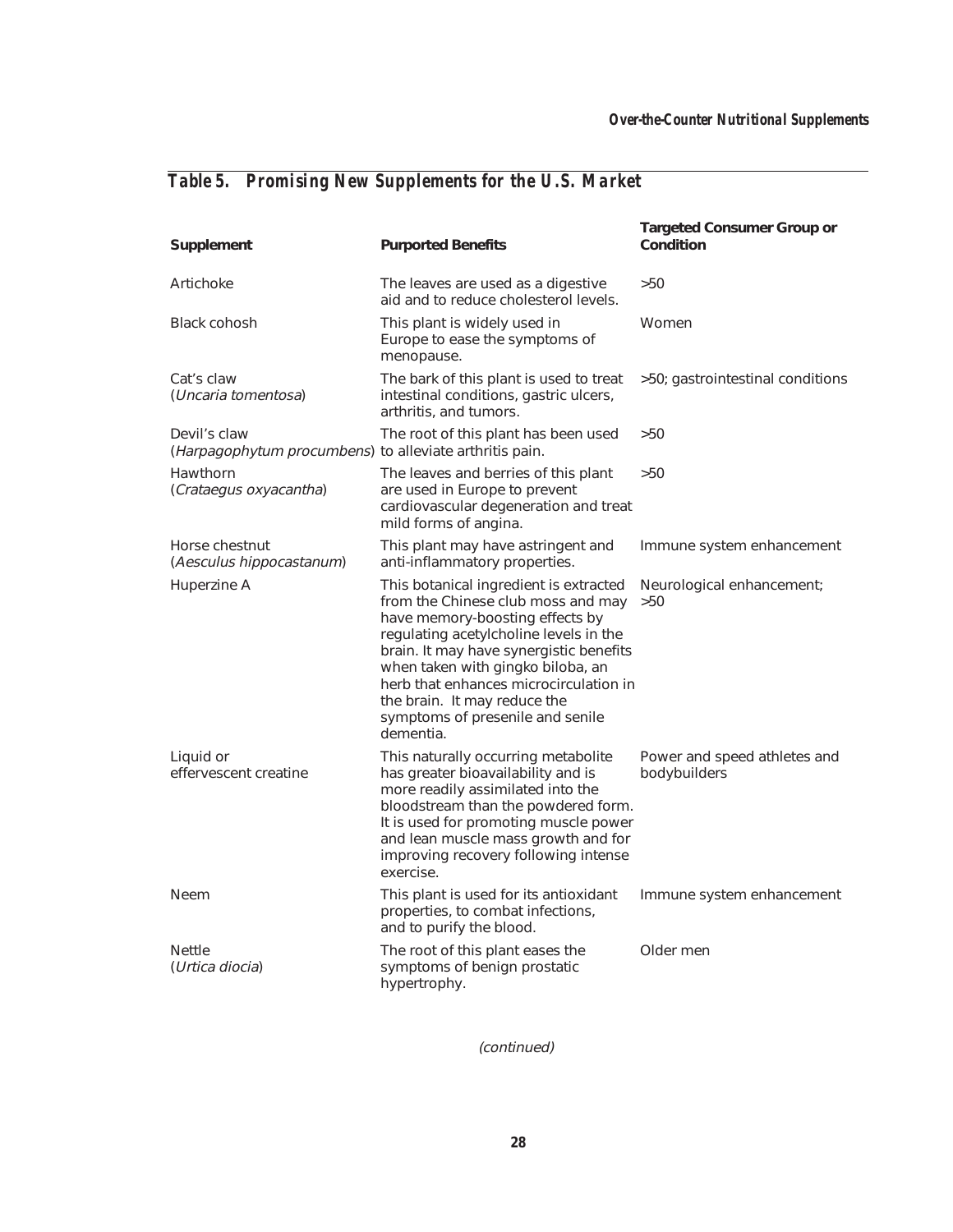## Table 5. Promising New Supplements for the U.S. Market

| Supplement | Purported Benefits | Targeted Consumer Group or Condition |
| --- | --- | --- |
| Artichoke | The leaves are used as a digestive aid and to reduce cholesterol levels. | >50 |
| Black cohosh | This plant is widely used in Europe to ease the symptoms of menopause. | Women |
| Cat's claw (*Uncaria tomentosa*) | The bark of this plant is used to treat intestinal conditions, gastric ulcers, arthritis, and tumors. | >50; gastrointestinal conditions |
| Devil's claw (*Harpagophytum procumbens*) | The root of this plant has been used to alleviate arthritis pain. | >50 |
| Hawthorn (*Crataegus oxyacantha*) | The leaves and berries of this plant are used in Europe to prevent cardiovascular degeneration and treat mild forms of angina. | >50 |
| Horse chestnut (*Aesculus hippocastanum*) | This plant may have astringent and anti-inflammatory properties. | Immune system enhancement |
| Huperzine A | This botanical ingredient is extracted from the Chinese club moss and may have memory-boosting effects by regulating acetylcholine levels in the brain. It may have synergistic benefits when taken with gingko biloba, an herb that enhances microcirculation in the brain. It may reduce the symptoms of presenile and senile dementia. | Neurological enhancement; >50 |
| Liquid or effervescent creatine | This naturally occurring metabolite has greater bioavailability and is more readily assimilated into the bloodstream than the powdered form. It is used for promoting muscle power and lean muscle mass growth and for improving recovery following intense exercise. | Power and speed athletes and bodybuilders |
| Neem | This plant is used for its antioxidant properties, to combat infections, and to purify the blood. | Immune system enhancement |
| Nettle (*Urtica diocia*) | The root of this plant eases the symptoms of benign prostatic hypertrophy. | Older men |

*(continued)*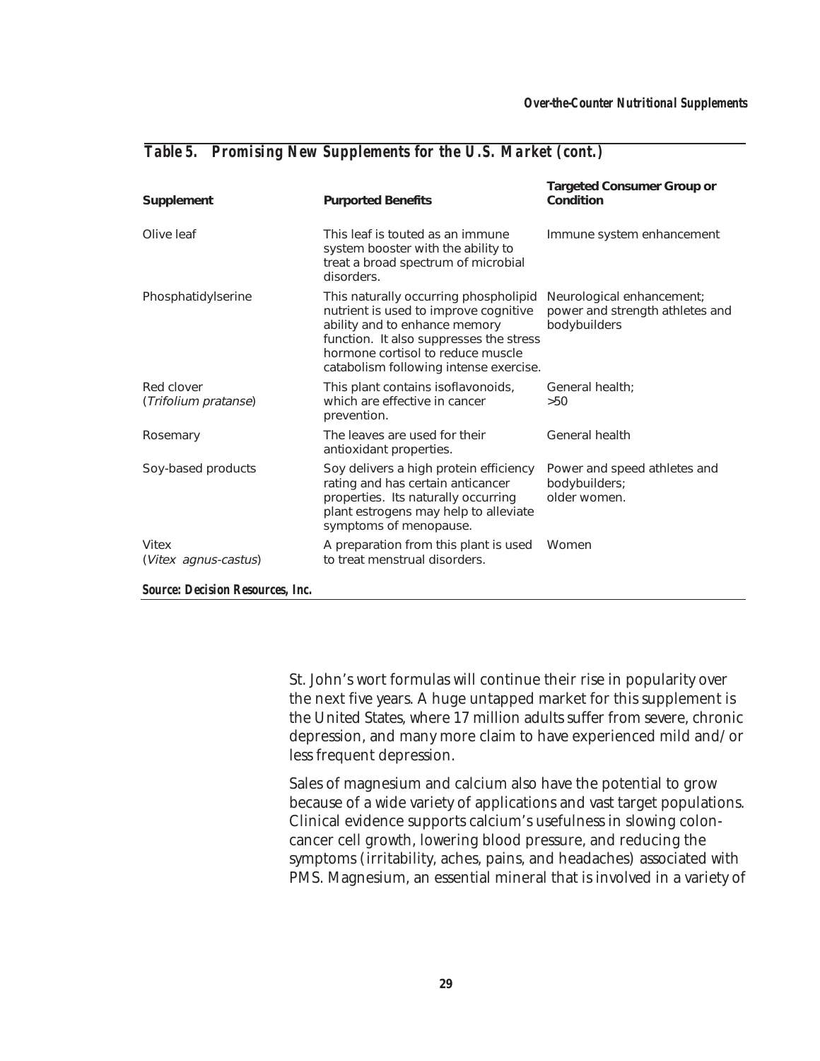**Table 5. Promising New Supplements for the U.S. Market (cont.)**

| Supplement | Purported Benefits | Targeted Consumer Group or Condition |
|---|---|---|
| Olive leaf | This leaf is touted as an immune system booster with the ability to treat a broad spectrum of microbial disorders. | Immune system enhancement |
| Phosphatidylserine | This naturally occurring phospholipid nutrient is used to improve cognitive ability and to enhance memory function. It also suppresses the stress hormone cortisol to reduce muscle catabolism following intense exercise. | Neurological enhancement; power and strength athletes and bodybuilders |
| Red clover (*Trifolium pratanse*) | This plant contains isoflavonoids, which are effective in cancer prevention. | General health; >50 |
| Rosemary | The leaves are used for their antioxidant properties. | General health |
| Soy-based products | Soy delivers a high protein efficiency rating and has certain anticancer properties. Its naturally occurring plant estrogens may help to alleviate symptoms of menopause. | Power and speed athletes and bodybuilders; older women. |
| Vitex (*Vitex agnus-castus*) | A preparation from this plant is used to treat menstrual disorders. | Women |

*Source: Decision Resources, Inc.*

St. John's wort formulas will continue their rise in popularity over the next five years. A huge untapped market for this supplement is the United States, where 17 million adults suffer from severe, chronic depression, and many more claim to have experienced mild and/or less frequent depression.

Sales of magnesium and calcium also have the potential to grow because of a wide variety of applications and vast target populations. Clinical evidence supports calcium's usefulness in slowing colon-cancer cell growth, lowering blood pressure, and reducing the symptoms (irritability, aches, pains, and headaches) associated with PMS. Magnesium, an essential mineral that is involved in a variety of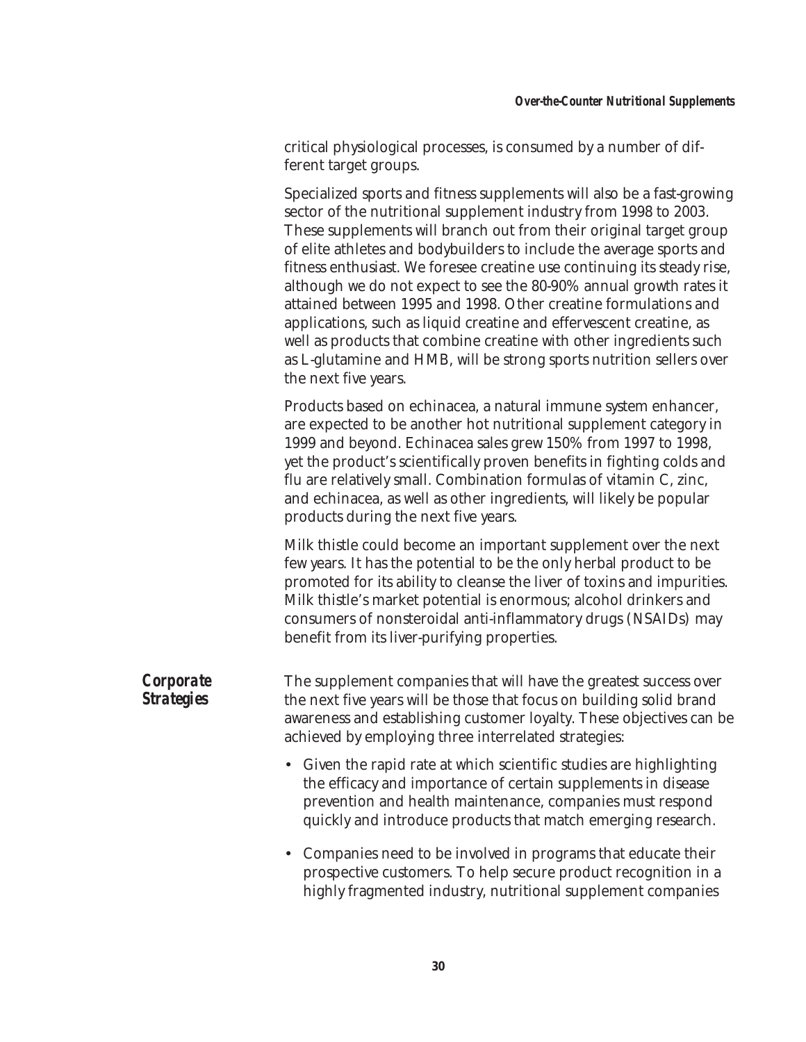critical physiological processes, is consumed by a number of different target groups.

Specialized sports and fitness supplements will also be a fast-growing sector of the nutritional supplement industry from 1998 to 2003. These supplements will branch out from their original target group of elite athletes and bodybuilders to include the average sports and fitness enthusiast. We foresee creatine use continuing its steady rise, although we do not expect to see the 80-90% annual growth rates it attained between 1995 and 1998. Other creatine formulations and applications, such as liquid creatine and effervescent creatine, as well as products that combine creatine with other ingredients such as L-glutamine and HMB, will be strong sports nutrition sellers over the next five years.

Products based on echinacea, a natural immune system enhancer, are expected to be another hot nutritional supplement category in 1999 and beyond. Echinacea sales grew 150% from 1997 to 1998, yet the product's scientifically proven benefits in fighting colds and flu are relatively small. Combination formulas of vitamin C, zinc, and echinacea, as well as other ingredients, will likely be popular products during the next five years.

Milk thistle could become an important supplement over the next few years. It has the potential to be the only herbal product to be promoted for its ability to cleanse the liver of toxins and impurities. Milk thistle's market potential is enormous; alcohol drinkers and consumers of nonsteroidal anti-inflammatory drugs (NSAIDs) may benefit from its liver-purifying properties.

## *Corporate Strategies*

The supplement companies that will have the greatest success over the next five years will be those that focus on building solid brand awareness and establishing customer loyalty. These objectives can be achieved by employing three interrelated strategies:

- Given the rapid rate at which scientific studies are highlighting the efficacy and importance of certain supplements in disease prevention and health maintenance, companies must respond quickly and introduce products that match emerging research.
- Companies need to be involved in programs that educate their prospective customers. To help secure product recognition in a highly fragmented industry, nutritional supplement companies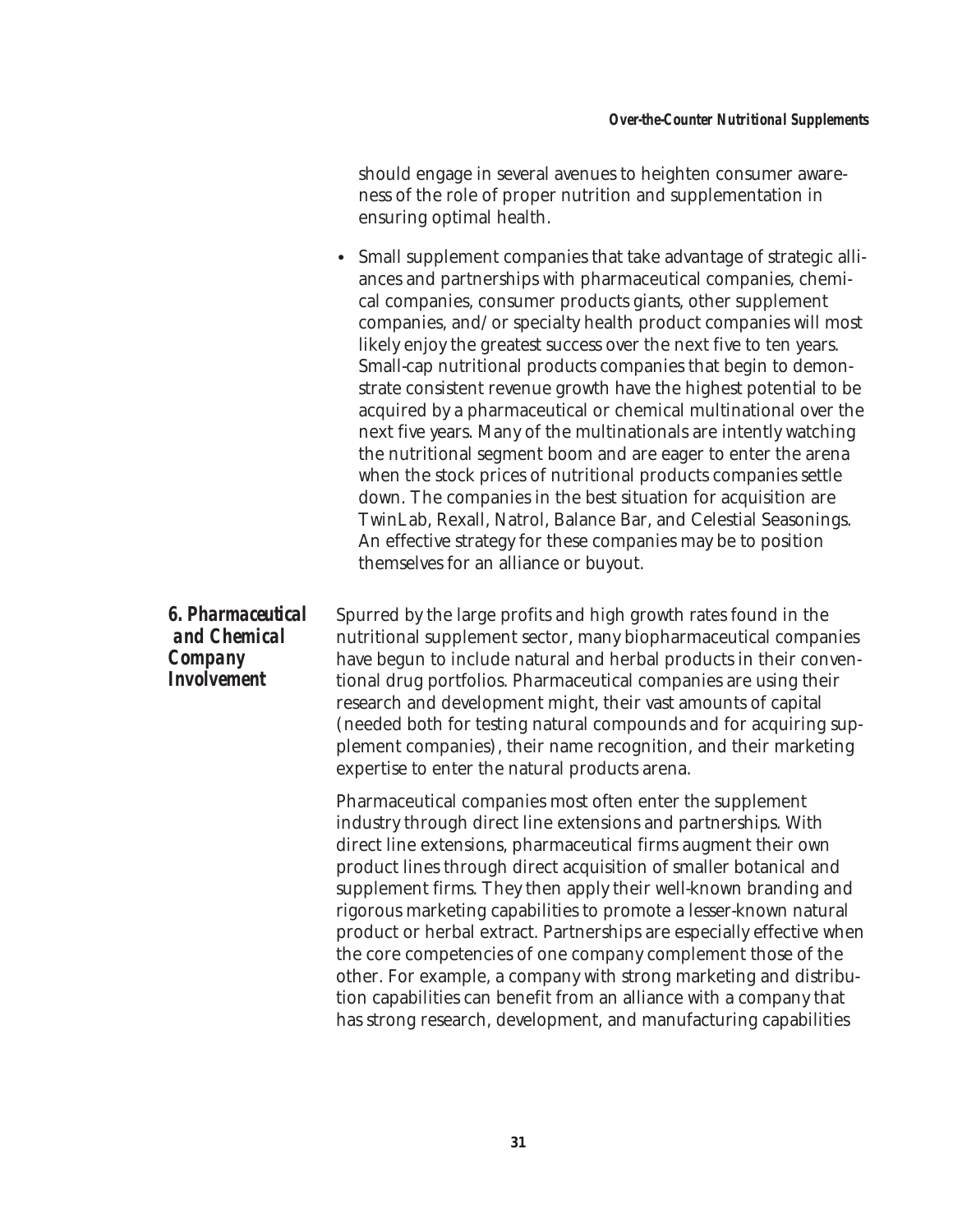should engage in several avenues to heighten consumer awareness of the role of proper nutrition and supplementation in ensuring optimal health.

- Small supplement companies that take advantage of strategic alliances and partnerships with pharmaceutical companies, chemical companies, consumer products giants, other supplement companies, and/or specialty health product companies will most likely enjoy the greatest success over the next five to ten years. Small-cap nutritional products companies that begin to demonstrate consistent revenue growth have the highest potential to be acquired by a pharmaceutical or chemical multinational over the next five years. Many of the multinationals are intently watching the nutritional segment boom and are eager to enter the arena when the stock prices of nutritional products companies settle down. The companies in the best situation for acquisition are TwinLab, Rexall, Natrol, Balance Bar, and Celestial Seasonings. An effective strategy for these companies may be to position themselves for an alliance or buyout.

## 6. Pharmaceutical and Chemical Company Involvement

Spurred by the large profits and high growth rates found in the nutritional supplement sector, many biopharmaceutical companies have begun to include natural and herbal products in their conventional drug portfolios. Pharmaceutical companies are using their research and development might, their vast amounts of capital (needed both for testing natural compounds and for acquiring supplement companies), their name recognition, and their marketing expertise to enter the natural products arena.

Pharmaceutical companies most often enter the supplement industry through direct line extensions and partnerships. With direct line extensions, pharmaceutical firms augment their own product lines through direct acquisition of smaller botanical and supplement firms. They then apply their well-known branding and rigorous marketing capabilities to promote a lesser-known natural product or herbal extract. Partnerships are especially effective when the core competencies of one company complement those of the other. For example, a company with strong marketing and distribution capabilities can benefit from an alliance with a company that has strong research, development, and manufacturing capabilities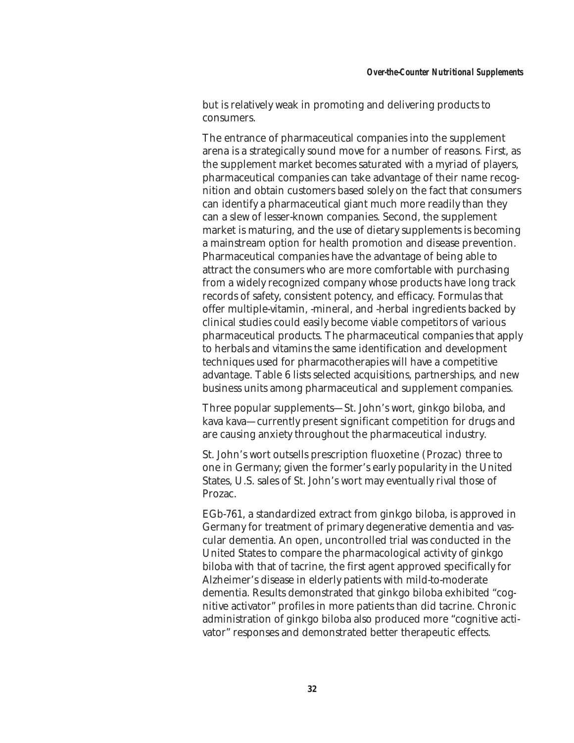but is relatively weak in promoting and delivering products to consumers.

The entrance of pharmaceutical companies into the supplement arena is a strategically sound move for a number of reasons. First, as the supplement market becomes saturated with a myriad of players, pharmaceutical companies can take advantage of their name recognition and obtain customers based solely on the fact that consumers can identify a pharmaceutical giant much more readily than they can a slew of lesser-known companies. Second, the supplement market is maturing, and the use of dietary supplements is becoming a mainstream option for health promotion and disease prevention. Pharmaceutical companies have the advantage of being able to attract the consumers who are more comfortable with purchasing from a widely recognized company whose products have long track records of safety, consistent potency, and efficacy. Formulas that offer multiple-vitamin, -mineral, and -herbal ingredients backed by clinical studies could easily become viable competitors of various pharmaceutical products. The pharmaceutical companies that apply to herbals and vitamins the same identification and development techniques used for pharmacotherapies will have a competitive advantage. Table 6 lists selected acquisitions, partnerships, and new business units among pharmaceutical and supplement companies.

Three popular supplements—St. John's wort, ginkgo biloba, and kava kava—currently present significant competition for drugs and are causing anxiety throughout the pharmaceutical industry.

St. John's wort outsells prescription fluoxetine (Prozac) three to one in Germany; given the former's early popularity in the United States, U.S. sales of St. John's wort may eventually rival those of Prozac.

EGb-761, a standardized extract from ginkgo biloba, is approved in Germany for treatment of primary degenerative dementia and vascular dementia. An open, uncontrolled trial was conducted in the United States to compare the pharmacological activity of ginkgo biloba with that of tacrine, the first agent approved specifically for Alzheimer's disease in elderly patients with mild-to-moderate dementia. Results demonstrated that ginkgo biloba exhibited "cognitive activator" profiles in more patients than did tacrine. Chronic administration of ginkgo biloba also produced more "cognitive activator" responses and demonstrated better therapeutic effects.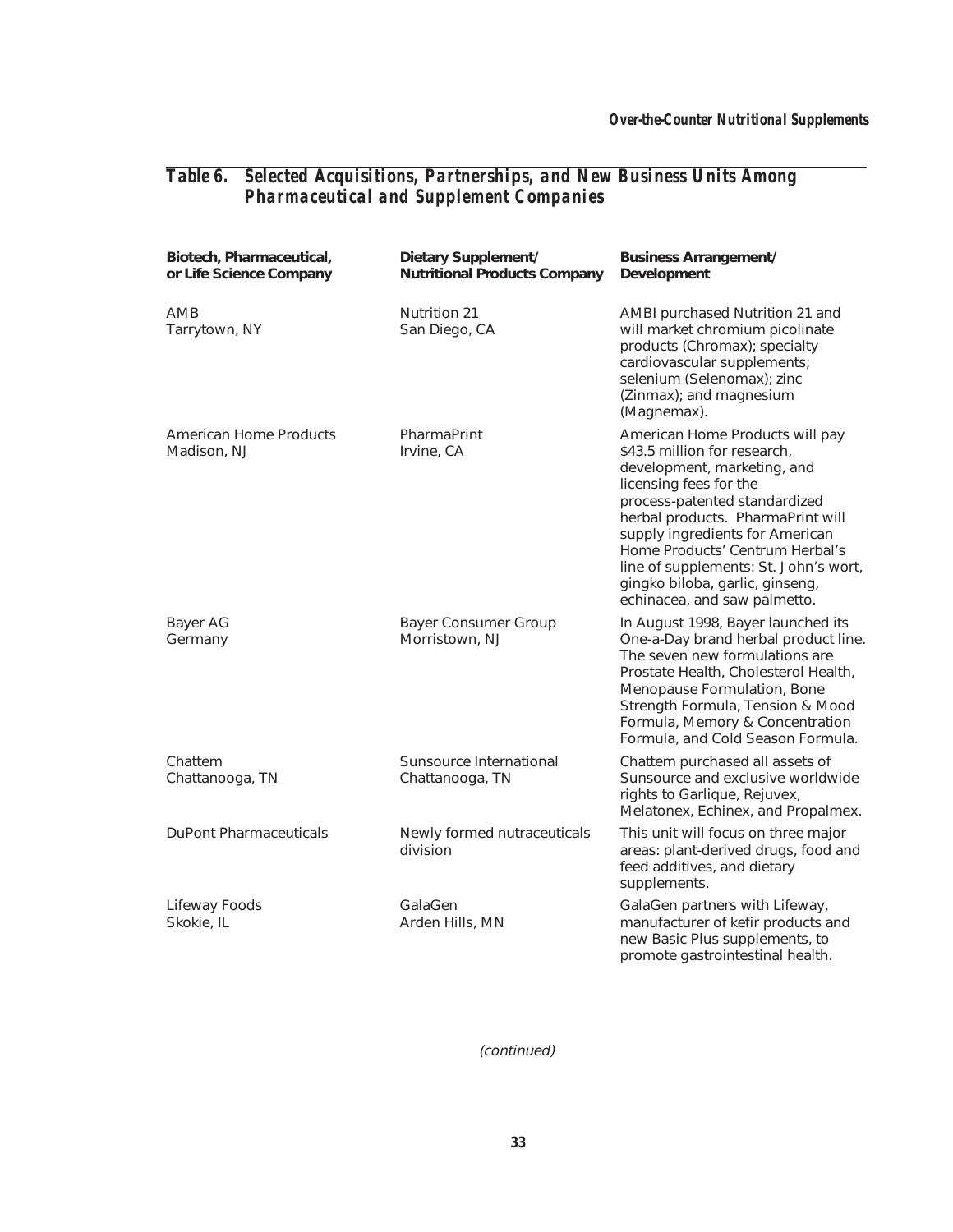## Table 6. Selected Acquisitions, Partnerships, and New Business Units Among Pharmaceutical and Supplement Companies

| Biotech, Pharmaceutical, or Life Science Company | Dietary Supplement/ Nutritional Products Company | Business Arrangement/ Development |
|---|---|---|
| AMB<br>Tarrytown, NY | Nutrition 21<br>San Diego, CA | AMBI purchased Nutrition 21 and will market chromium picolinate products (Chromax); specialty cardiovascular supplements; selenium (Selenomax); zinc (Zinmax); and magnesium (Magnemax). |
| American Home Products<br>Madison, NJ | PharmaPrint<br>Irvine, CA | American Home Products will pay $43.5 million for research, development, marketing, and licensing fees for the process-patented standardized herbal products. PharmaPrint will supply ingredients for American Home Products' Centrum Herbal's line of supplements: St. John's wort, gingko biloba, garlic, ginseng, echinacea, and saw palmetto. |
| Bayer AG<br>Germany | Bayer Consumer Group<br>Morristown, NJ | In August 1998, Bayer launched its One-a-Day brand herbal product line. The seven new formulations are Prostate Health, Cholesterol Health, Menopause Formulation, Bone Strength Formula, Tension & Mood Formula, Memory & Concentration Formula, and Cold Season Formula. |
| Chattem<br>Chattanooga, TN | Sunsource International<br>Chattanooga, TN | Chattem purchased all assets of Sunsource and exclusive worldwide rights to Garlique, Rejuvex, Melatonex, Echinex, and Propalmex. |
| DuPont Pharmaceuticals | Newly formed nutraceuticals division | This unit will focus on three major areas: plant-derived drugs, food and feed additives, and dietary supplements. |
| Lifeway Foods<br>Skokie, IL | GalaGen<br>Arden Hills, MN | GalaGen partners with Lifeway, manufacturer of kefir products and new Basic Plus supplements, to promote gastrointestinal health. |

*(continued)*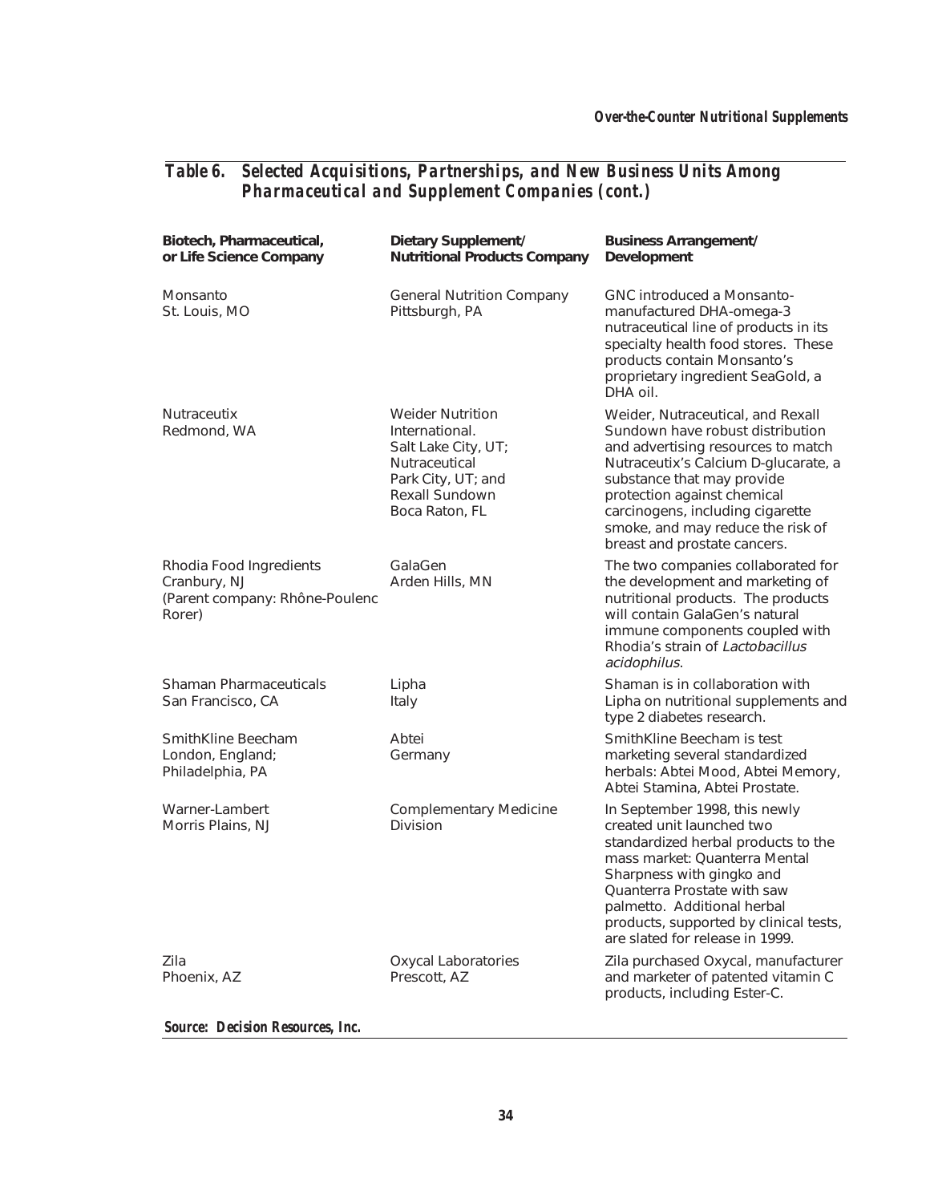## *Table 6. Selected Acquisitions, Partnerships, and New Business Units Among Pharmaceutical and Supplement Companies (cont.)*

| Biotech, Pharmaceutical, or Life Science Company | Dietary Supplement/ Nutritional Products Company | Business Arrangement/ Development |
|---|---|---|
| Monsanto<br>St. Louis, MO | General Nutrition Company<br>Pittsburgh, PA | GNC introduced a Monsanto-manufactured DHA-omega-3 nutraceutical line of products in its specialty health food stores. These products contain Monsanto's proprietary ingredient SeaGold, a DHA oil. |
| Nutraceutix<br>Redmond, WA | Weider Nutrition International.<br>Salt Lake City, UT;<br>Nutraceutical<br>Park City, UT; and<br>Rexall Sundown<br>Boca Raton, FL | Weider, Nutraceutical, and Rexall Sundown have robust distribution and advertising resources to match Nutraceutix's Calcium D-glucarate, a substance that may provide protection against chemical carcinogens, including cigarette smoke, and may reduce the risk of breast and prostate cancers. |
| Rhodia Food Ingredients<br>Cranbury, NJ<br>(Parent company: Rhône-Poulenc Rorer) | GalaGen<br>Arden Hills, MN | The two companies collaborated for the development and marketing of nutritional products. The products will contain GalaGen's natural immune components coupled with Rhodia's strain of *Lactobacillus acidophilus*. |
| Shaman Pharmaceuticals<br>San Francisco, CA | Lipha<br>Italy | Shaman is in collaboration with Lipha on nutritional supplements and type 2 diabetes research. |
| SmithKline Beecham<br>London, England;<br>Philadelphia, PA | Abtei<br>Germany | SmithKline Beecham is test marketing several standardized herbals: Abtei Mood, Abtei Memory, Abtei Stamina, Abtei Prostate. |
| Warner-Lambert<br>Morris Plains, NJ | Complementary Medicine Division | In September 1998, this newly created unit launched two standardized herbal products to the mass market: Quanterra Mental Sharpness with gingko and Quanterra Prostate with saw palmetto. Additional herbal products, supported by clinical tests, are slated for release in 1999. |
| Zila<br>Phoenix, AZ | Oxycal Laboratories<br>Prescott, AZ | Zila purchased Oxycal, manufacturer and marketer of patented vitamin C products, including Ester-C. |

***Source: Decision Resources, Inc.***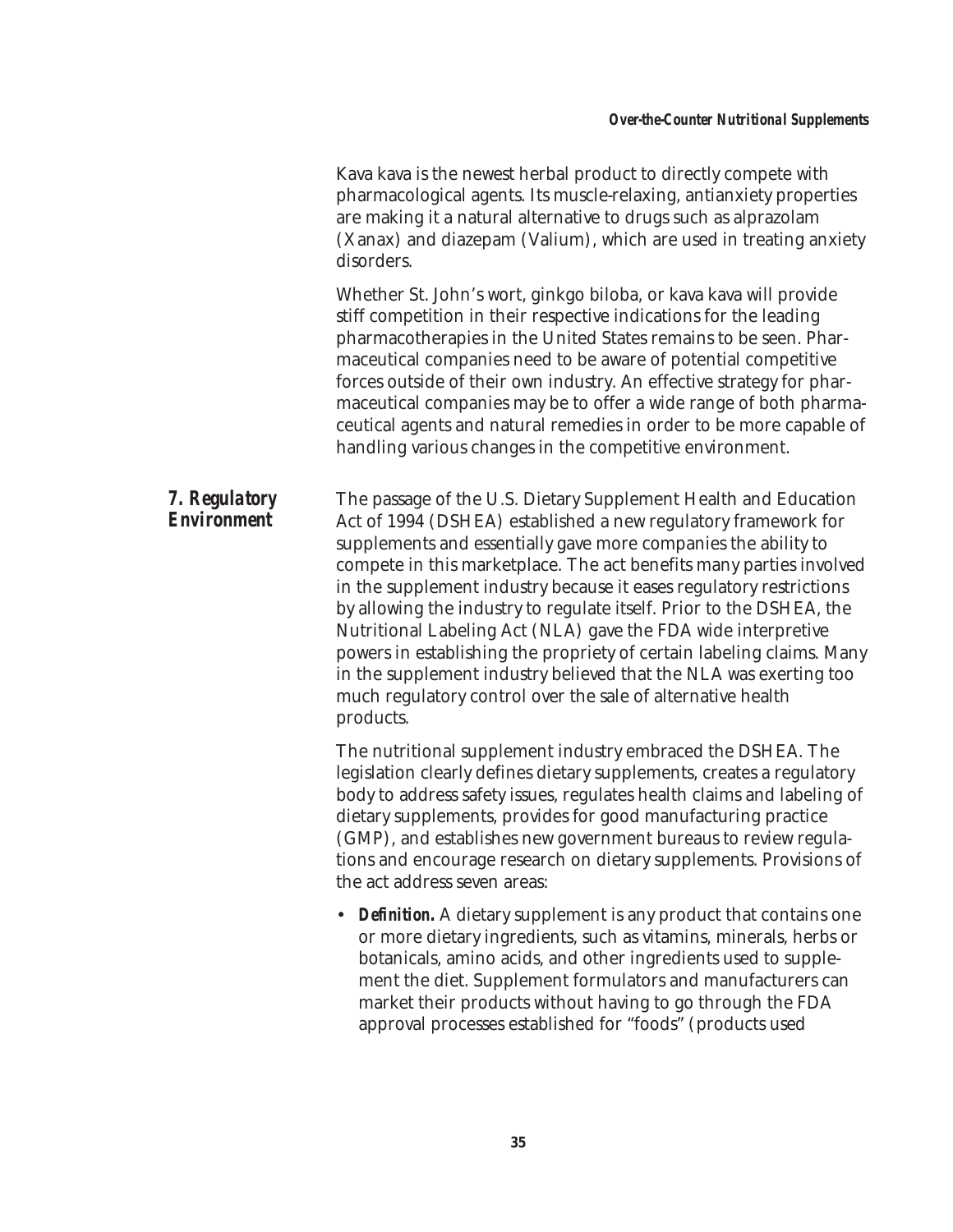Kava kava is the newest herbal product to directly compete with pharmacological agents. Its muscle-relaxing, antianxiety properties are making it a natural alternative to drugs such as alprazolam (Xanax) and diazepam (Valium), which are used in treating anxiety disorders.

Whether St. John's wort, ginkgo biloba, or kava kava will provide stiff competition in their respective indications for the leading pharmacotherapies in the United States remains to be seen. Pharmaceutical companies need to be aware of potential competitive forces outside of their own industry. An effective strategy for pharmaceutical companies may be to offer a wide range of both pharmaceutical agents and natural remedies in order to be more capable of handling various changes in the competitive environment.

## 7. Regulatory Environment

The passage of the U.S. Dietary Supplement Health and Education Act of 1994 (DSHEA) established a new regulatory framework for supplements and essentially gave more companies the ability to compete in this marketplace. The act benefits many parties involved in the supplement industry because it eases regulatory restrictions by allowing the industry to regulate itself. Prior to the DSHEA, the Nutritional Labeling Act (NLA) gave the FDA wide interpretive powers in establishing the propriety of certain labeling claims. Many in the supplement industry believed that the NLA was exerting too much regulatory control over the sale of alternative health products.

The nutritional supplement industry embraced the DSHEA. The legislation clearly defines dietary supplements, creates a regulatory body to address safety issues, regulates health claims and labeling of dietary supplements, provides for good manufacturing practice (GMP), and establishes new government bureaus to review regulations and encourage research on dietary supplements. Provisions of the act address seven areas:

- ***Definition.*** A dietary supplement is any product that contains one or more dietary ingredients, such as vitamins, minerals, herbs or botanicals, amino acids, and other ingredients used to supplement the diet. Supplement formulators and manufacturers can market their products without having to go through the FDA approval processes established for "foods" (products used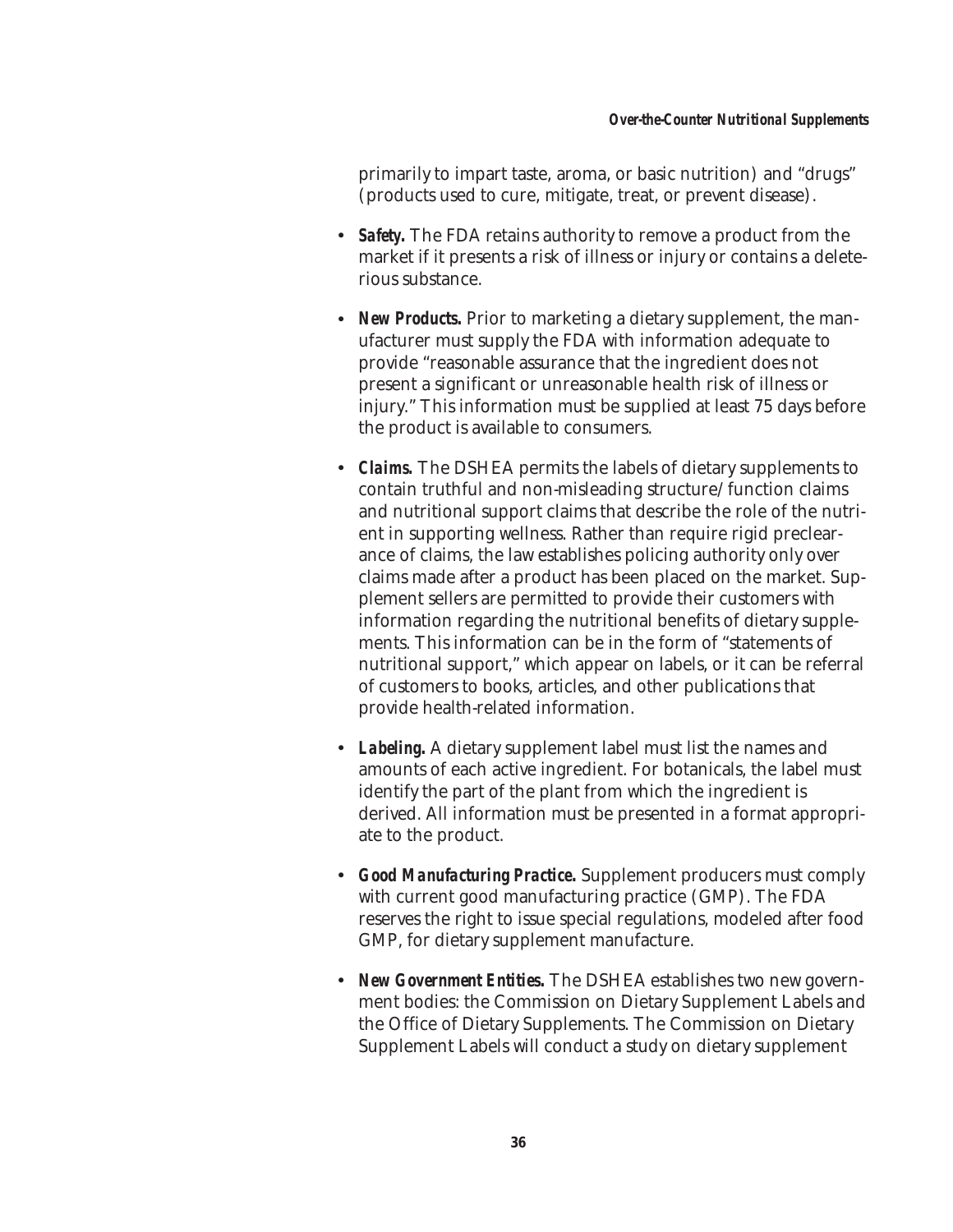primarily to impart taste, aroma, or basic nutrition) and "drugs" (products used to cure, mitigate, treat, or prevent disease).

- ***Safety.*** The FDA retains authority to remove a product from the market if it presents a risk of illness or injury or contains a deleterious substance.

- ***New Products.*** Prior to marketing a dietary supplement, the manufacturer must supply the FDA with information adequate to provide "reasonable assurance that the ingredient does not present a significant or unreasonable health risk of illness or injury." This information must be supplied at least 75 days before the product is available to consumers.

- ***Claims.*** The DSHEA permits the labels of dietary supplements to contain truthful and non-misleading structure/function claims and nutritional support claims that describe the role of the nutrient in supporting wellness. Rather than require rigid preclearance of claims, the law establishes policing authority only over claims made after a product has been placed on the market. Supplement sellers are permitted to provide their customers with information regarding the nutritional benefits of dietary supplements. This information can be in the form of "statements of nutritional support," which appear on labels, or it can be referral of customers to books, articles, and other publications that provide health-related information.

- ***Labeling.*** A dietary supplement label must list the names and amounts of each active ingredient. For botanicals, the label must identify the part of the plant from which the ingredient is derived. All information must be presented in a format appropriate to the product.

- ***Good Manufacturing Practice.*** Supplement producers must comply with current good manufacturing practice (GMP). The FDA reserves the right to issue special regulations, modeled after food GMP, for dietary supplement manufacture.

- ***New Government Entities.*** The DSHEA establishes two new government bodies: the Commission on Dietary Supplement Labels and the Office of Dietary Supplements. The Commission on Dietary Supplement Labels will conduct a study on dietary supplement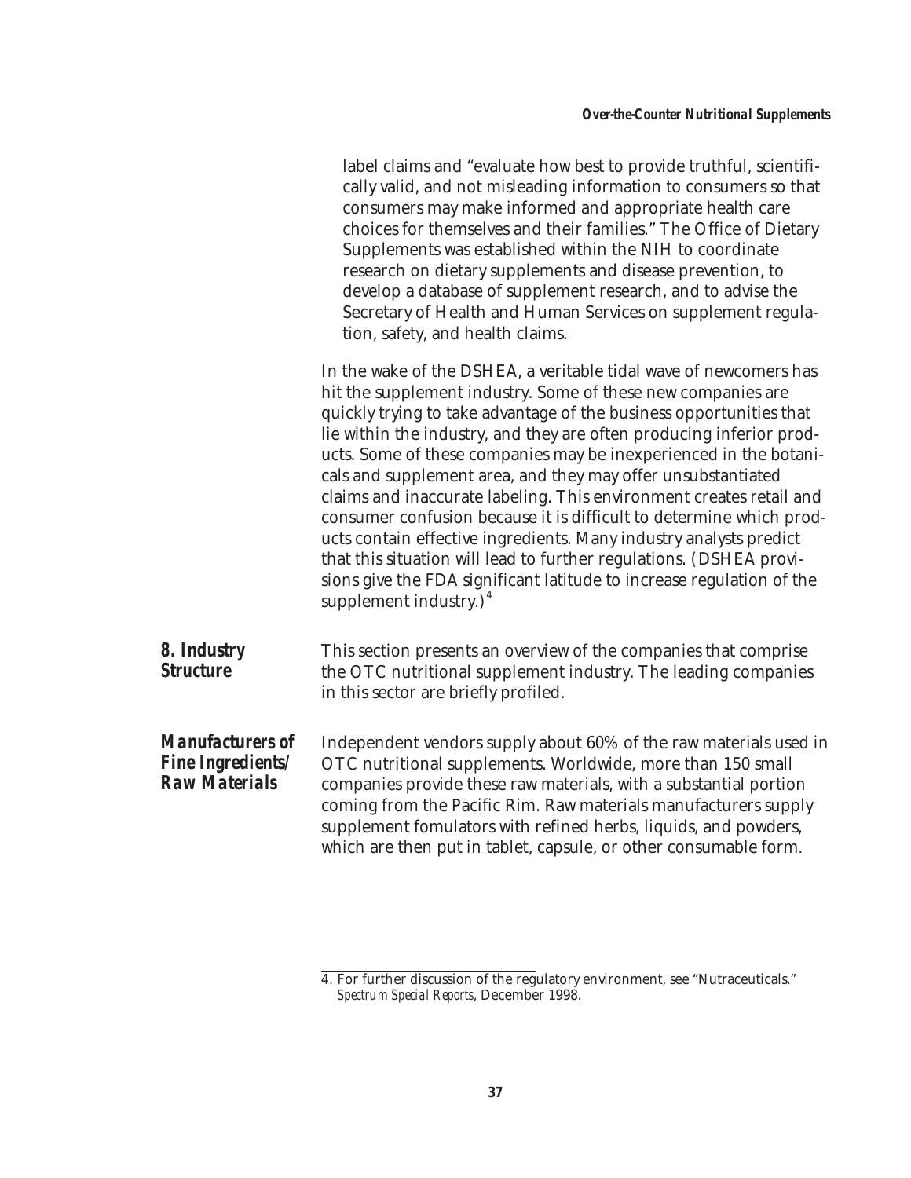label claims and “evaluate how best to provide truthful, scientifically valid, and not misleading information to consumers so that consumers may make informed and appropriate health care choices for themselves and their families.” The Office of Dietary Supplements was established within the NIH to coordinate research on dietary supplements and disease prevention, to develop a database of supplement research, and to advise the Secretary of Health and Human Services on supplement regulation, safety, and health claims.

In the wake of the DSHEA, a veritable tidal wave of newcomers has hit the supplement industry. Some of these new companies are quickly trying to take advantage of the business opportunities that lie within the industry, and they are often producing inferior products. Some of these companies may be inexperienced in the botanicals and supplement area, and they may offer unsubstantiated claims and inaccurate labeling. This environment creates retail and consumer confusion because it is difficult to determine which products contain effective ingredients. Many industry analysts predict that this situation will lead to further regulations. (DSHEA provisions give the FDA significant latitude to increase regulation of the supplement industry.)[4]

## 8. Industry Structure

This section presents an overview of the companies that comprise the OTC nutritional supplement industry. The leading companies in this sector are briefly profiled.

### Manufacturers of Fine Ingredients/ Raw Materials

Independent vendors supply about 60% of the raw materials used in OTC nutritional supplements. Worldwide, more than 150 small companies provide these raw materials, with a substantial portion coming from the Pacific Rim. Raw materials manufacturers supply supplement fomulators with refined herbs, liquids, and powders, which are then put in tablet, capsule, or other consumable form.

---

4. For further discussion of the regulatory environment, see “Nutraceuticals.” *Spectrum Special Reports*, December 1998.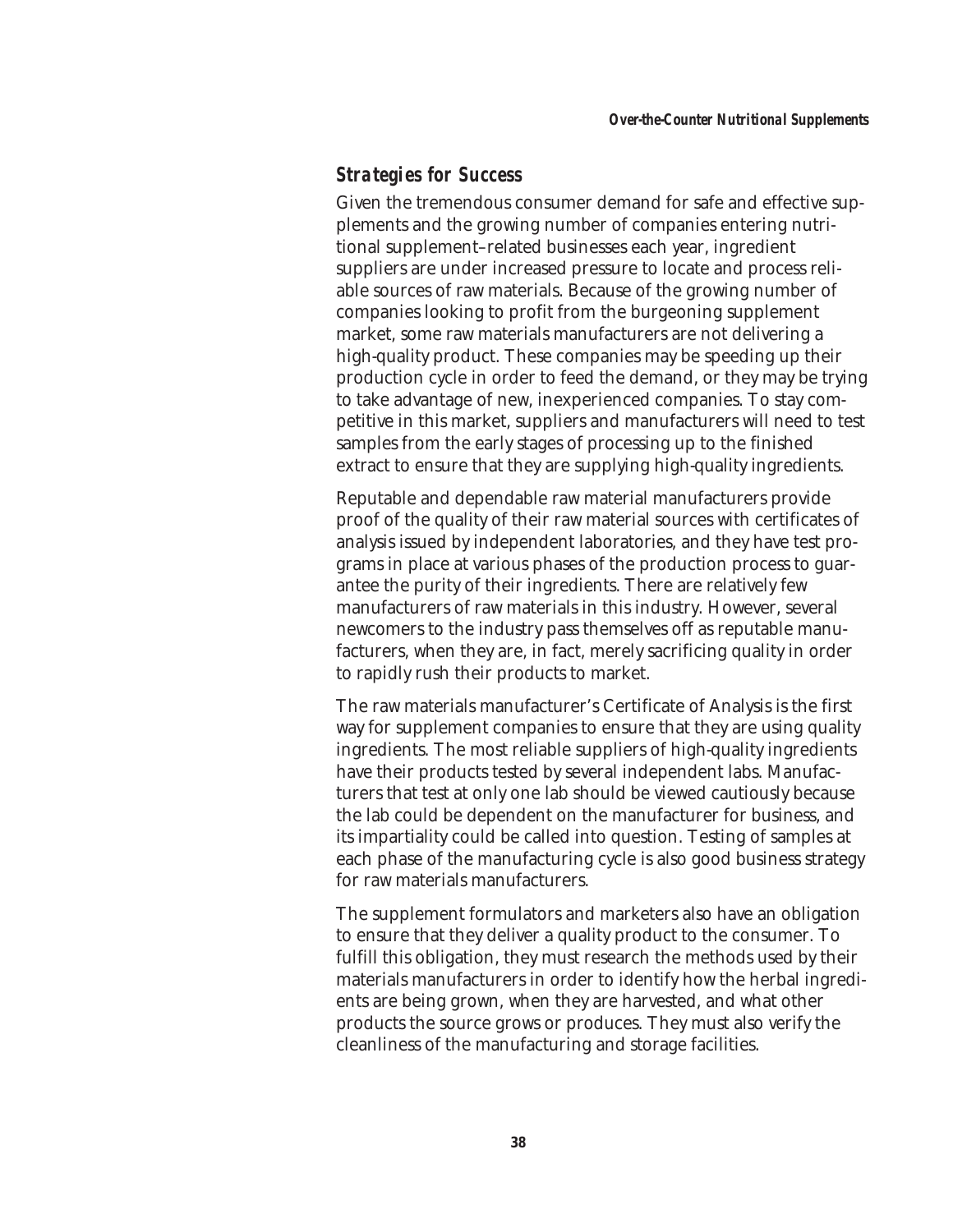## *Strategies for Success*

Given the tremendous consumer demand for safe and effective supplements and the growing number of companies entering nutritional supplement–related businesses each year, ingredient suppliers are under increased pressure to locate and process reliable sources of raw materials. Because of the growing number of companies looking to profit from the burgeoning supplement market, some raw materials manufacturers are not delivering a high-quality product. These companies may be speeding up their production cycle in order to feed the demand, or they may be trying to take advantage of new, inexperienced companies. To stay competitive in this market, suppliers and manufacturers will need to test samples from the early stages of processing up to the finished extract to ensure that they are supplying high-quality ingredients.

Reputable and dependable raw material manufacturers provide proof of the quality of their raw material sources with certificates of analysis issued by independent laboratories, and they have test programs in place at various phases of the production process to guarantee the purity of their ingredients. There are relatively few manufacturers of raw materials in this industry. However, several newcomers to the industry pass themselves off as reputable manufacturers, when they are, in fact, merely sacrificing quality in order to rapidly rush their products to market.

The raw materials manufacturer's Certificate of Analysis is the first way for supplement companies to ensure that they are using quality ingredients. The most reliable suppliers of high-quality ingredients have their products tested by several independent labs. Manufacturers that test at only one lab should be viewed cautiously because the lab could be dependent on the manufacturer for business, and its impartiality could be called into question. Testing of samples at each phase of the manufacturing cycle is also good business strategy for raw materials manufacturers.

The supplement formulators and marketers also have an obligation to ensure that they deliver a quality product to the consumer. To fulfill this obligation, they must research the methods used by their materials manufacturers in order to identify how the herbal ingredients are being grown, when they are harvested, and what other products the source grows or produces. They must also verify the cleanliness of the manufacturing and storage facilities.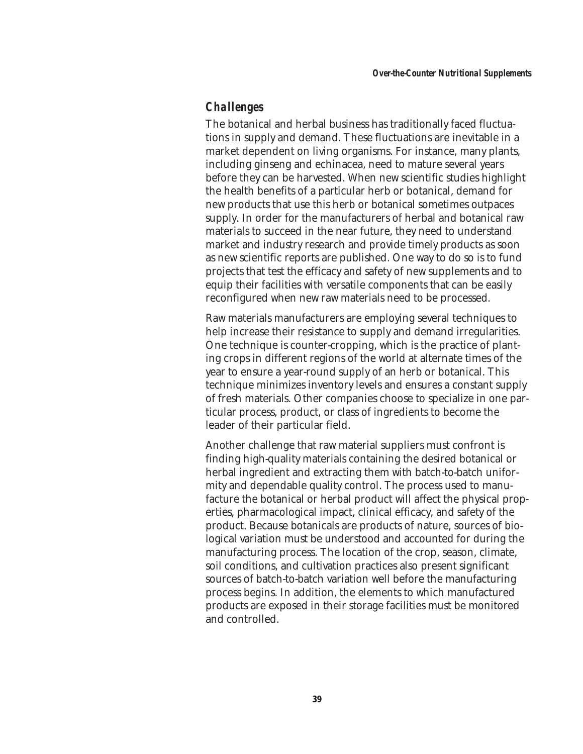## Challenges

The botanical and herbal business has traditionally faced fluctuations in supply and demand. These fluctuations are inevitable in a market dependent on living organisms. For instance, many plants, including ginseng and echinacea, need to mature several years before they can be harvested. When new scientific studies highlight the health benefits of a particular herb or botanical, demand for new products that use this herb or botanical sometimes outpaces supply. In order for the manufacturers of herbal and botanical raw materials to succeed in the near future, they need to understand market and industry research and provide timely products as soon as new scientific reports are published. One way to do so is to fund projects that test the efficacy and safety of new supplements and to equip their facilities with versatile components that can be easily reconfigured when new raw materials need to be processed.

Raw materials manufacturers are employing several techniques to help increase their resistance to supply and demand irregularities. One technique is counter-cropping, which is the practice of planting crops in different regions of the world at alternate times of the year to ensure a year-round supply of an herb or botanical. This technique minimizes inventory levels and ensures a constant supply of fresh materials. Other companies choose to specialize in one particular process, product, or class of ingredients to become the leader of their particular field.

Another challenge that raw material suppliers must confront is finding high-quality materials containing the desired botanical or herbal ingredient and extracting them with batch-to-batch uniformity and dependable quality control. The process used to manufacture the botanical or herbal product will affect the physical properties, pharmacological impact, clinical efficacy, and safety of the product. Because botanicals are products of nature, sources of biological variation must be understood and accounted for during the manufacturing process. The location of the crop, season, climate, soil conditions, and cultivation practices also present significant sources of batch-to-batch variation well before the manufacturing process begins. In addition, the elements to which manufactured products are exposed in their storage facilities must be monitored and controlled.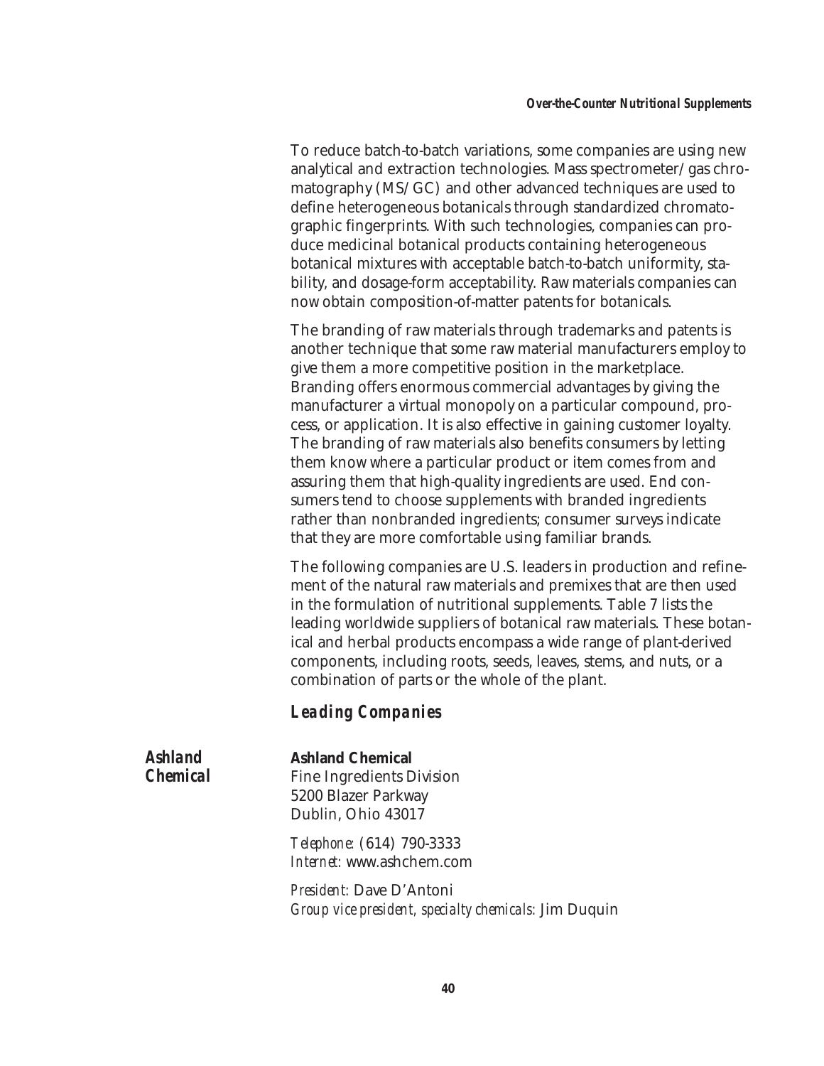To reduce batch-to-batch variations, some companies are using new analytical and extraction technologies. Mass spectrometer/gas chromatography (MS/GC) and other advanced techniques are used to define heterogeneous botanicals through standardized chromatographic fingerprints. With such technologies, companies can produce medicinal botanical products containing heterogeneous botanical mixtures with acceptable batch-to-batch uniformity, stability, and dosage-form acceptability. Raw materials companies can now obtain composition-of-matter patents for botanicals.

The branding of raw materials through trademarks and patents is another technique that some raw material manufacturers employ to give them a more competitive position in the marketplace. Branding offers enormous commercial advantages by giving the manufacturer a virtual monopoly on a particular compound, process, or application. It is also effective in gaining customer loyalty. The branding of raw materials also benefits consumers by letting them know where a particular product or item comes from and assuring them that high-quality ingredients are used. End consumers tend to choose supplements with branded ingredients rather than nonbranded ingredients; consumer surveys indicate that they are more comfortable using familiar brands.

The following companies are U.S. leaders in production and refinement of the natural raw materials and premixes that are then used in the formulation of nutritional supplements. Table 7 lists the leading worldwide suppliers of botanical raw materials. These botanical and herbal products encompass a wide range of plant-derived components, including roots, seeds, leaves, stems, and nuts, or a combination of parts or the whole of the plant.

## Leading Companies

### *Ashland Chemical*

**Ashland Chemical**
Fine Ingredients Division
5200 Blazer Parkway
Dublin, Ohio 43017

*Telephone:* (614) 790-3333
*Internet:* www.ashchem.com

*President:* Dave D'Antoni
*Group vice president, specialty chemicals:* Jim Duquin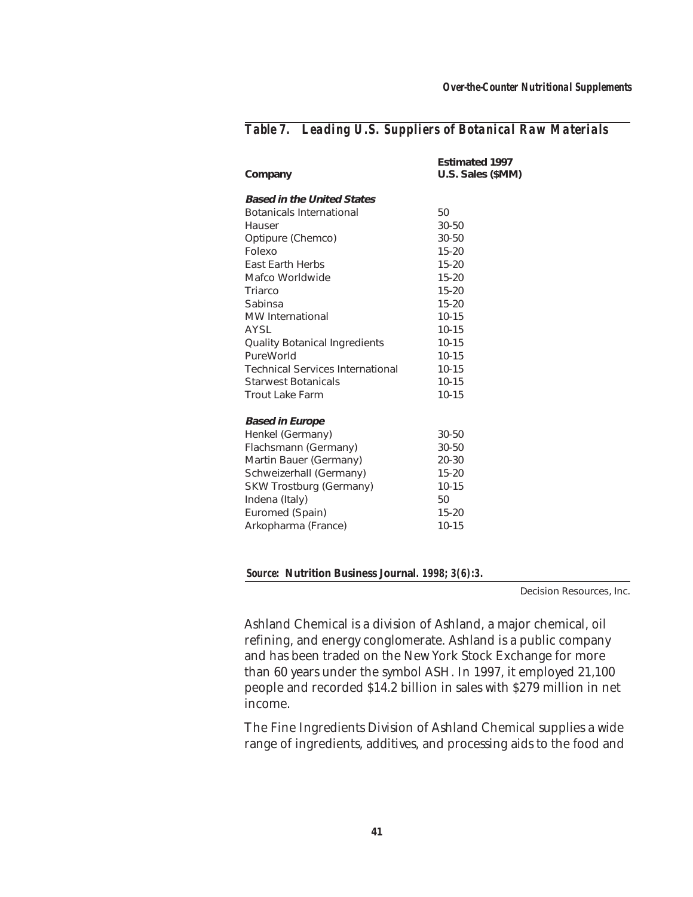## *Table 7. Leading U.S. Suppliers of Botanical Raw Materials*

| Company | Estimated 1997 U.S. Sales ($MM) |
|---|---|
| ***Based in the United States*** | |
| Botanicals International | 50 |
| Hauser | 30-50 |
| Optipure (Chemco) | 30-50 |
| Folexo | 15-20 |
| East Earth Herbs | 15-20 |
| Mafco Worldwide | 15-20 |
| Triarco | 15-20 |
| Sabinsa | 15-20 |
| MW International | 10-15 |
| AYSL | 10-15 |
| Quality Botanical Ingredients | 10-15 |
| PureWorld | 10-15 |
| Technical Services International | 10-15 |
| Starwest Botanicals | 10-15 |
| Trout Lake Farm | 10-15 |
| ***Based in Europe*** | |
| Henkel (Germany) | 30-50 |
| Flachsmann (Germany) | 30-50 |
| Martin Bauer (Germany) | 20-30 |
| Schweizerhall (Germany) | 15-20 |
| SKW Trostburg (Germany) | 10-15 |
| Indena (Italy) | 50 |
| Euromed (Spain) | 15-20 |
| Arkopharma (France) | 10-15 |

*Source:* **Nutrition Business Journal.** *1998; 3(6):3.*

Decision Resources, Inc.

Ashland Chemical is a division of Ashland, a major chemical, oil refining, and energy conglomerate. Ashland is a public company and has been traded on the New York Stock Exchange for more than 60 years under the symbol ASH. In 1997, it employed 21,100 people and recorded $14.2 billion in sales with $279 million in net income.

The Fine Ingredients Division of Ashland Chemical supplies a wide range of ingredients, additives, and processing aids to the food and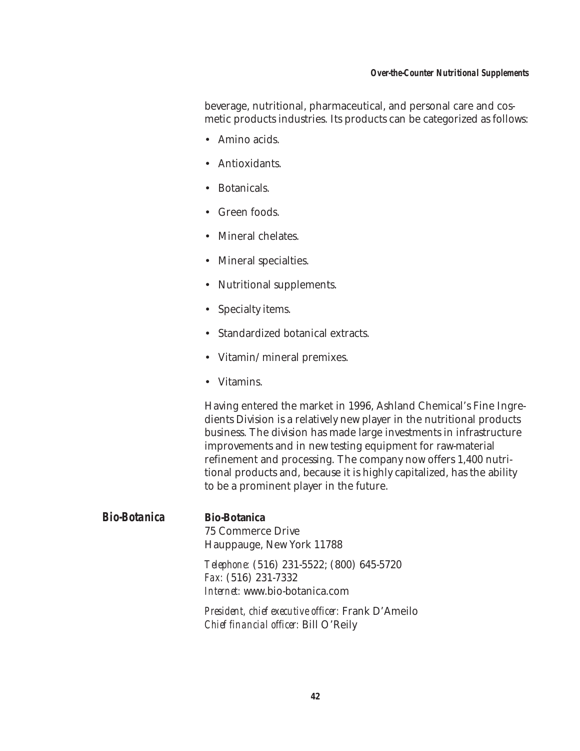beverage, nutritional, pharmaceutical, and personal care and cosmetic products industries. Its products can be categorized as follows:

- Amino acids.
- Antioxidants.
- Botanicals.
- Green foods.
- Mineral chelates.
- Mineral specialties.
- Nutritional supplements.
- Specialty items.
- Standardized botanical extracts.
- Vitamin/mineral premixes.
- Vitamins.

Having entered the market in 1996, Ashland Chemical's Fine Ingredients Division is a relatively new player in the nutritional products business. The division has made large investments in infrastructure improvements and in new testing equipment for raw-material refinement and processing. The company now offers 1,400 nutritional products and, because it is highly capitalized, has the ability to be a prominent player in the future.

## Bio-Botanica

**Bio-Botanica**
75 Commerce Drive
Hauppauge, New York 11788

*Telephone:* (516) 231-5522; (800) 645-5720
*Fax:* (516) 231-7332
*Internet:* www.bio-botanica.com

*President, chief executive officer:* Frank D'Ameilo
*Chief financial officer:* Bill O'Reily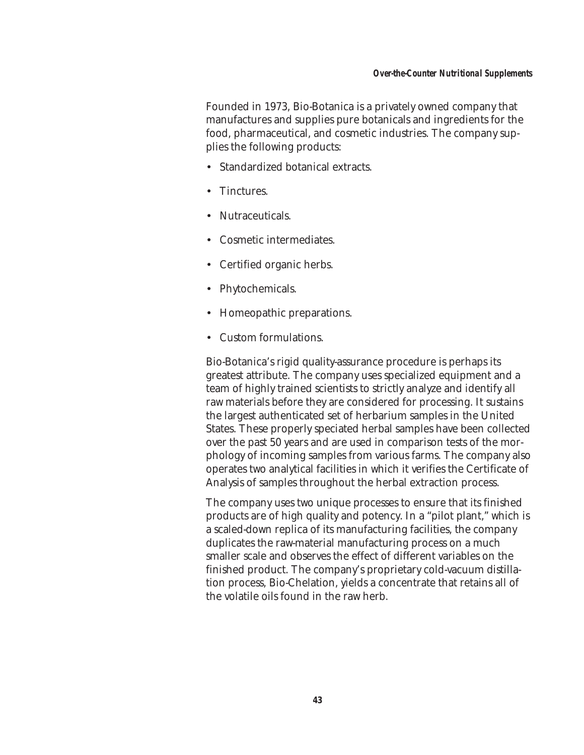Founded in 1973, Bio-Botanica is a privately owned company that manufactures and supplies pure botanicals and ingredients for the food, pharmaceutical, and cosmetic industries. The company supplies the following products:

- Standardized botanical extracts.
- Tinctures.
- Nutraceuticals.
- Cosmetic intermediates.
- Certified organic herbs.
- Phytochemicals.
- Homeopathic preparations.
- Custom formulations.

Bio-Botanica's rigid quality-assurance procedure is perhaps its greatest attribute. The company uses specialized equipment and a team of highly trained scientists to strictly analyze and identify all raw materials before they are considered for processing. It sustains the largest authenticated set of herbarium samples in the United States. These properly speciated herbal samples have been collected over the past 50 years and are used in comparison tests of the morphology of incoming samples from various farms. The company also operates two analytical facilities in which it verifies the Certificate of Analysis of samples throughout the herbal extraction process.

The company uses two unique processes to ensure that its finished products are of high quality and potency. In a "pilot plant," which is a scaled-down replica of its manufacturing facilities, the company duplicates the raw-material manufacturing process on a much smaller scale and observes the effect of different variables on the finished product. The company's proprietary cold-vacuum distillation process, Bio-Chelation, yields a concentrate that retains all of the volatile oils found in the raw herb.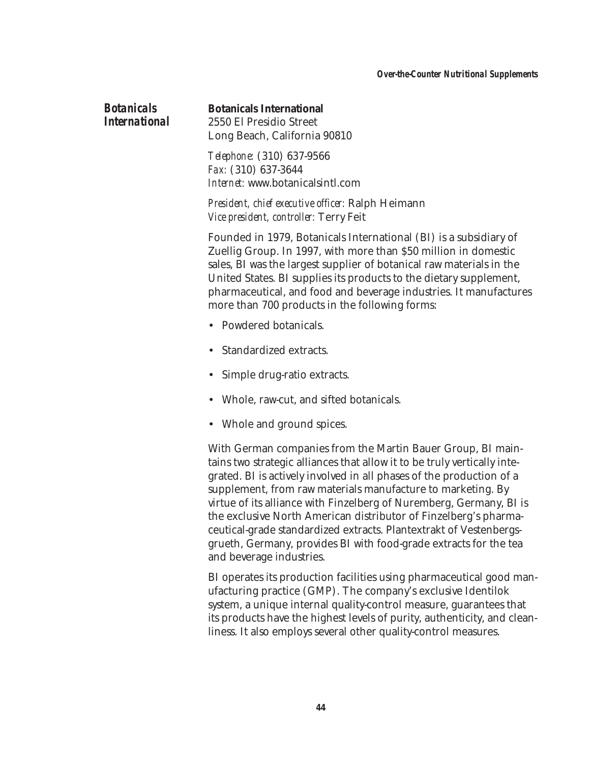## Botanicals International

**Botanicals International**
2550 El Presidio Street
Long Beach, California 90810

*Telephone:* (310) 637-9566
*Fax:* (310) 637-3644
*Internet:* www.botanicalsintl.com

*President, chief executive officer:* Ralph Heimann
*Vice president, controller:* Terry Feit

Founded in 1979, Botanicals International (BI) is a subsidiary of Zuellig Group. In 1997, with more than $50 million in domestic sales, BI was the largest supplier of botanical raw materials in the United States. BI supplies its products to the dietary supplement, pharmaceutical, and food and beverage industries. It manufactures more than 700 products in the following forms:

- Powdered botanicals.
- Standardized extracts.
- Simple drug-ratio extracts.
- Whole, raw-cut, and sifted botanicals.
- Whole and ground spices.

With German companies from the Martin Bauer Group, BI maintains two strategic alliances that allow it to be truly vertically integrated. BI is actively involved in all phases of the production of a supplement, from raw materials manufacture to marketing. By virtue of its alliance with Finzelberg of Nuremberg, Germany, BI is the exclusive North American distributor of Finzelberg's pharmaceutical-grade standardized extracts. Plantextrakt of Vestenbergsgrueth, Germany, provides BI with food-grade extracts for the tea and beverage industries.

BI operates its production facilities using pharmaceutical good manufacturing practice (GMP). The company's exclusive Identilok system, a unique internal quality-control measure, guarantees that its products have the highest levels of purity, authenticity, and cleanliness. It also employs several other quality-control measures.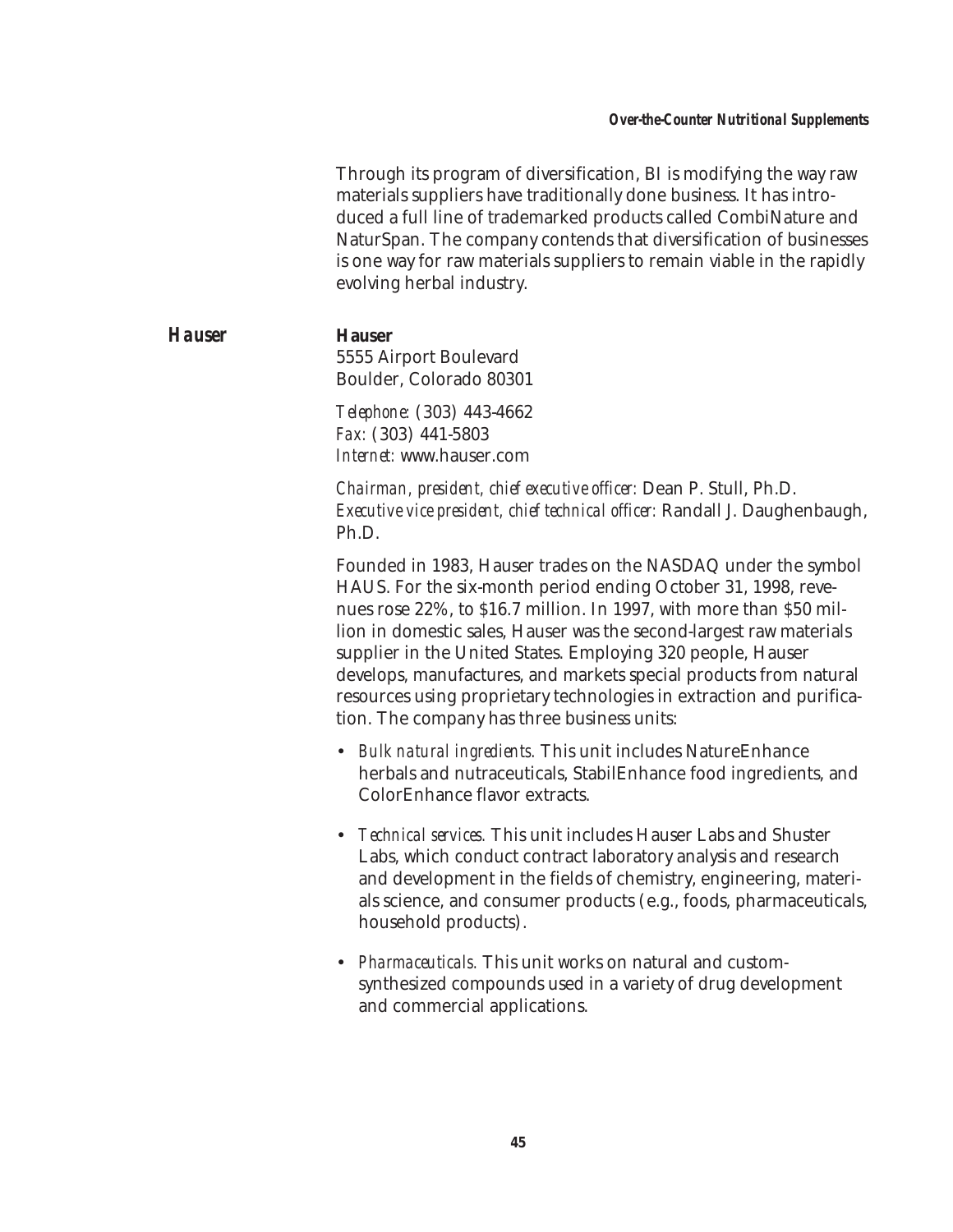Through its program of diversification, BI is modifying the way raw materials suppliers have traditionally done business. It has introduced a full line of trademarked products called CombiNature and NaturSpan. The company contends that diversification of businesses is one way for raw materials suppliers to remain viable in the rapidly evolving herbal industry.

## Hauser

**Hauser**
5555 Airport Boulevard
Boulder, Colorado 80301

*Telephone:* (303) 443-4662
*Fax:* (303) 441-5803
*Internet:* www.hauser.com

*Chairman, president, chief executive officer:* Dean P. Stull, Ph.D.
*Executive vice president, chief technical officer:* Randall J. Daughenbaugh, Ph.D.

Founded in 1983, Hauser trades on the NASDAQ under the symbol HAUS. For the six-month period ending October 31, 1998, revenues rose 22%, to $16.7 million. In 1997, with more than $50 million in domestic sales, Hauser was the second-largest raw materials supplier in the United States. Employing 320 people, Hauser develops, manufactures, and markets special products from natural resources using proprietary technologies in extraction and purification. The company has three business units:

- *Bulk natural ingredients.* This unit includes NatureEnhance herbals and nutraceuticals, StabilEnhance food ingredients, and ColorEnhance flavor extracts.
- *Technical services.* This unit includes Hauser Labs and Shuster Labs, which conduct contract laboratory analysis and research and development in the fields of chemistry, engineering, materials science, and consumer products (e.g., foods, pharmaceuticals, household products).
- *Pharmaceuticals.* This unit works on natural and custom-synthesized compounds used in a variety of drug development and commercial applications.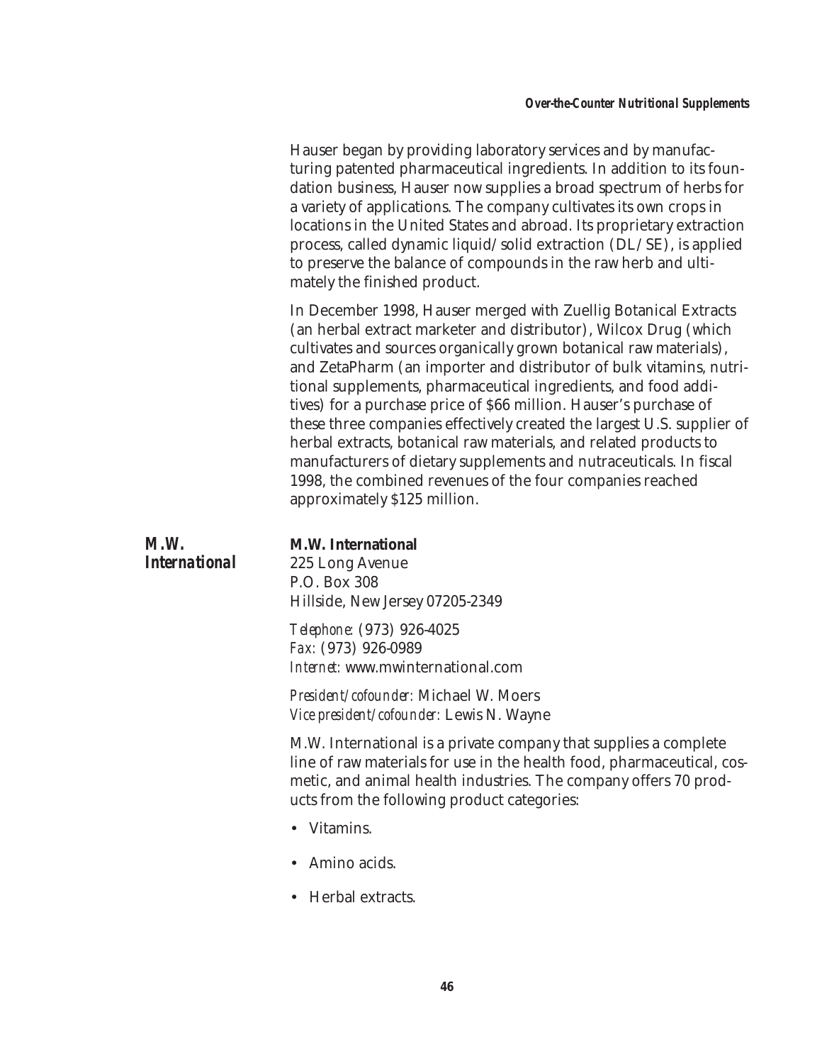Hauser began by providing laboratory services and by manufacturing patented pharmaceutical ingredients. In addition to its foundation business, Hauser now supplies a broad spectrum of herbs for a variety of applications. The company cultivates its own crops in locations in the United States and abroad. Its proprietary extraction process, called dynamic liquid/solid extraction (DL/SE), is applied to preserve the balance of compounds in the raw herb and ultimately the finished product.

In December 1998, Hauser merged with Zuellig Botanical Extracts (an herbal extract marketer and distributor), Wilcox Drug (which cultivates and sources organically grown botanical raw materials), and ZetaPharm (an importer and distributor of bulk vitamins, nutritional supplements, pharmaceutical ingredients, and food additives) for a purchase price of $66 million. Hauser's purchase of these three companies effectively created the largest U.S. supplier of herbal extracts, botanical raw materials, and related products to manufacturers of dietary supplements and nutraceuticals. In fiscal 1998, the combined revenues of the four companies reached approximately $125 million.

## *M.W. International*

**M.W. International**
225 Long Avenue
P.O. Box 308
Hillside, New Jersey 07205-2349

*Telephone:* (973) 926-4025
*Fax:* (973) 926-0989
*Internet:* www.mwinternational.com

*President/cofounder:* Michael W. Moers
*Vice president/cofounder:* Lewis N. Wayne

M.W. International is a private company that supplies a complete line of raw materials for use in the health food, pharmaceutical, cosmetic, and animal health industries. The company offers 70 products from the following product categories:

- Vitamins.
- Amino acids.
- Herbal extracts.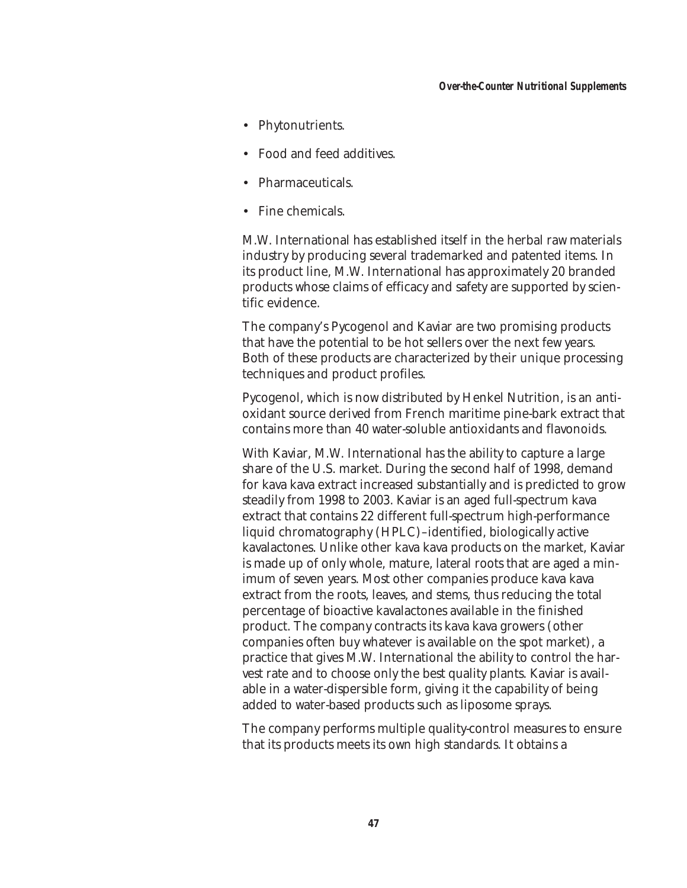- Phytonutrients.
- Food and feed additives.
- Pharmaceuticals.
- Fine chemicals.

M.W. International has established itself in the herbal raw materials industry by producing several trademarked and patented items. In its product line, M.W. International has approximately 20 branded products whose claims of efficacy and safety are supported by scientific evidence.

The company's Pycogenol and Kaviar are two promising products that have the potential to be hot sellers over the next few years. Both of these products are characterized by their unique processing techniques and product profiles.

Pycogenol, which is now distributed by Henkel Nutrition, is an antioxidant source derived from French maritime pine-bark extract that contains more than 40 water-soluble antioxidants and flavonoids.

With Kaviar, M.W. International has the ability to capture a large share of the U.S. market. During the second half of 1998, demand for kava kava extract increased substantially and is predicted to grow steadily from 1998 to 2003. Kaviar is an aged full-spectrum kava extract that contains 22 different full-spectrum high-performance liquid chromatography (HPLC)–identified, biologically active kavalactones. Unlike other kava kava products on the market, Kaviar is made up of only whole, mature, lateral roots that are aged a minimum of seven years. Most other companies produce kava kava extract from the roots, leaves, and stems, thus reducing the total percentage of bioactive kavalactones available in the finished product. The company contracts its kava kava growers (other companies often buy whatever is available on the spot market), a practice that gives M.W. International the ability to control the harvest rate and to choose only the best quality plants. Kaviar is available in a water-dispersible form, giving it the capability of being added to water-based products such as liposome sprays.

The company performs multiple quality-control measures to ensure that its products meets its own high standards. It obtains a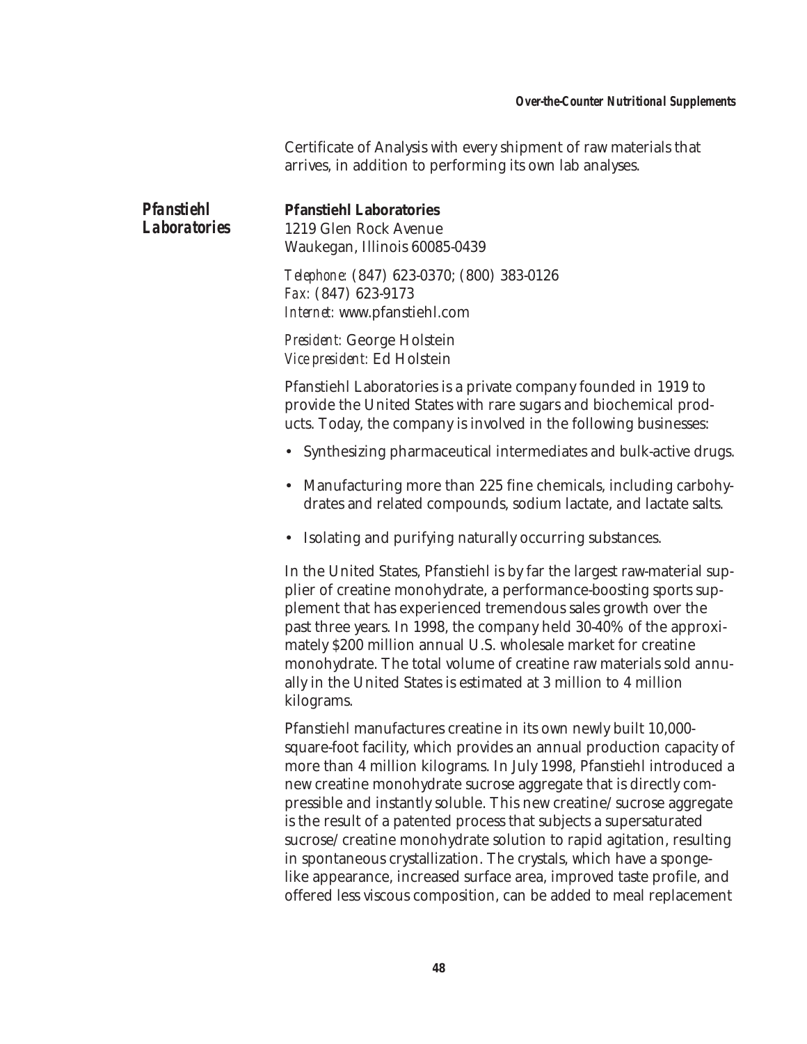Certificate of Analysis with every shipment of raw materials that arrives, in addition to performing its own lab analyses.

## Pfanstiehl Laboratories

**Pfanstiehl Laboratories**
1219 Glen Rock Avenue
Waukegan, Illinois 60085-0439

*Telephone:* (847) 623-0370; (800) 383-0126
*Fax:* (847) 623-9173
*Internet:* www.pfanstiehl.com

*President:* George Holstein
*Vice president:* Ed Holstein

Pfanstiehl Laboratories is a private company founded in 1919 to provide the United States with rare sugars and biochemical products. Today, the company is involved in the following businesses:

- Synthesizing pharmaceutical intermediates and bulk-active drugs.
- Manufacturing more than 225 fine chemicals, including carbohydrates and related compounds, sodium lactate, and lactate salts.
- Isolating and purifying naturally occurring substances.

In the United States, Pfanstiehl is by far the largest raw-material supplier of creatine monohydrate, a performance-boosting sports supplement that has experienced tremendous sales growth over the past three years. In 1998, the company held 30-40% of the approximately $200 million annual U.S. wholesale market for creatine monohydrate. The total volume of creatine raw materials sold annually in the United States is estimated at 3 million to 4 million kilograms.

Pfanstiehl manufactures creatine in its own newly built 10,000-square-foot facility, which provides an annual production capacity of more than 4 million kilograms. In July 1998, Pfanstiehl introduced a new creatine monohydrate sucrose aggregate that is directly compressible and instantly soluble. This new creatine/sucrose aggregate is the result of a patented process that subjects a supersaturated sucrose/creatine monohydrate solution to rapid agitation, resulting in spontaneous crystallization. The crystals, which have a sponge-like appearance, increased surface area, improved taste profile, and offered less viscous composition, can be added to meal replacement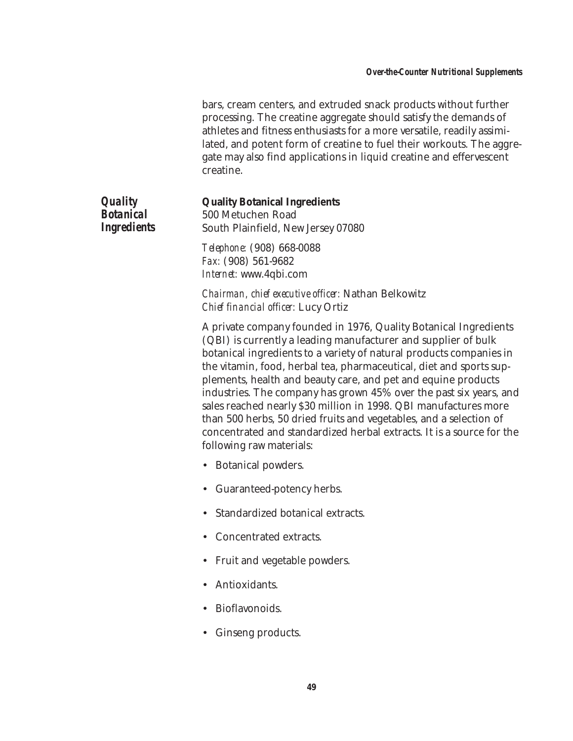bars, cream centers, and extruded snack products without further processing. The creatine aggregate should satisfy the demands of athletes and fitness enthusiasts for a more versatile, readily assimilated, and potent form of creatine to fuel their workouts. The aggregate may also find applications in liquid creatine and effervescent creatine.

## *Quality Botanical Ingredients*

**Quality Botanical Ingredients**
500 Metuchen Road
South Plainfield, New Jersey 07080

*Telephone:* (908) 668-0088
*Fax:* (908) 561-9682
*Internet:* www.4qbi.com

*Chairman, chief executive officer:* Nathan Belkowitz
*Chief financial officer:* Lucy Ortiz

A private company founded in 1976, Quality Botanical Ingredients (QBI) is currently a leading manufacturer and supplier of bulk botanical ingredients to a variety of natural products companies in the vitamin, food, herbal tea, pharmaceutical, diet and sports supplements, health and beauty care, and pet and equine products industries. The company has grown 45% over the past six years, and sales reached nearly $30 million in 1998. QBI manufactures more than 500 herbs, 50 dried fruits and vegetables, and a selection of concentrated and standardized herbal extracts. It is a source for the following raw materials:

- Botanical powders.
- Guaranteed-potency herbs.
- Standardized botanical extracts.
- Concentrated extracts.
- Fruit and vegetable powders.
- Antioxidants.
- Bioflavonoids.
- Ginseng products.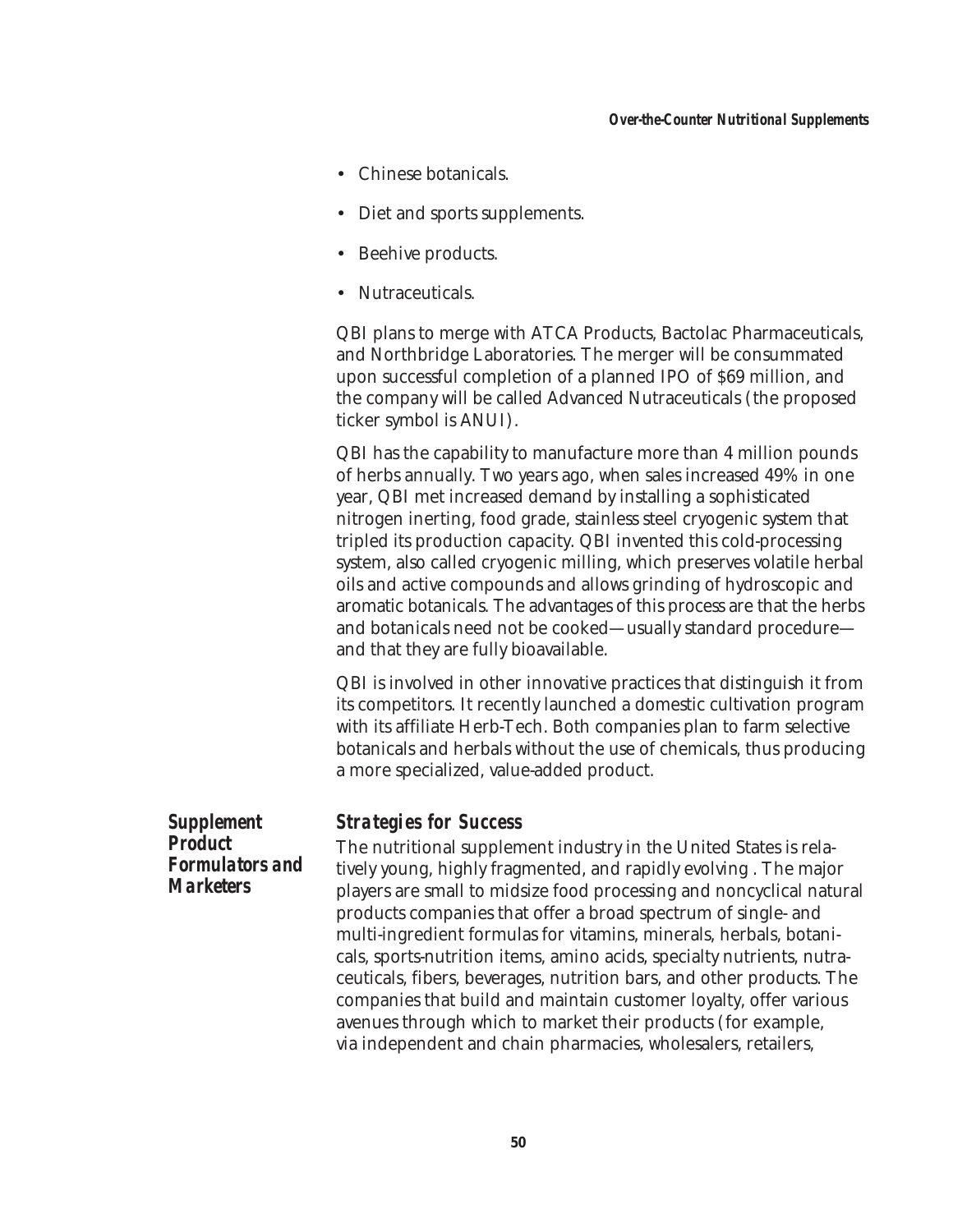- Chinese botanicals.
- Diet and sports supplements.
- Beehive products.
- Nutraceuticals.

QBI plans to merge with ATCA Products, Bactolac Pharmaceuticals, and Northbridge Laboratories. The merger will be consummated upon successful completion of a planned IPO of $69 million, and the company will be called Advanced Nutraceuticals (the proposed ticker symbol is ANUI).

QBI has the capability to manufacture more than 4 million pounds of herbs annually. Two years ago, when sales increased 49% in one year, QBI met increased demand by installing a sophisticated nitrogen inerting, food grade, stainless steel cryogenic system that tripled its production capacity. QBI invented this cold-processing system, also called cryogenic milling, which preserves volatile herbal oils and active compounds and allows grinding of hydroscopic and aromatic botanicals. The advantages of this process are that the herbs and botanicals need not be cooked—usually standard procedure—and that they are fully bioavailable.

QBI is involved in other innovative practices that distinguish it from its competitors. It recently launched a domestic cultivation program with its affiliate Herb-Tech. Both companies plan to farm selective botanicals and herbals without the use of chemicals, thus producing a more specialized, value-added product.

## Supplement Product Formulators and Marketers

### Strategies for Success

The nutritional supplement industry in the United States is relatively young, highly fragmented, and rapidly evolving . The major players are small to midsize food processing and noncyclical natural products companies that offer a broad spectrum of single- and multi-ingredient formulas for vitamins, minerals, herbals, botanicals, sports-nutrition items, amino acids, specialty nutrients, nutraceuticals, fibers, beverages, nutrition bars, and other products. The companies that build and maintain customer loyalty, offer various avenues through which to market their products (for example, via independent and chain pharmacies, wholesalers, retailers,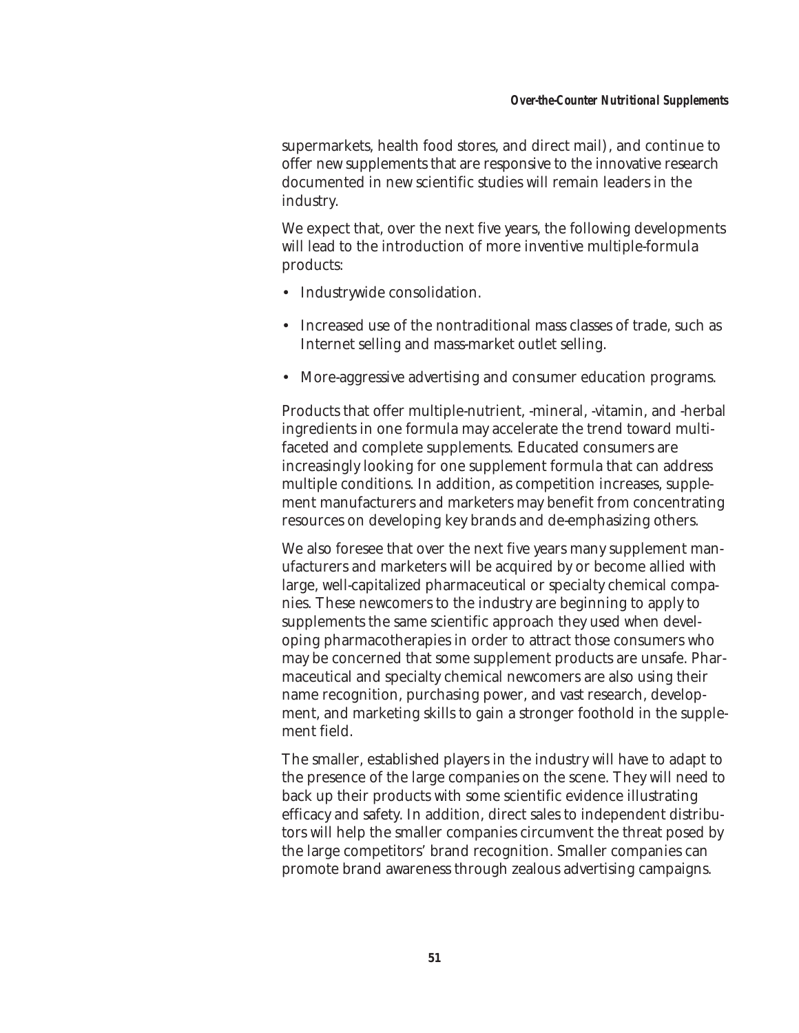supermarkets, health food stores, and direct mail), and continue to offer new supplements that are responsive to the innovative research documented in new scientific studies will remain leaders in the industry.

We expect that, over the next five years, the following developments will lead to the introduction of more inventive multiple-formula products:

- Industrywide consolidation.
- Increased use of the nontraditional mass classes of trade, such as Internet selling and mass-market outlet selling.
- More-aggressive advertising and consumer education programs.

Products that offer multiple-nutrient, -mineral, -vitamin, and -herbal ingredients in one formula may accelerate the trend toward multi-faceted and complete supplements. Educated consumers are increasingly looking for one supplement formula that can address multiple conditions. In addition, as competition increases, supplement manufacturers and marketers may benefit from concentrating resources on developing key brands and de-emphasizing others.

We also foresee that over the next five years many supplement manufacturers and marketers will be acquired by or become allied with large, well-capitalized pharmaceutical or specialty chemical companies. These newcomers to the industry are beginning to apply to supplements the same scientific approach they used when developing pharmacotherapies in order to attract those consumers who may be concerned that some supplement products are unsafe. Pharmaceutical and specialty chemical newcomers are also using their name recognition, purchasing power, and vast research, development, and marketing skills to gain a stronger foothold in the supplement field.

The smaller, established players in the industry will have to adapt to the presence of the large companies on the scene. They will need to back up their products with some scientific evidence illustrating efficacy and safety. In addition, direct sales to independent distributors will help the smaller companies circumvent the threat posed by the large competitors' brand recognition. Smaller companies can promote brand awareness through zealous advertising campaigns.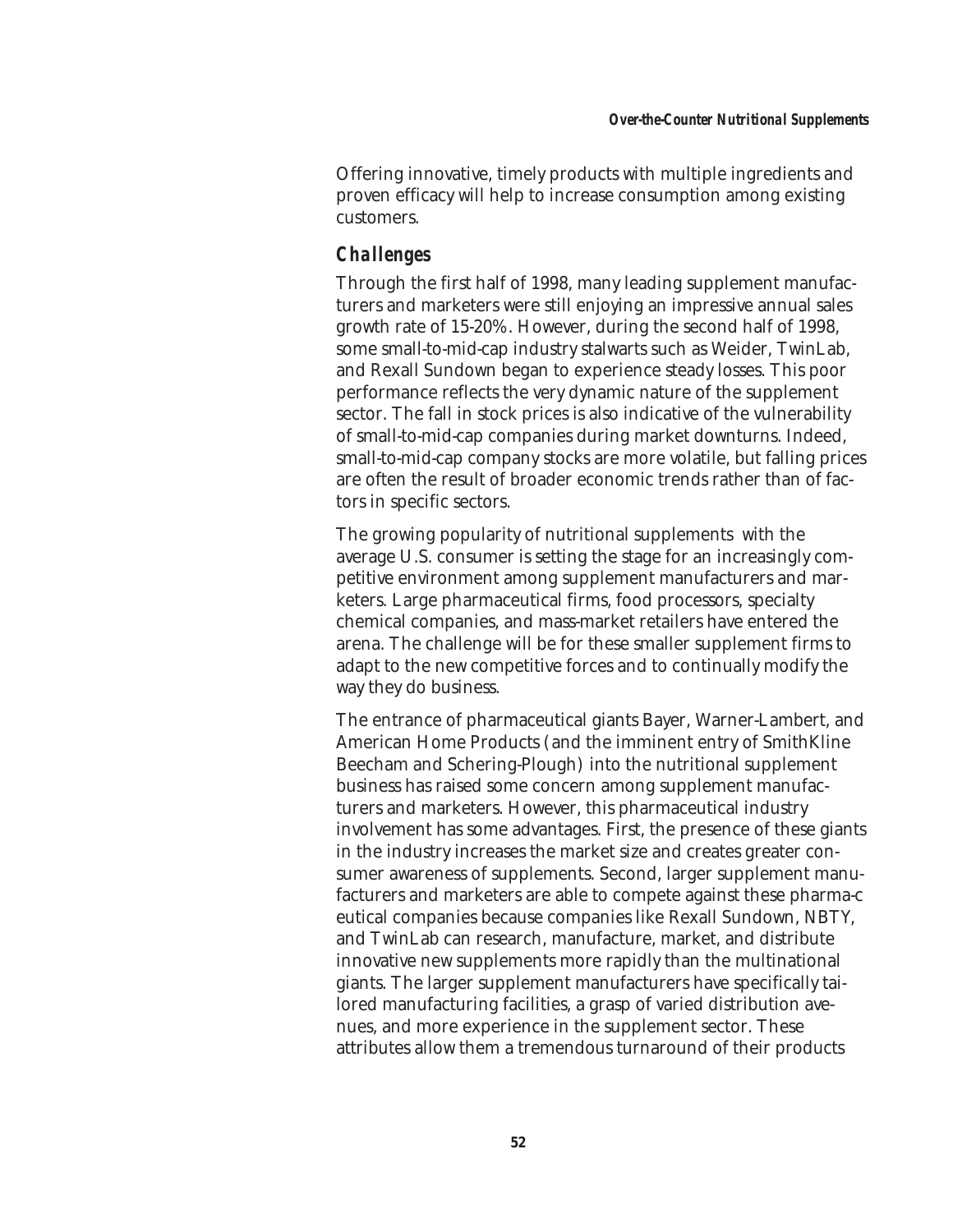Offering innovative, timely products with multiple ingredients and proven efficacy will help to increase consumption among existing customers.

### Challenges

Through the first half of 1998, many leading supplement manufacturers and marketers were still enjoying an impressive annual sales growth rate of 15-20%. However, during the second half of 1998, some small-to-mid-cap industry stalwarts such as Weider, TwinLab, and Rexall Sundown began to experience steady losses. This poor performance reflects the very dynamic nature of the supplement sector. The fall in stock prices is also indicative of the vulnerability of small-to-mid-cap companies during market downturns. Indeed, small-to-mid-cap company stocks are more volatile, but falling prices are often the result of broader economic trends rather than of factors in specific sectors.

The growing popularity of nutritional supplements with the average U.S. consumer is setting the stage for an increasingly competitive environment among supplement manufacturers and marketers. Large pharmaceutical firms, food processors, specialty chemical companies, and mass-market retailers have entered the arena. The challenge will be for these smaller supplement firms to adapt to the new competitive forces and to continually modify the way they do business.

The entrance of pharmaceutical giants Bayer, Warner-Lambert, and American Home Products (and the imminent entry of SmithKline Beecham and Schering-Plough) into the nutritional supplement business has raised some concern among supplement manufacturers and marketers. However, this pharmaceutical industry involvement has some advantages. First, the presence of these giants in the industry increases the market size and creates greater consumer awareness of supplements. Second, larger supplement manufacturers and marketers are able to compete against these pharmaceutical companies because companies like Rexall Sundown, NBTY, and TwinLab can research, manufacture, market, and distribute innovative new supplements more rapidly than the multinational giants. The larger supplement manufacturers have specifically tailored manufacturing facilities, a grasp of varied distribution avenues, and more experience in the supplement sector. These attributes allow them a tremendous turnaround of their products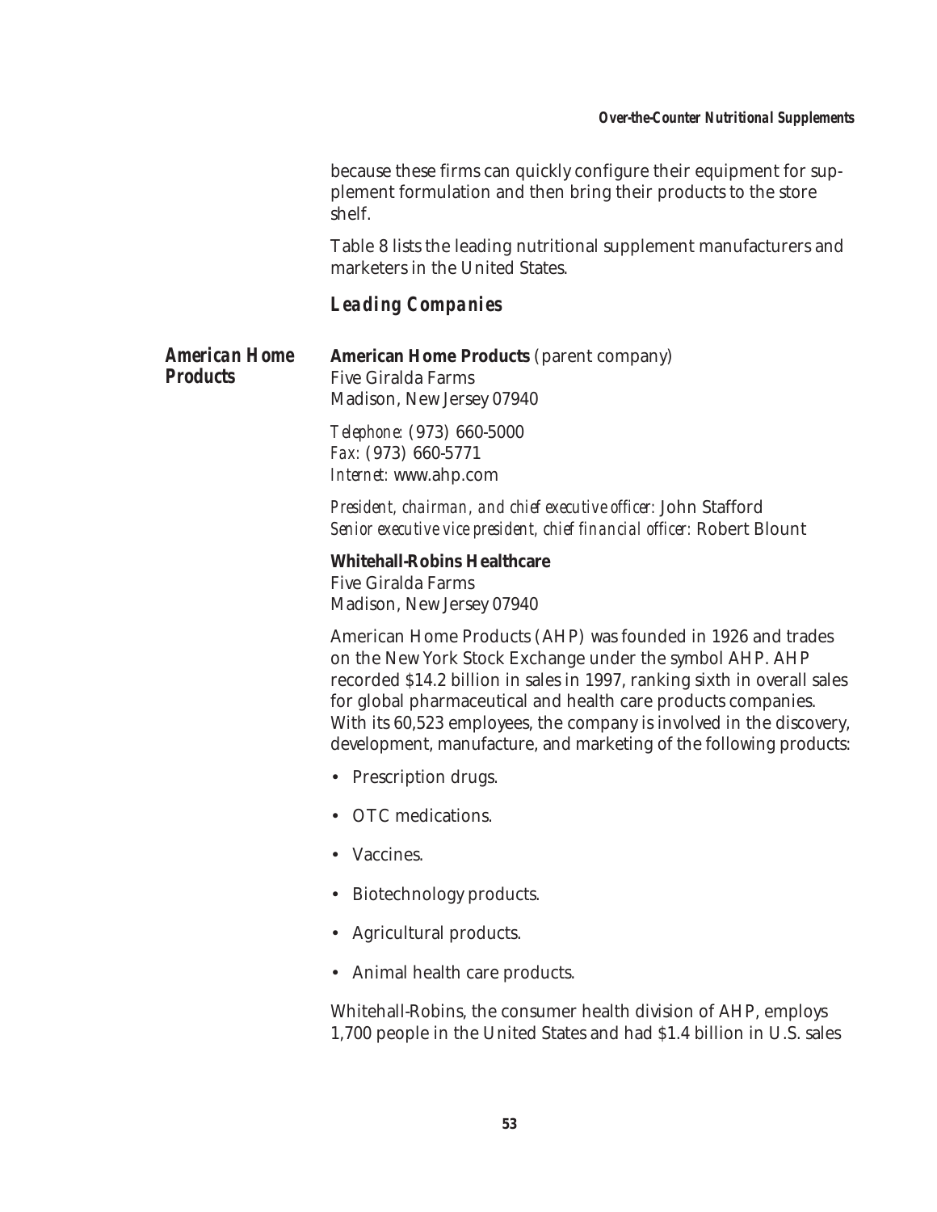because these firms can quickly configure their equipment for supplement formulation and then bring their products to the store shelf.

Table 8 lists the leading nutritional supplement manufacturers and marketers in the United States.

## Leading Companies

### American Home Products

**American Home Products** (parent company)
Five Giralda Farms
Madison, New Jersey 07940

*Telephone:* (973) 660-5000
*Fax:* (973) 660-5771
*Internet:* www.ahp.com

*President, chairman, and chief executive officer:* John Stafford
*Senior executive vice president, chief financial officer:* Robert Blount

**Whitehall-Robins Healthcare**
Five Giralda Farms
Madison, New Jersey 07940

American Home Products (AHP) was founded in 1926 and trades on the New York Stock Exchange under the symbol AHP. AHP recorded $14.2 billion in sales in 1997, ranking sixth in overall sales for global pharmaceutical and health care products companies. With its 60,523 employees, the company is involved in the discovery, development, manufacture, and marketing of the following products:

- Prescription drugs.
- OTC medications.
- Vaccines.
- Biotechnology products.
- Agricultural products.
- Animal health care products.

Whitehall-Robins, the consumer health division of AHP, employs 1,700 people in the United States and had $1.4 billion in U.S. sales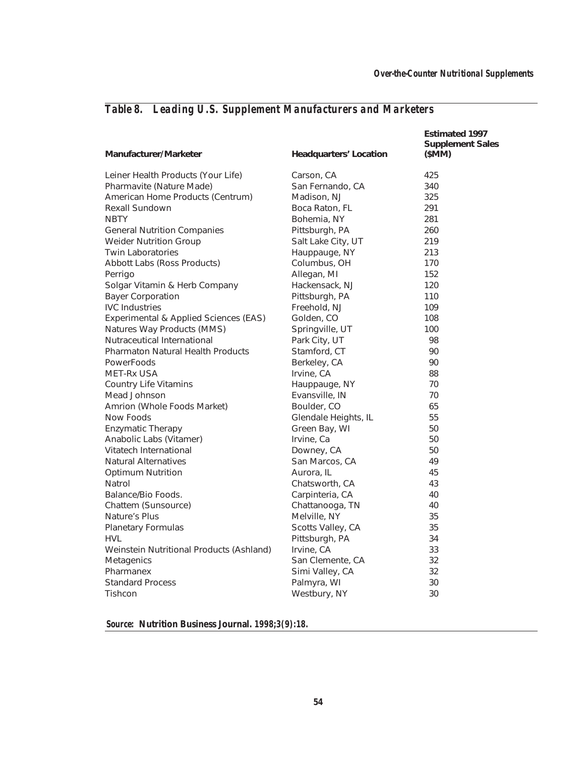## *Table 8. Leading U.S. Supplement Manufacturers and Marketers*

| Manufacturer/Marketer | Headquarters' Location | Estimated 1997 Supplement Sales ($MM) |
|---|---|---|
| Leiner Health Products (Your Life) | Carson, CA | 425 |
| Pharmavite (Nature Made) | San Fernando, CA | 340 |
| American Home Products (Centrum) | Madison, NJ | 325 |
| Rexall Sundown | Boca Raton, FL | 291 |
| NBTY | Bohemia, NY | 281 |
| General Nutrition Companies | Pittsburgh, PA | 260 |
| Weider Nutrition Group | Salt Lake City, UT | 219 |
| Twin Laboratories | Hauppauge, NY | 213 |
| Abbott Labs (Ross Products) | Columbus, OH | 170 |
| Perrigo | Allegan, MI | 152 |
| Solgar Vitamin & Herb Company | Hackensack, NJ | 120 |
| Bayer Corporation | Pittsburgh, PA | 110 |
| IVC Industries | Freehold, NJ | 109 |
| Experimental & Applied Sciences (EAS) | Golden, CO | 108 |
| Natures Way Products (MMS) | Springville, UT | 100 |
| Nutraceutical International | Park City, UT | 98 |
| Pharmaton Natural Health Products | Stamford, CT | 90 |
| PowerFoods | Berkeley, CA | 90 |
| MET-Rx USA | Irvine, CA | 88 |
| Country Life Vitamins | Hauppauge, NY | 70 |
| Mead Johnson | Evansville, IN | 70 |
| Amrion (Whole Foods Market) | Boulder, CO | 65 |
| Now Foods | Glendale Heights, IL | 55 |
| Enzymatic Therapy | Green Bay, WI | 50 |
| Anabolic Labs (Vitamer) | Irvine, Ca | 50 |
| Vitatech International | Downey, CA | 50 |
| Natural Alternatives | San Marcos, CA | 49 |
| Optimum Nutrition | Aurora, IL | 45 |
| Natrol | Chatsworth, CA | 43 |
| Balance/Bio Foods. | Carpinteria, CA | 40 |
| Chattem (Sunsource) | Chattanooga, TN | 40 |
| Nature's Plus | Melville, NY | 35 |
| Planetary Formulas | Scotts Valley, CA | 35 |
| HVL | Pittsburgh, PA | 34 |
| Weinstein Nutritional Products (Ashland) | Irvine, CA | 33 |
| Metagenics | San Clemente, CA | 32 |
| Pharmanex | Simi Valley, CA | 32 |
| Standard Process | Palmyra, WI | 30 |
| Tishcon | Westbury, NY | 30 |

*Source:* **Nutrition Business Journal.** *1998;3(9):18.*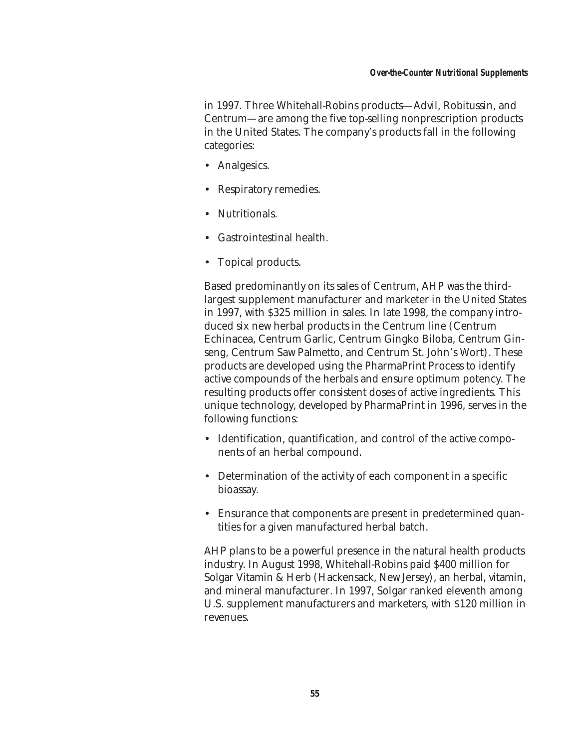in 1997. Three Whitehall-Robins products—Advil, Robitussin, and Centrum—are among the five top-selling nonprescription products in the United States. The company's products fall in the following categories:

- Analgesics.
- Respiratory remedies.
- Nutritionals.
- Gastrointestinal health.
- Topical products.

Based predominantly on its sales of Centrum, AHP was the third-largest supplement manufacturer and marketer in the United States in 1997, with $325 million in sales. In late 1998, the company introduced six new herbal products in the Centrum line (Centrum Echinacea, Centrum Garlic, Centrum Gingko Biloba, Centrum Ginseng, Centrum Saw Palmetto, and Centrum St. John's Wort). These products are developed using the PharmaPrint Process to identify active compounds of the herbals and ensure optimum potency. The resulting products offer consistent doses of active ingredients. This unique technology, developed by PharmaPrint in 1996, serves in the following functions:

- Identification, quantification, and control of the active components of an herbal compound.
- Determination of the activity of each component in a specific bioassay.
- Ensurance that components are present in predetermined quantities for a given manufactured herbal batch.

AHP plans to be a powerful presence in the natural health products industry. In August 1998, Whitehall-Robins paid $400 million for Solgar Vitamin & Herb (Hackensack, New Jersey), an herbal, vitamin, and mineral manufacturer. In 1997, Solgar ranked eleventh among U.S. supplement manufacturers and marketers, with $120 million in revenues.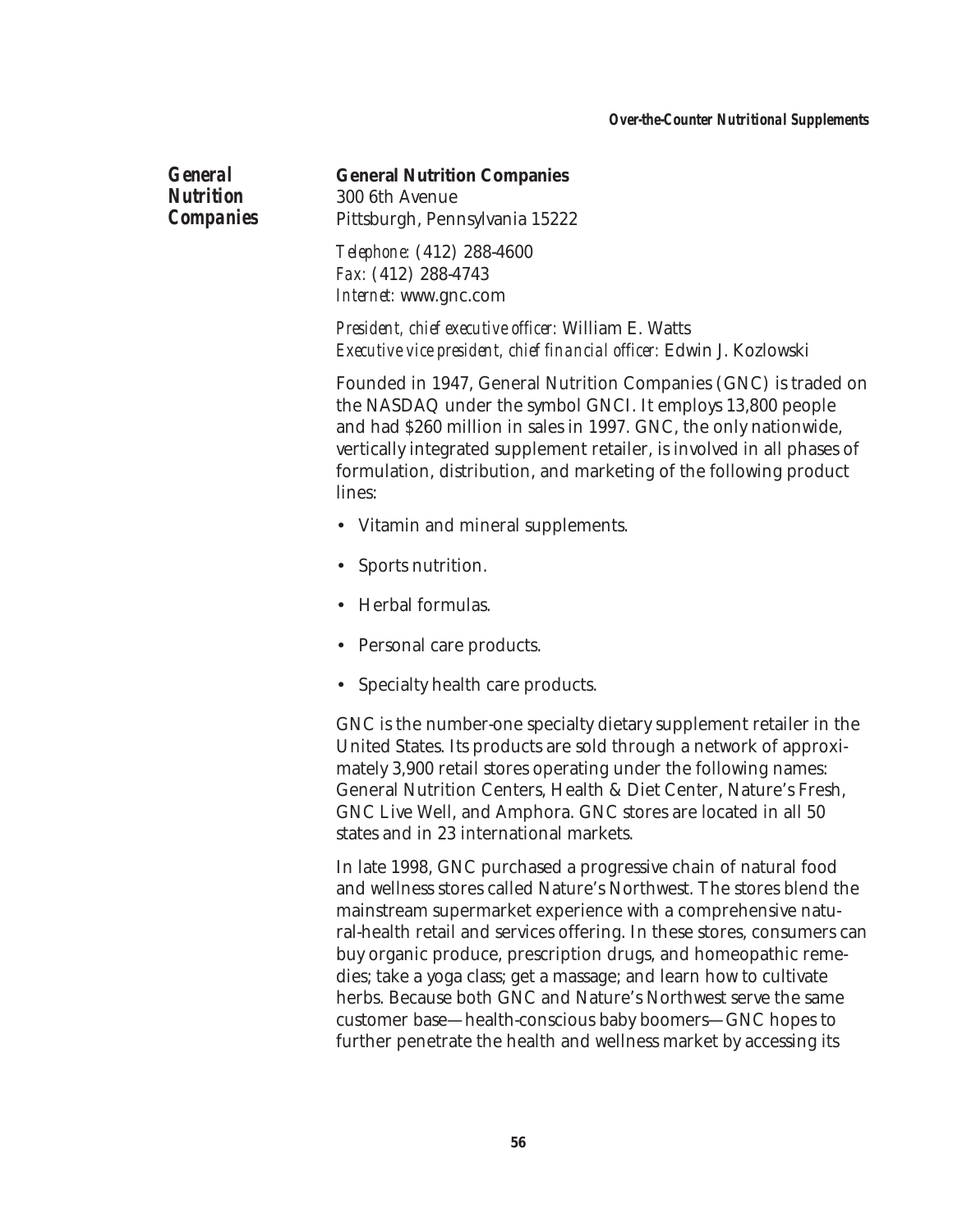## General Nutrition Companies

**General Nutrition Companies**
300 6th Avenue
Pittsburgh, Pennsylvania 15222

*Telephone:* (412) 288-4600
*Fax:* (412) 288-4743
*Internet:* www.gnc.com

*President, chief executive officer:* William E. Watts
*Executive vice president, chief financial officer:* Edwin J. Kozlowski

Founded in 1947, General Nutrition Companies (GNC) is traded on the NASDAQ under the symbol GNCI. It employs 13,800 people and had $260 million in sales in 1997. GNC, the only nationwide, vertically integrated supplement retailer, is involved in all phases of formulation, distribution, and marketing of the following product lines:

- Vitamin and mineral supplements.
- Sports nutrition.
- Herbal formulas.
- Personal care products.
- Specialty health care products.

GNC is the number-one specialty dietary supplement retailer in the United States. Its products are sold through a network of approximately 3,900 retail stores operating under the following names: General Nutrition Centers, Health & Diet Center, Nature's Fresh, GNC Live Well, and Amphora. GNC stores are located in all 50 states and in 23 international markets.

In late 1998, GNC purchased a progressive chain of natural food and wellness stores called Nature's Northwest. The stores blend the mainstream supermarket experience with a comprehensive natural-health retail and services offering. In these stores, consumers can buy organic produce, prescription drugs, and homeopathic remedies; take a yoga class; get a massage; and learn how to cultivate herbs. Because both GNC and Nature's Northwest serve the same customer base—health-conscious baby boomers—GNC hopes to further penetrate the health and wellness market by accessing its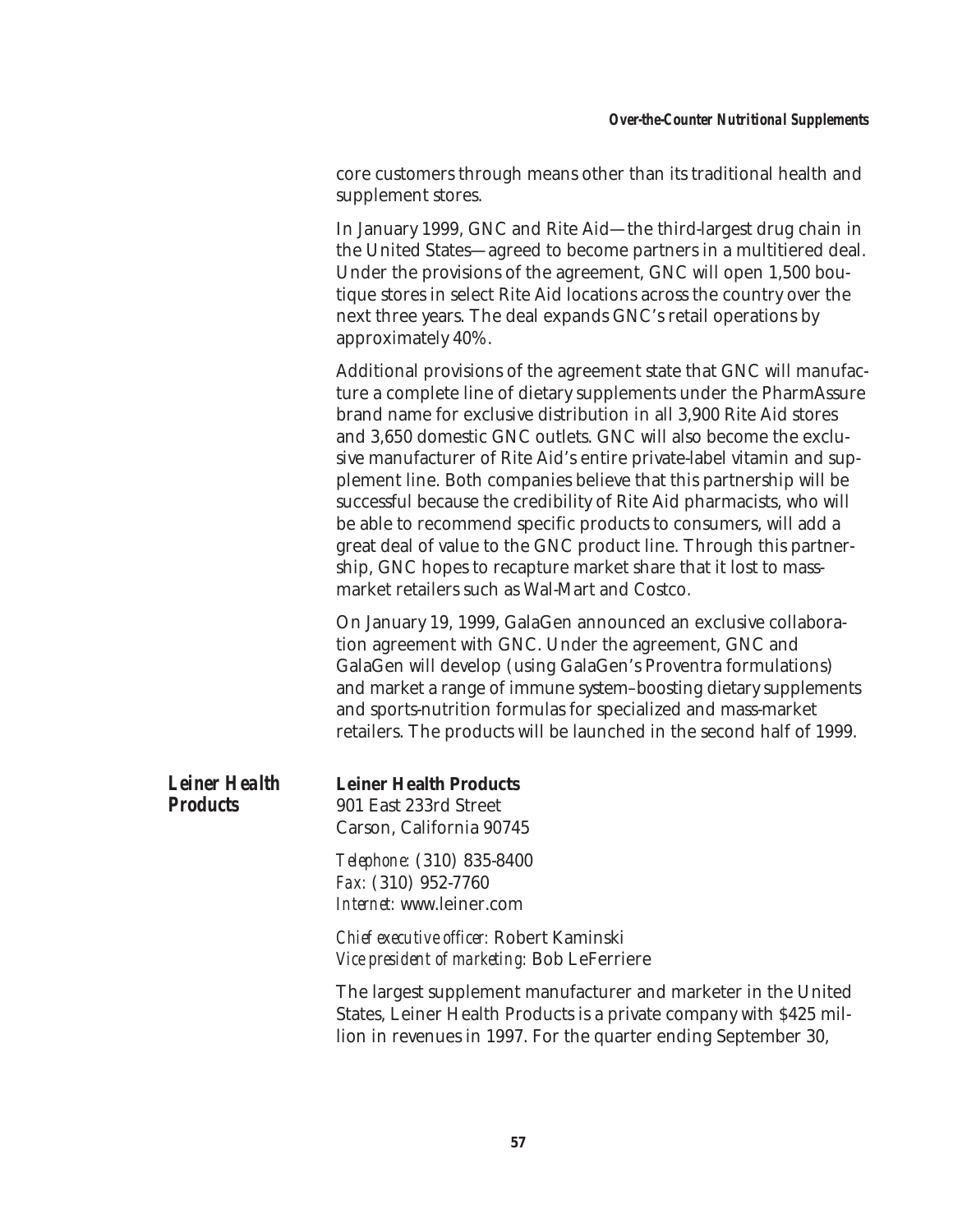core customers through means other than its traditional health and supplement stores.

In January 1999, GNC and Rite Aid—the third-largest drug chain in the United States—agreed to become partners in a multitiered deal. Under the provisions of the agreement, GNC will open 1,500 boutique stores in select Rite Aid locations across the country over the next three years. The deal expands GNC's retail operations by approximately 40%.

Additional provisions of the agreement state that GNC will manufacture a complete line of dietary supplements under the PharmAssure brand name for exclusive distribution in all 3,900 Rite Aid stores and 3,650 domestic GNC outlets. GNC will also become the exclusive manufacturer of Rite Aid's entire private-label vitamin and supplement line. Both companies believe that this partnership will be successful because the credibility of Rite Aid pharmacists, who will be able to recommend specific products to consumers, will add a great deal of value to the GNC product line. Through this partnership, GNC hopes to recapture market share that it lost to mass-market retailers such as Wal-Mart and Costco.

On January 19, 1999, GalaGen announced an exclusive collaboration agreement with GNC. Under the agreement, GNC and GalaGen will develop (using GalaGen's Proventra formulations) and market a range of immune system–boosting dietary supplements and sports-nutrition formulas for specialized and mass-market retailers. The products will be launched in the second half of 1999.

## *Leiner Health Products*

**Leiner Health Products**
901 East 233rd Street
Carson, California 90745

*Telephone:* (310) 835-8400
*Fax:* (310) 952-7760
*Internet:* www.leiner.com

*Chief executive officer:* Robert Kaminski
*Vice president of marketing:* Bob LeFerriere

The largest supplement manufacturer and marketer in the United States, Leiner Health Products is a private company with $425 million in revenues in 1997. For the quarter ending September 30,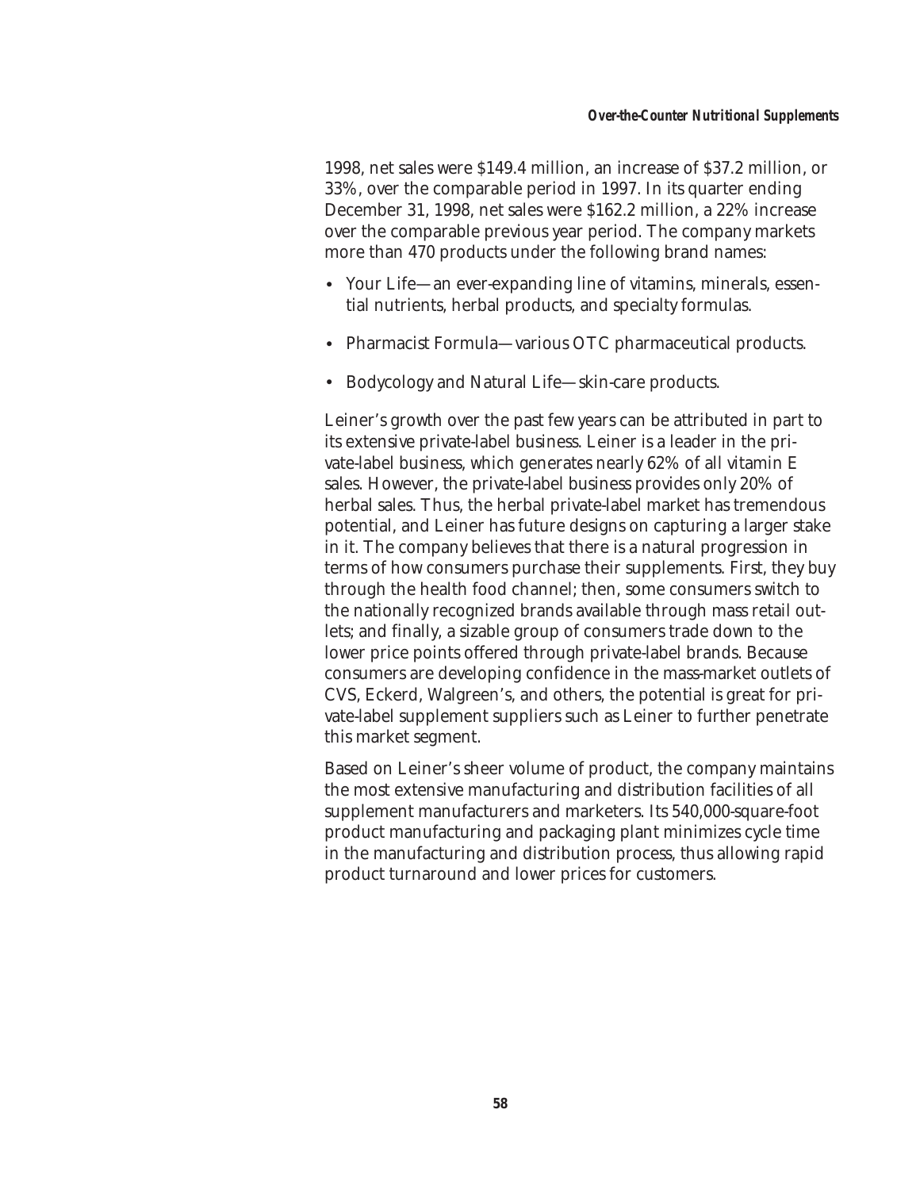1998, net sales were $149.4 million, an increase of $37.2 million, or 33%, over the comparable period in 1997. In its quarter ending December 31, 1998, net sales were $162.2 million, a 22% increase over the comparable previous year period. The company markets more than 470 products under the following brand names:

- Your Life—an ever-expanding line of vitamins, minerals, essential nutrients, herbal products, and specialty formulas.
- Pharmacist Formula—various OTC pharmaceutical products.
- Bodycology and Natural Life—skin-care products.

Leiner's growth over the past few years can be attributed in part to its extensive private-label business. Leiner is a leader in the private-label business, which generates nearly 62% of all vitamin E sales. However, the private-label business provides only 20% of herbal sales. Thus, the herbal private-label market has tremendous potential, and Leiner has future designs on capturing a larger stake in it. The company believes that there is a natural progression in terms of how consumers purchase their supplements. First, they buy through the health food channel; then, some consumers switch to the nationally recognized brands available through mass retail outlets; and finally, a sizable group of consumers trade down to the lower price points offered through private-label brands. Because consumers are developing confidence in the mass-market outlets of CVS, Eckerd, Walgreen's, and others, the potential is great for private-label supplement suppliers such as Leiner to further penetrate this market segment.

Based on Leiner's sheer volume of product, the company maintains the most extensive manufacturing and distribution facilities of all supplement manufacturers and marketers. Its 540,000-square-foot product manufacturing and packaging plant minimizes cycle time in the manufacturing and distribution process, thus allowing rapid product turnaround and lower prices for customers.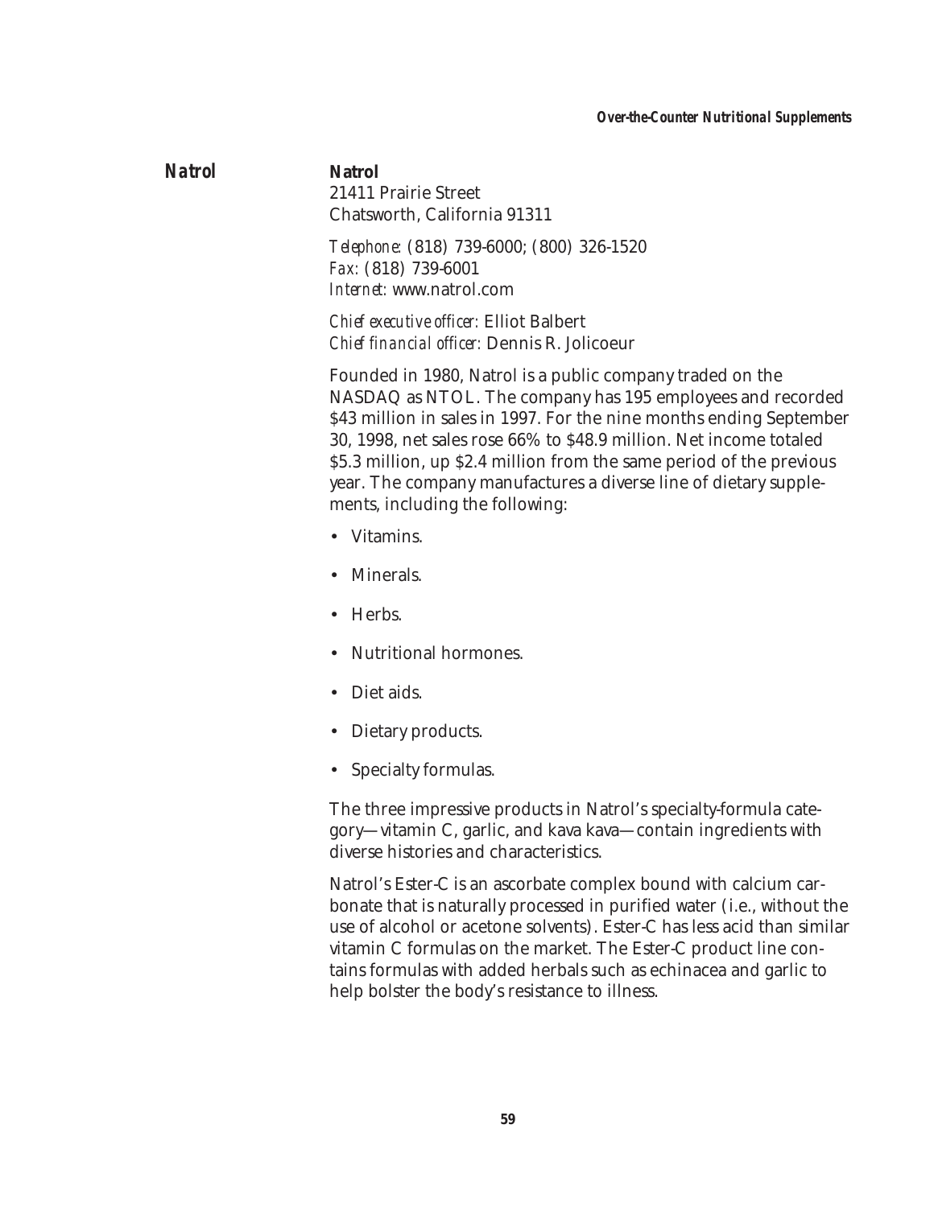## Natrol

**Natrol**
21411 Prairie Street
Chatsworth, California 91311

*Telephone:* (818) 739-6000; (800) 326-1520
*Fax:* (818) 739-6001
*Internet:* www.natrol.com

*Chief executive officer:* Elliot Balbert
*Chief financial officer:* Dennis R. Jolicoeur

Founded in 1980, Natrol is a public company traded on the NASDAQ as NTOL. The company has 195 employees and recorded $43 million in sales in 1997. For the nine months ending September 30, 1998, net sales rose 66% to $48.9 million. Net income totaled $5.3 million, up $2.4 million from the same period of the previous year. The company manufactures a diverse line of dietary supplements, including the following:

- Vitamins.
- Minerals.
- Herbs.
- Nutritional hormones.
- Diet aids.
- Dietary products.
- Specialty formulas.

The three impressive products in Natrol's specialty-formula category—vitamin C, garlic, and kava kava—contain ingredients with diverse histories and characteristics.

Natrol's Ester-C is an ascorbate complex bound with calcium carbonate that is naturally processed in purified water (i.e., without the use of alcohol or acetone solvents). Ester-C has less acid than similar vitamin C formulas on the market. The Ester-C product line contains formulas with added herbals such as echinacea and garlic to help bolster the body's resistance to illness.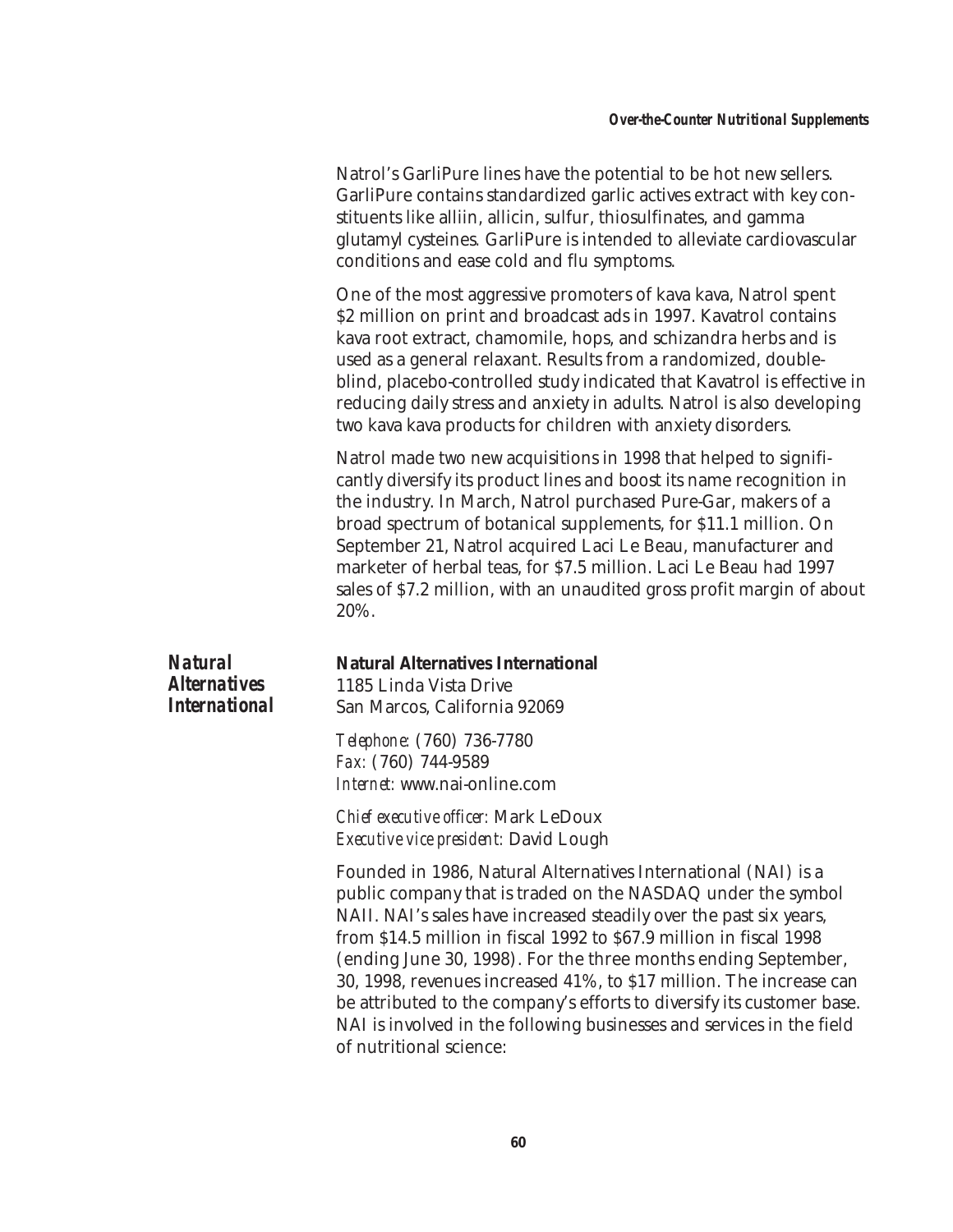Natrol's GarliPure lines have the potential to be hot new sellers. GarliPure contains standardized garlic actives extract with key constituents like alliin, allicin, sulfur, thiosulfinates, and gamma glutamyl cysteines. GarliPure is intended to alleviate cardiovascular conditions and ease cold and flu symptoms.

One of the most aggressive promoters of kava kava, Natrol spent $2 million on print and broadcast ads in 1997. Kavatrol contains kava root extract, chamomile, hops, and schizandra herbs and is used as a general relaxant. Results from a randomized, double-blind, placebo-controlled study indicated that Kavatrol is effective in reducing daily stress and anxiety in adults. Natrol is also developing two kava kava products for children with anxiety disorders.

Natrol made two new acquisitions in 1998 that helped to significantly diversify its product lines and boost its name recognition in the industry. In March, Natrol purchased Pure-Gar, makers of a broad spectrum of botanical supplements, for $11.1 million. On September 21, Natrol acquired Laci Le Beau, manufacturer and marketer of herbal teas, for $7.5 million. Laci Le Beau had 1997 sales of $7.2 million, with an unaudited gross profit margin of about 20%.

## *Natural Alternatives International*

**Natural Alternatives International**
1185 Linda Vista Drive
San Marcos, California 92069

*Telephone:* (760) 736-7780
*Fax:* (760) 744-9589
*Internet:* www.nai-online.com

*Chief executive officer:* Mark LeDoux
*Executive vice president:* David Lough

Founded in 1986, Natural Alternatives International (NAI) is a public company that is traded on the NASDAQ under the symbol NAII. NAI's sales have increased steadily over the past six years, from $14.5 million in fiscal 1992 to $67.9 million in fiscal 1998 (ending June 30, 1998). For the three months ending September, 30, 1998, revenues increased 41%, to $17 million. The increase can be attributed to the company's efforts to diversify its customer base. NAI is involved in the following businesses and services in the field of nutritional science: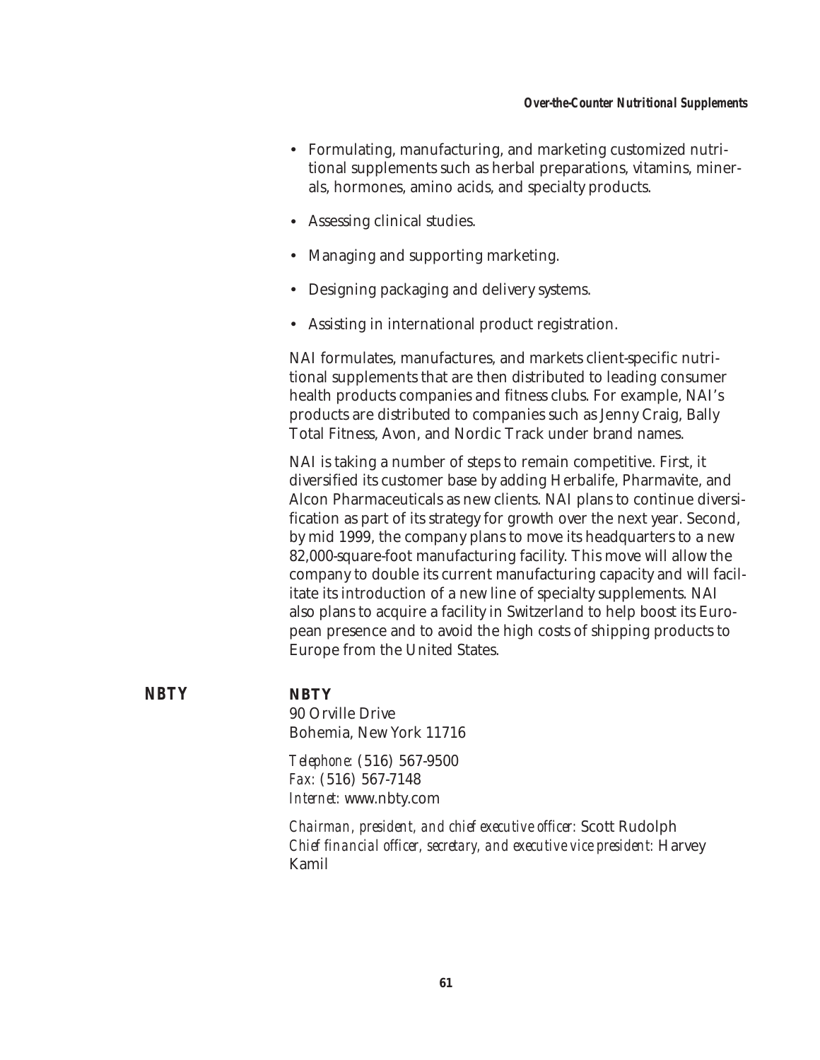- Formulating, manufacturing, and marketing customized nutritional supplements such as herbal preparations, vitamins, minerals, hormones, amino acids, and specialty products.
- Assessing clinical studies.
- Managing and supporting marketing.
- Designing packaging and delivery systems.
- Assisting in international product registration.

NAI formulates, manufactures, and markets client-specific nutritional supplements that are then distributed to leading consumer health products companies and fitness clubs. For example, NAI's products are distributed to companies such as Jenny Craig, Bally Total Fitness, Avon, and Nordic Track under brand names.

NAI is taking a number of steps to remain competitive. First, it diversified its customer base by adding Herbalife, Pharmavite, and Alcon Pharmaceuticals as new clients. NAI plans to continue diversification as part of its strategy for growth over the next year. Second, by mid 1999, the company plans to move its headquarters to a new 82,000-square-foot manufacturing facility. This move will allow the company to double its current manufacturing capacity and will facilitate its introduction of a new line of specialty supplements. NAI also plans to acquire a facility in Switzerland to help boost its European presence and to avoid the high costs of shipping products to Europe from the United States.

## NBTY

**NBTY**
90 Orville Drive
Bohemia, New York 11716

*Telephone:* (516) 567-9500
*Fax:* (516) 567-7148
*Internet:* www.nbty.com

*Chairman, president, and chief executive officer:* Scott Rudolph
*Chief financial officer, secretary, and executive vice president:* Harvey Kamil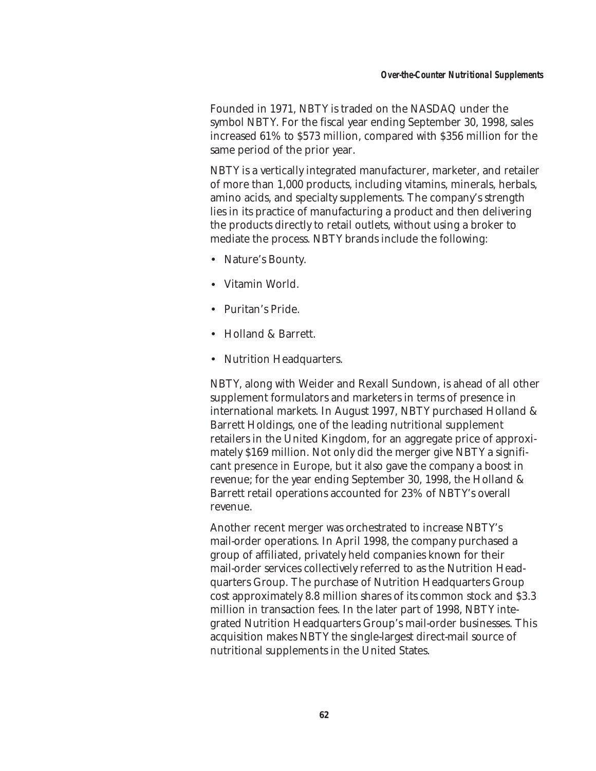Founded in 1971, NBTY is traded on the NASDAQ under the symbol NBTY. For the fiscal year ending September 30, 1998, sales increased 61% to $573 million, compared with $356 million for the same period of the prior year.

NBTY is a vertically integrated manufacturer, marketer, and retailer of more than 1,000 products, including vitamins, minerals, herbals, amino acids, and specialty supplements. The company's strength lies in its practice of manufacturing a product and then delivering the products directly to retail outlets, without using a broker to mediate the process. NBTY brands include the following:

- Nature's Bounty.
- Vitamin World.
- Puritan's Pride.
- Holland & Barrett.
- Nutrition Headquarters.

NBTY, along with Weider and Rexall Sundown, is ahead of all other supplement formulators and marketers in terms of presence in international markets. In August 1997, NBTY purchased Holland & Barrett Holdings, one of the leading nutritional supplement retailers in the United Kingdom, for an aggregate price of approximately $169 million. Not only did the merger give NBTY a significant presence in Europe, but it also gave the company a boost in revenue; for the year ending September 30, 1998, the Holland & Barrett retail operations accounted for 23% of NBTY's overall revenue.

Another recent merger was orchestrated to increase NBTY's mail-order operations. In April 1998, the company purchased a group of affiliated, privately held companies known for their mail-order services collectively referred to as the Nutrition Headquarters Group. The purchase of Nutrition Headquarters Group cost approximately 8.8 million shares of its common stock and $3.3 million in transaction fees. In the later part of 1998, NBTY integrated Nutrition Headquarters Group's mail-order businesses. This acquisition makes NBTY the single-largest direct-mail source of nutritional supplements in the United States.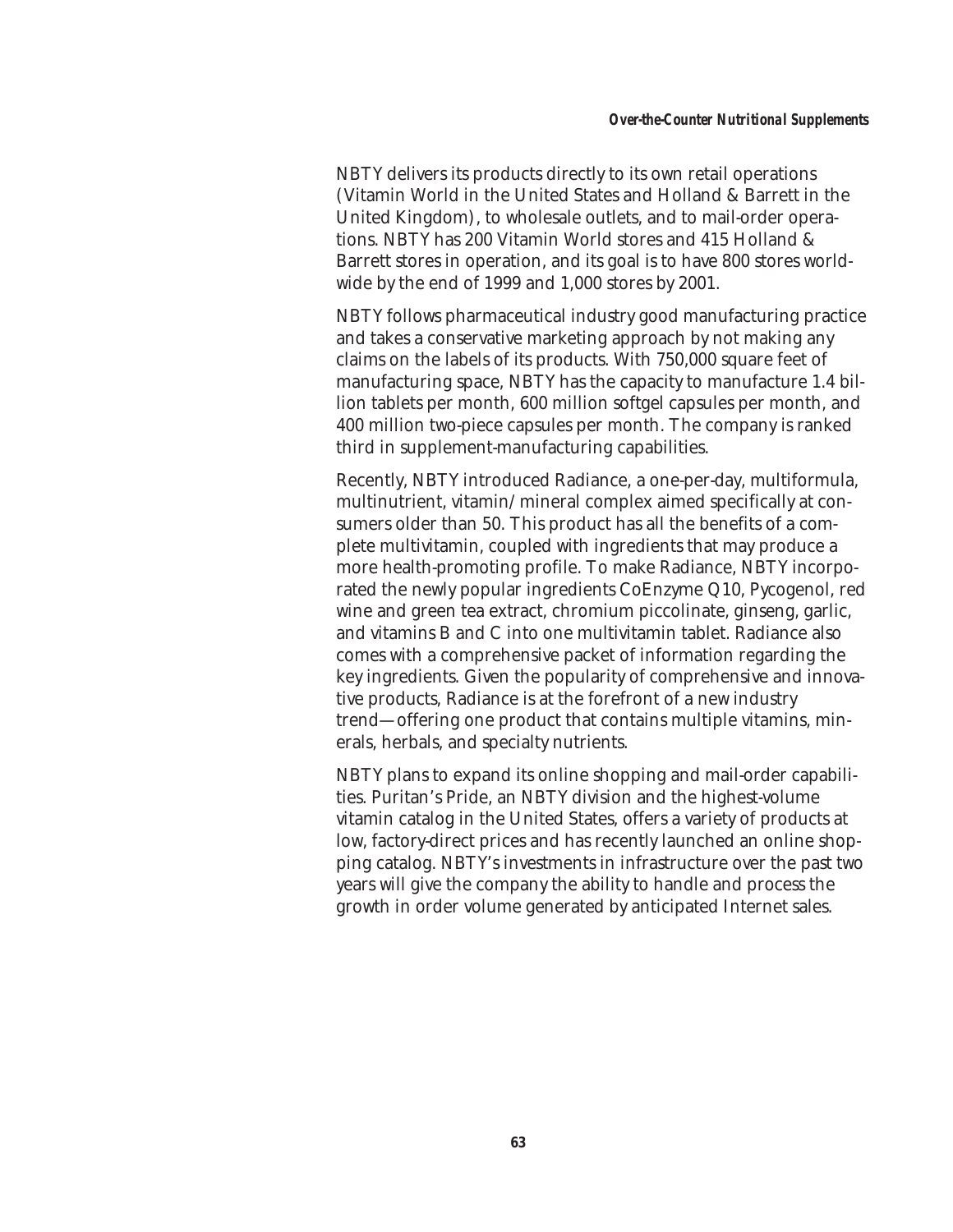NBTY delivers its products directly to its own retail operations (Vitamin World in the United States and Holland & Barrett in the United Kingdom), to wholesale outlets, and to mail-order operations. NBTY has 200 Vitamin World stores and 415 Holland & Barrett stores in operation, and its goal is to have 800 stores worldwide by the end of 1999 and 1,000 stores by 2001.

NBTY follows pharmaceutical industry good manufacturing practice and takes a conservative marketing approach by not making any claims on the labels of its products. With 750,000 square feet of manufacturing space, NBTY has the capacity to manufacture 1.4 billion tablets per month, 600 million softgel capsules per month, and 400 million two-piece capsules per month. The company is ranked third in supplement-manufacturing capabilities.

Recently, NBTY introduced Radiance, a one-per-day, multiformula, multinutrient, vitamin/mineral complex aimed specifically at consumers older than 50. This product has all the benefits of a complete multivitamin, coupled with ingredients that may produce a more health-promoting profile. To make Radiance, NBTY incorporated the newly popular ingredients CoEnzyme Q10, Pycogenol, red wine and green tea extract, chromium piccolinate, ginseng, garlic, and vitamins B and C into one multivitamin tablet. Radiance also comes with a comprehensive packet of information regarding the key ingredients. Given the popularity of comprehensive and innovative products, Radiance is at the forefront of a new industry trend—offering one product that contains multiple vitamins, minerals, herbals, and specialty nutrients.

NBTY plans to expand its online shopping and mail-order capabilities. Puritan's Pride, an NBTY division and the highest-volume vitamin catalog in the United States, offers a variety of products at low, factory-direct prices and has recently launched an online shopping catalog. NBTY's investments in infrastructure over the past two years will give the company the ability to handle and process the growth in order volume generated by anticipated Internet sales.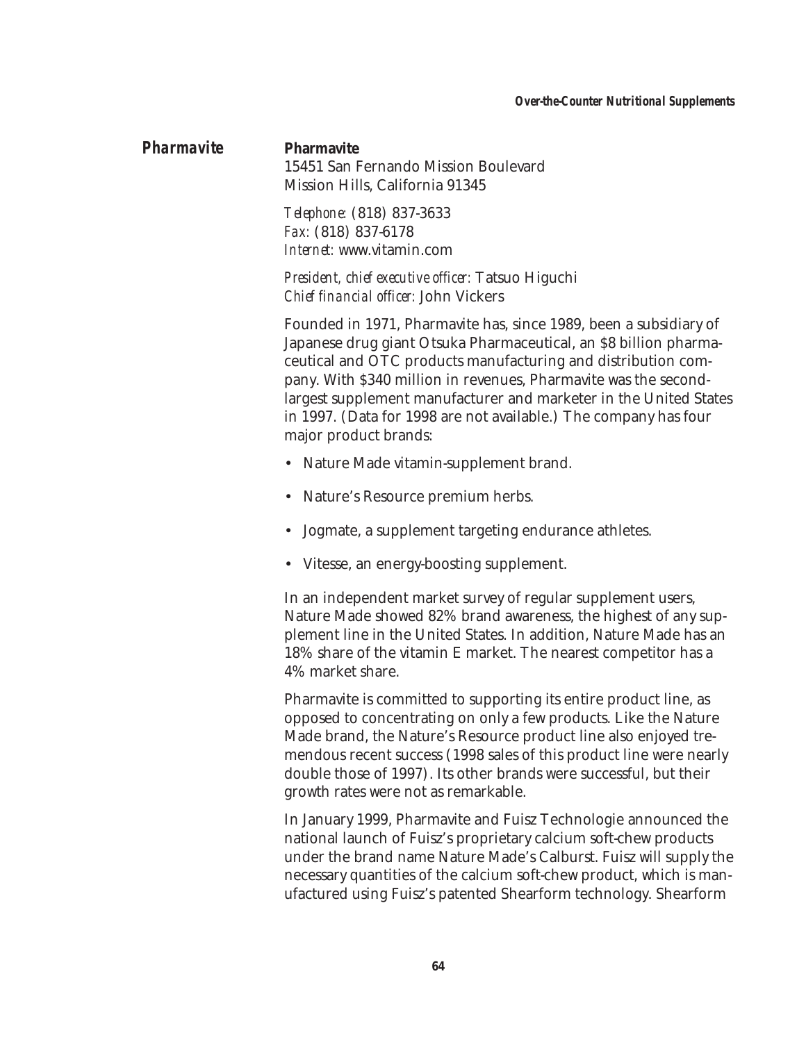## Pharmavite

**Pharmavite**
15451 San Fernando Mission Boulevard
Mission Hills, California 91345

*Telephone:* (818) 837-3633
*Fax:* (818) 837-6178
*Internet:* www.vitamin.com

*President, chief executive officer:* Tatsuo Higuchi
*Chief financial officer:* John Vickers

Founded in 1971, Pharmavite has, since 1989, been a subsidiary of Japanese drug giant Otsuka Pharmaceutical, an $8 billion pharmaceutical and OTC products manufacturing and distribution company. With $340 million in revenues, Pharmavite was the second-largest supplement manufacturer and marketer in the United States in 1997. (Data for 1998 are not available.) The company has four major product brands:

- Nature Made vitamin-supplement brand.
- Nature's Resource premium herbs.
- Jogmate, a supplement targeting endurance athletes.
- Vitesse, an energy-boosting supplement.

In an independent market survey of regular supplement users, Nature Made showed 82% brand awareness, the highest of any supplement line in the United States. In addition, Nature Made has an 18% share of the vitamin E market. The nearest competitor has a 4% market share.

Pharmavite is committed to supporting its entire product line, as opposed to concentrating on only a few products. Like the Nature Made brand, the Nature's Resource product line also enjoyed tremendous recent success (1998 sales of this product line were nearly double those of 1997). Its other brands were successful, but their growth rates were not as remarkable.

In January 1999, Pharmavite and Fuisz Technologie announced the national launch of Fuisz's proprietary calcium soft-chew products under the brand name Nature Made's Calburst. Fuisz will supply the necessary quantities of the calcium soft-chew product, which is manufactured using Fuisz's patented Shearform technology. Shearform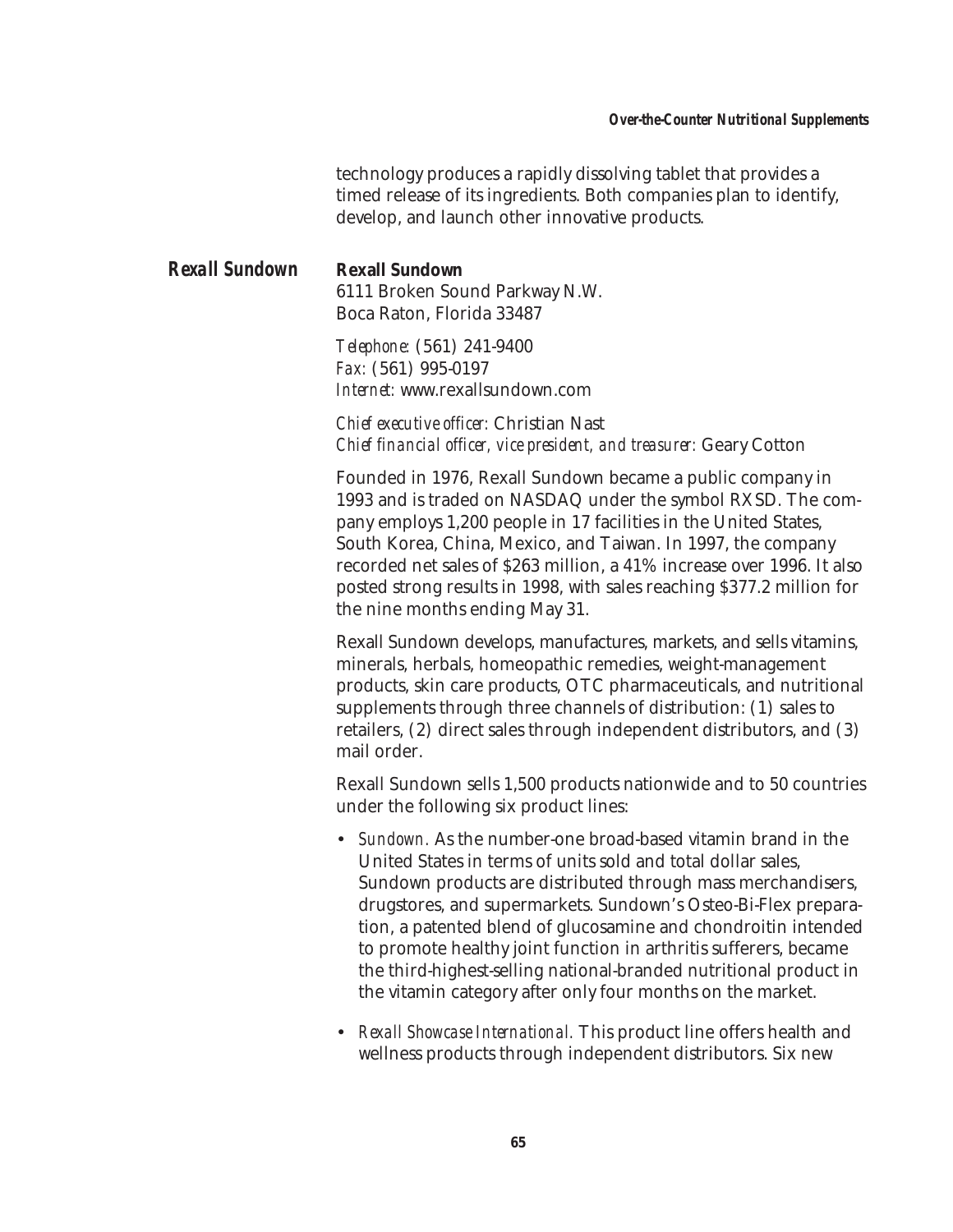technology produces a rapidly dissolving tablet that provides a timed release of its ingredients. Both companies plan to identify, develop, and launch other innovative products.

## Rexall Sundown

**Rexall Sundown**
6111 Broken Sound Parkway N.W.
Boca Raton, Florida 33487

*Telephone:* (561) 241-9400
*Fax:* (561) 995-0197
*Internet:* www.rexallsundown.com

*Chief executive officer:* Christian Nast
*Chief financial officer, vice president, and treasurer:* Geary Cotton

Founded in 1976, Rexall Sundown became a public company in 1993 and is traded on NASDAQ under the symbol RXSD. The company employs 1,200 people in 17 facilities in the United States, South Korea, China, Mexico, and Taiwan. In 1997, the company recorded net sales of $263 million, a 41% increase over 1996. It also posted strong results in 1998, with sales reaching $377.2 million for the nine months ending May 31.

Rexall Sundown develops, manufactures, markets, and sells vitamins, minerals, herbals, homeopathic remedies, weight-management products, skin care products, OTC pharmaceuticals, and nutritional supplements through three channels of distribution: (1) sales to retailers, (2) direct sales through independent distributors, and (3) mail order.

Rexall Sundown sells 1,500 products nationwide and to 50 countries under the following six product lines:

- *Sundown.* As the number-one broad-based vitamin brand in the United States in terms of units sold and total dollar sales, Sundown products are distributed through mass merchandisers, drugstores, and supermarkets. Sundown's Osteo-Bi-Flex preparation, a patented blend of glucosamine and chondroitin intended to promote healthy joint function in arthritis sufferers, became the third-highest-selling national-branded nutritional product in the vitamin category after only four months on the market.
- *Rexall Showcase International.* This product line offers health and wellness products through independent distributors. Six new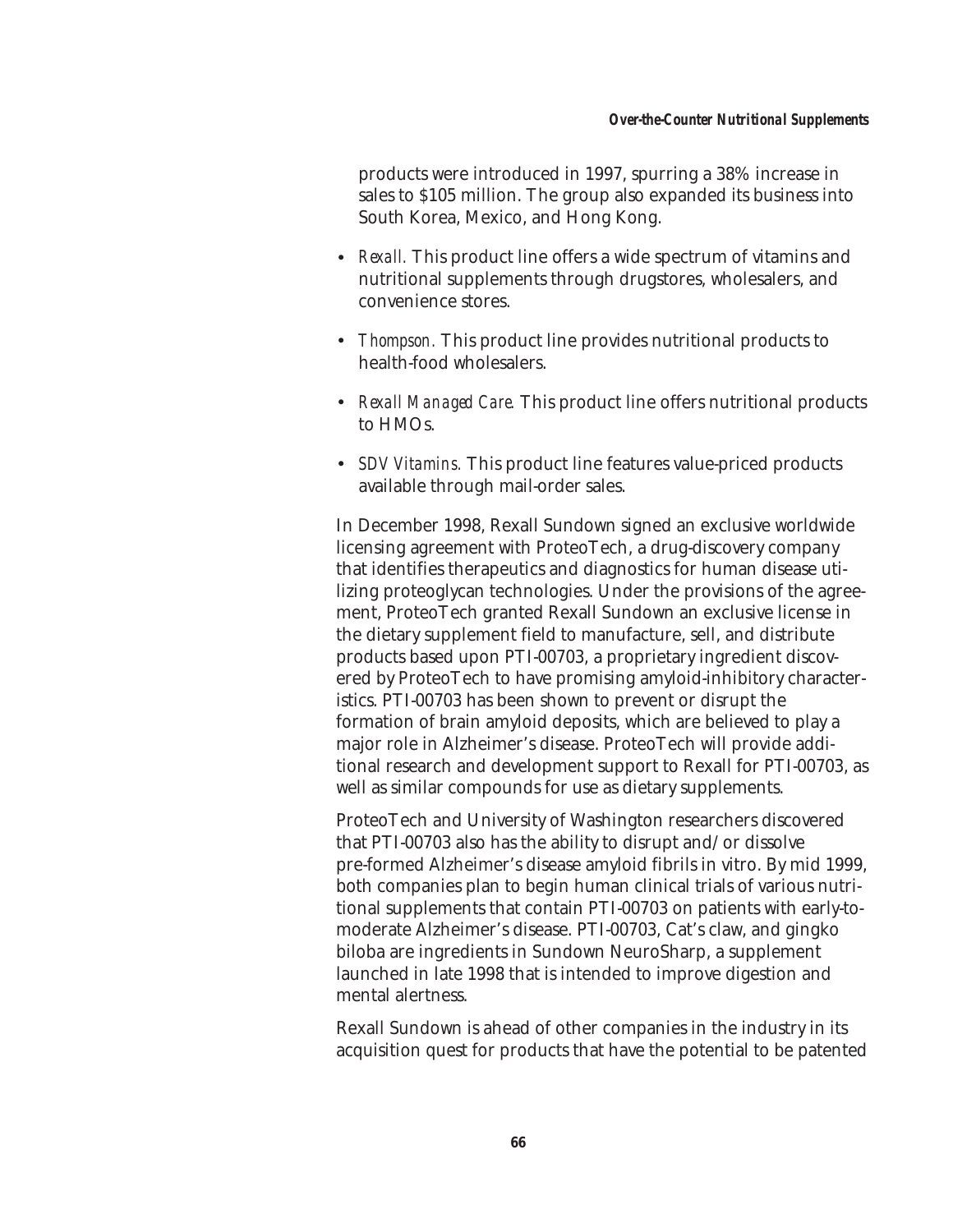products were introduced in 1997, spurring a 38% increase in sales to $105 million. The group also expanded its business into South Korea, Mexico, and Hong Kong.

- *Rexall.* This product line offers a wide spectrum of vitamins and nutritional supplements through drugstores, wholesalers, and convenience stores.
- *Thompson.* This product line provides nutritional products to health-food wholesalers.
- *Rexall Managed Care.* This product line offers nutritional products to HMOs.
- *SDV Vitamins.* This product line features value-priced products available through mail-order sales.

In December 1998, Rexall Sundown signed an exclusive worldwide licensing agreement with ProteoTech, a drug-discovery company that identifies therapeutics and diagnostics for human disease utilizing proteoglycan technologies. Under the provisions of the agreement, ProteoTech granted Rexall Sundown an exclusive license in the dietary supplement field to manufacture, sell, and distribute products based upon PTI-00703, a proprietary ingredient discovered by ProteoTech to have promising amyloid-inhibitory characteristics. PTI-00703 has been shown to prevent or disrupt the formation of brain amyloid deposits, which are believed to play a major role in Alzheimer's disease. ProteoTech will provide additional research and development support to Rexall for PTI-00703, as well as similar compounds for use as dietary supplements.

ProteoTech and University of Washington researchers discovered that PTI-00703 also has the ability to disrupt and/or dissolve pre-formed Alzheimer's disease amyloid fibrils in vitro. By mid 1999, both companies plan to begin human clinical trials of various nutritional supplements that contain PTI-00703 on patients with early-to-moderate Alzheimer's disease. PTI-00703, Cat's claw, and gingko biloba are ingredients in Sundown NeuroSharp, a supplement launched in late 1998 that is intended to improve digestion and mental alertness.

Rexall Sundown is ahead of other companies in the industry in its acquisition quest for products that have the potential to be patented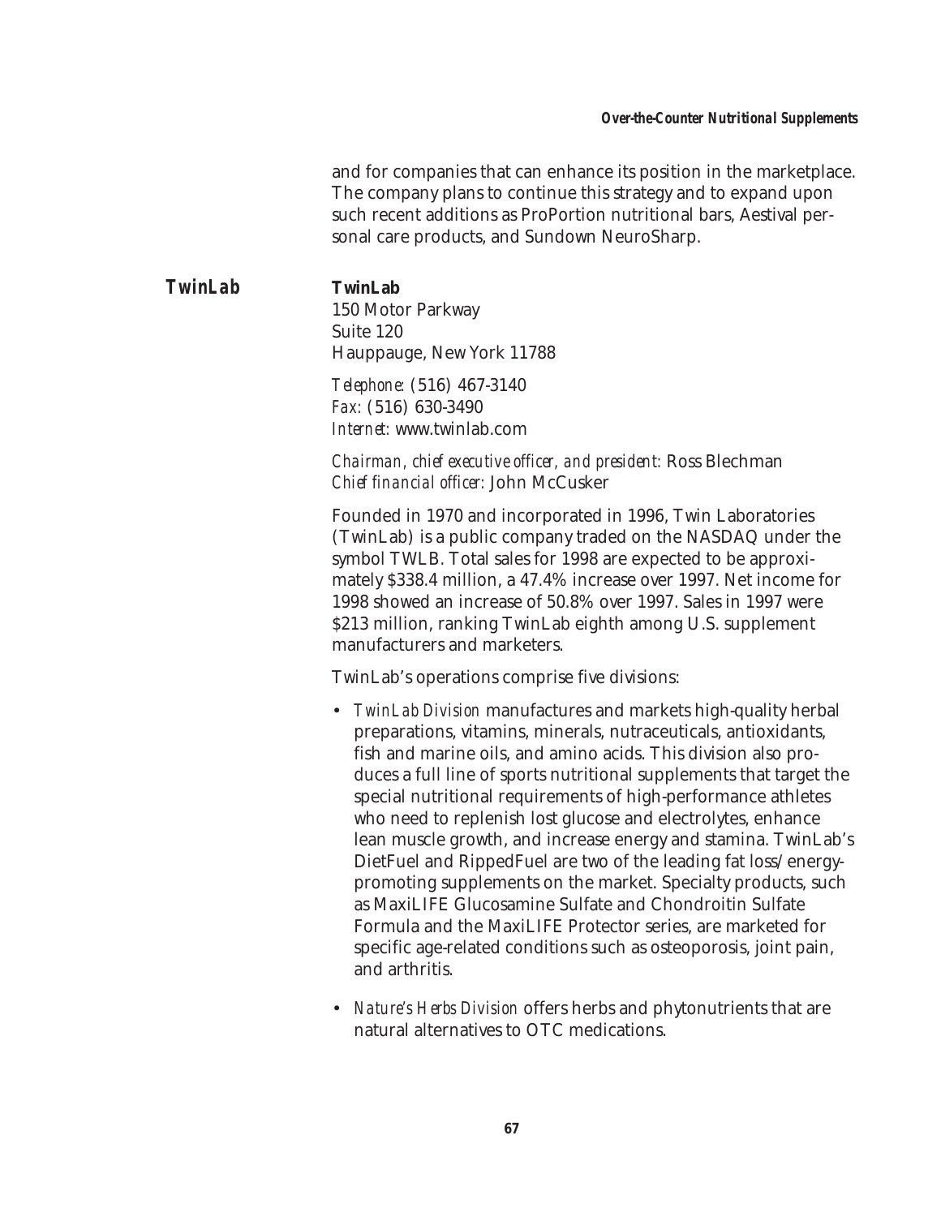and for companies that can enhance its position in the marketplace. The company plans to continue this strategy and to expand upon such recent additions as ProPortion nutritional bars, Aestival personal care products, and Sundown NeuroSharp.

## TwinLab

**TwinLab**
150 Motor Parkway
Suite 120
Hauppauge, New York 11788

*Telephone:* (516) 467-3140
*Fax:* (516) 630-3490
*Internet:* www.twinlab.com

*Chairman, chief executive officer, and president:* Ross Blechman
*Chief financial officer:* John McCusker

Founded in 1970 and incorporated in 1996, Twin Laboratories (TwinLab) is a public company traded on the NASDAQ under the symbol TWLB. Total sales for 1998 are expected to be approximately $338.4 million, a 47.4% increase over 1997. Net income for 1998 showed an increase of 50.8% over 1997. Sales in 1997 were $213 million, ranking TwinLab eighth among U.S. supplement manufacturers and marketers.

TwinLab's operations comprise five divisions:

- *TwinLab Division* manufactures and markets high-quality herbal preparations, vitamins, minerals, nutraceuticals, antioxidants, fish and marine oils, and amino acids. This division also produces a full line of sports nutritional supplements that target the special nutritional requirements of high-performance athletes who need to replenish lost glucose and electrolytes, enhance lean muscle growth, and increase energy and stamina. TwinLab's DietFuel and RippedFuel are two of the leading fat loss/energy-promoting supplements on the market. Specialty products, such as MaxiLIFE Glucosamine Sulfate and Chondroitin Sulfate Formula and the MaxiLIFE Protector series, are marketed for specific age-related conditions such as osteoporosis, joint pain, and arthritis.
- *Nature's Herbs Division* offers herbs and phytonutrients that are natural alternatives to OTC medications.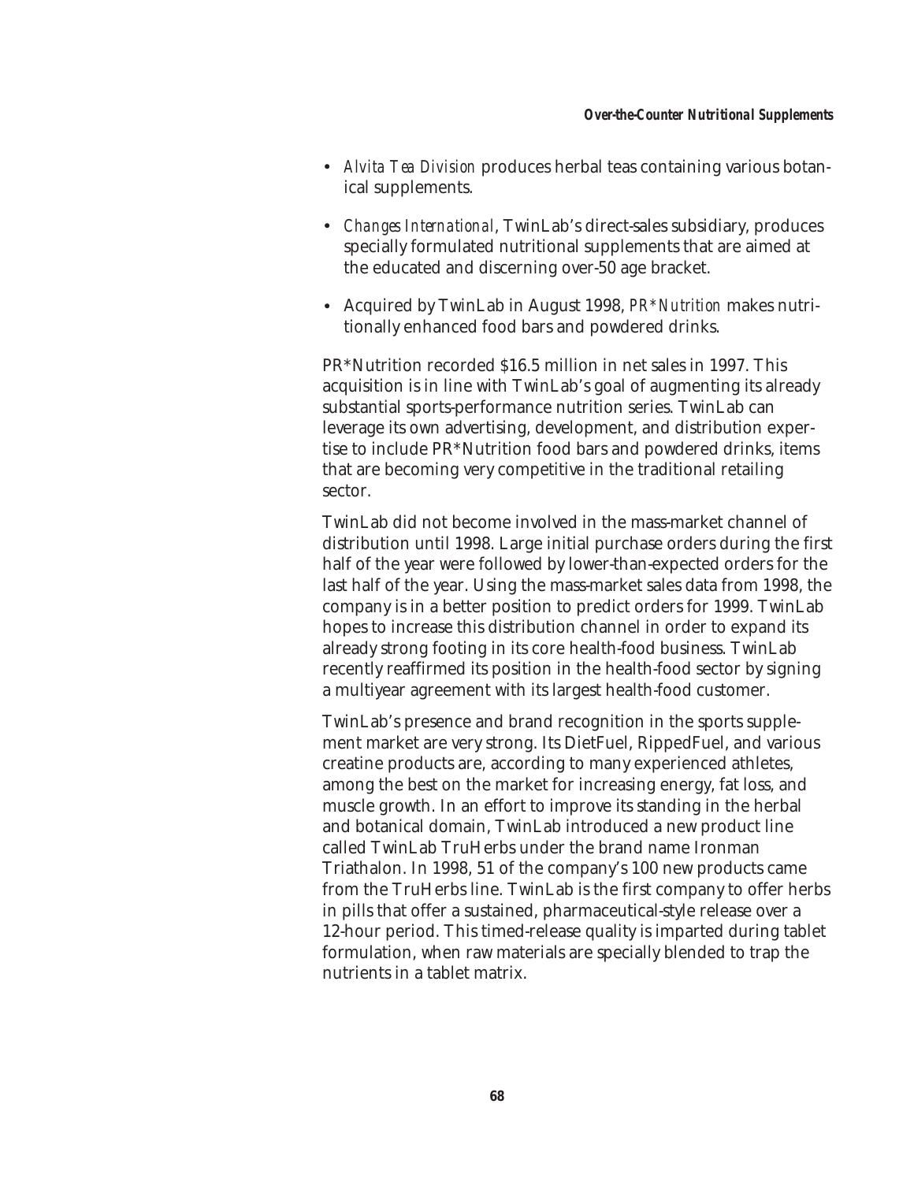- *Alvita Tea Division* produces herbal teas containing various botanical supplements.
- *Changes International*, TwinLab's direct-sales subsidiary, produces specially formulated nutritional supplements that are aimed at the educated and discerning over-50 age bracket.
- Acquired by TwinLab in August 1998, *PR*Nutrition* makes nutritionally enhanced food bars and powdered drinks.

PR*Nutrition recorded $16.5 million in net sales in 1997. This acquisition is in line with TwinLab's goal of augmenting its already substantial sports-performance nutrition series. TwinLab can leverage its own advertising, development, and distribution expertise to include PR*Nutrition food bars and powdered drinks, items that are becoming very competitive in the traditional retailing sector.

TwinLab did not become involved in the mass-market channel of distribution until 1998. Large initial purchase orders during the first half of the year were followed by lower-than-expected orders for the last half of the year. Using the mass-market sales data from 1998, the company is in a better position to predict orders for 1999. TwinLab hopes to increase this distribution channel in order to expand its already strong footing in its core health-food business. TwinLab recently reaffirmed its position in the health-food sector by signing a multiyear agreement with its largest health-food customer.

TwinLab's presence and brand recognition in the sports supplement market are very strong. Its DietFuel, RippedFuel, and various creatine products are, according to many experienced athletes, among the best on the market for increasing energy, fat loss, and muscle growth. In an effort to improve its standing in the herbal and botanical domain, TwinLab introduced a new product line called TwinLab TruHerbs under the brand name Ironman Triathalon. In 1998, 51 of the company's 100 new products came from the TruHerbs line. TwinLab is the first company to offer herbs in pills that offer a sustained, pharmaceutical-style release over a 12-hour period. This timed-release quality is imparted during tablet formulation, when raw materials are specially blended to trap the nutrients in a tablet matrix.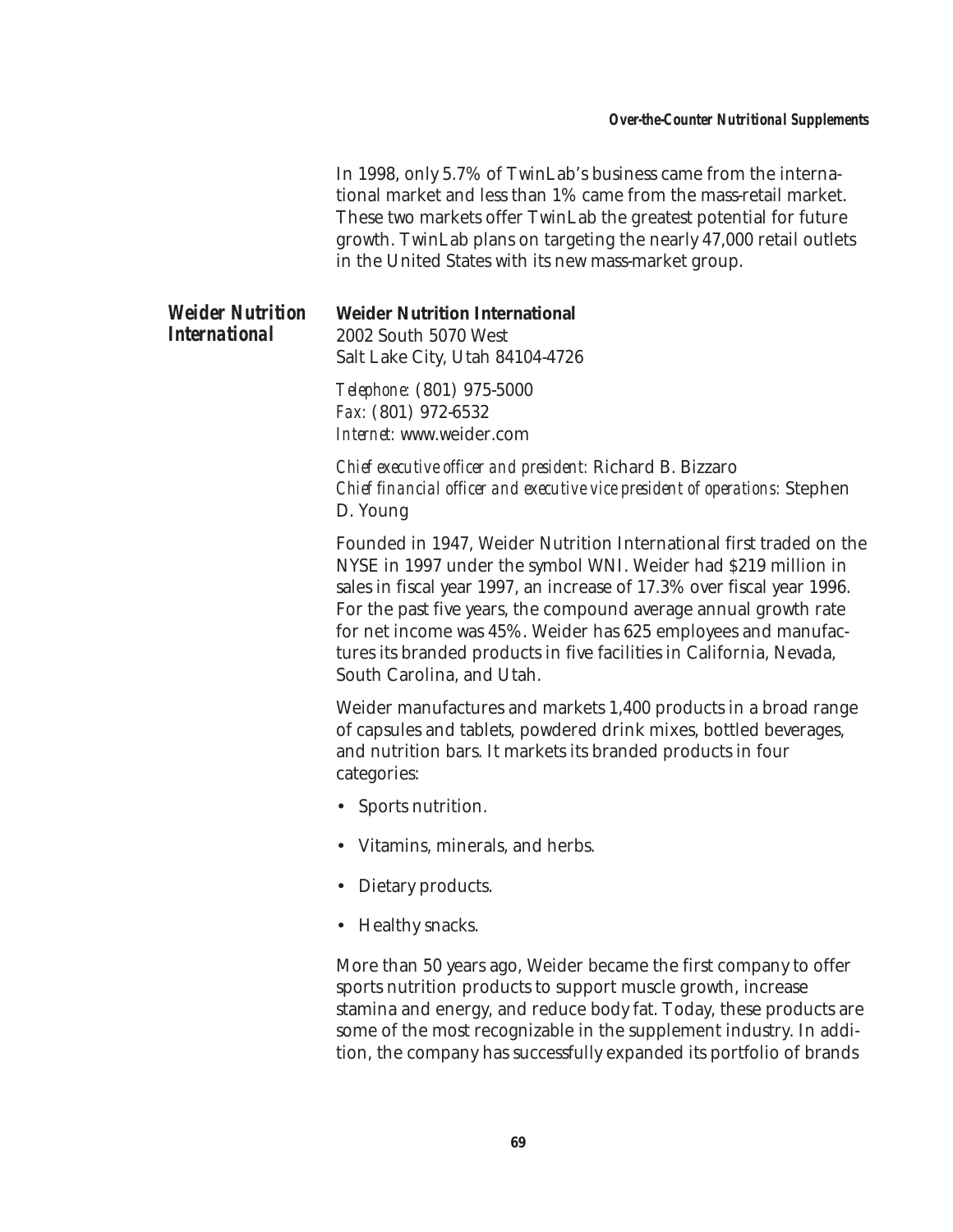In 1998, only 5.7% of TwinLab's business came from the international market and less than 1% came from the mass-retail market. These two markets offer TwinLab the greatest potential for future growth. TwinLab plans on targeting the nearly 47,000 retail outlets in the United States with its new mass-market group.

## *Weider Nutrition International*

**Weider Nutrition International**
2002 South 5070 West
Salt Lake City, Utah 84104-4726

*Telephone:* (801) 975-5000
*Fax:* (801) 972-6532
*Internet:* www.weider.com

*Chief executive officer and president:* Richard B. Bizzaro
*Chief financial officer and executive vice president of operations:* Stephen D. Young

Founded in 1947, Weider Nutrition International first traded on the NYSE in 1997 under the symbol WNI. Weider had $219 million in sales in fiscal year 1997, an increase of 17.3% over fiscal year 1996. For the past five years, the compound average annual growth rate for net income was 45%. Weider has 625 employees and manufactures its branded products in five facilities in California, Nevada, South Carolina, and Utah.

Weider manufactures and markets 1,400 products in a broad range of capsules and tablets, powdered drink mixes, bottled beverages, and nutrition bars. It markets its branded products in four categories:

- Sports nutrition.
- Vitamins, minerals, and herbs.
- Dietary products.
- Healthy snacks.

More than 50 years ago, Weider became the first company to offer sports nutrition products to support muscle growth, increase stamina and energy, and reduce body fat. Today, these products are some of the most recognizable in the supplement industry. In addition, the company has successfully expanded its portfolio of brands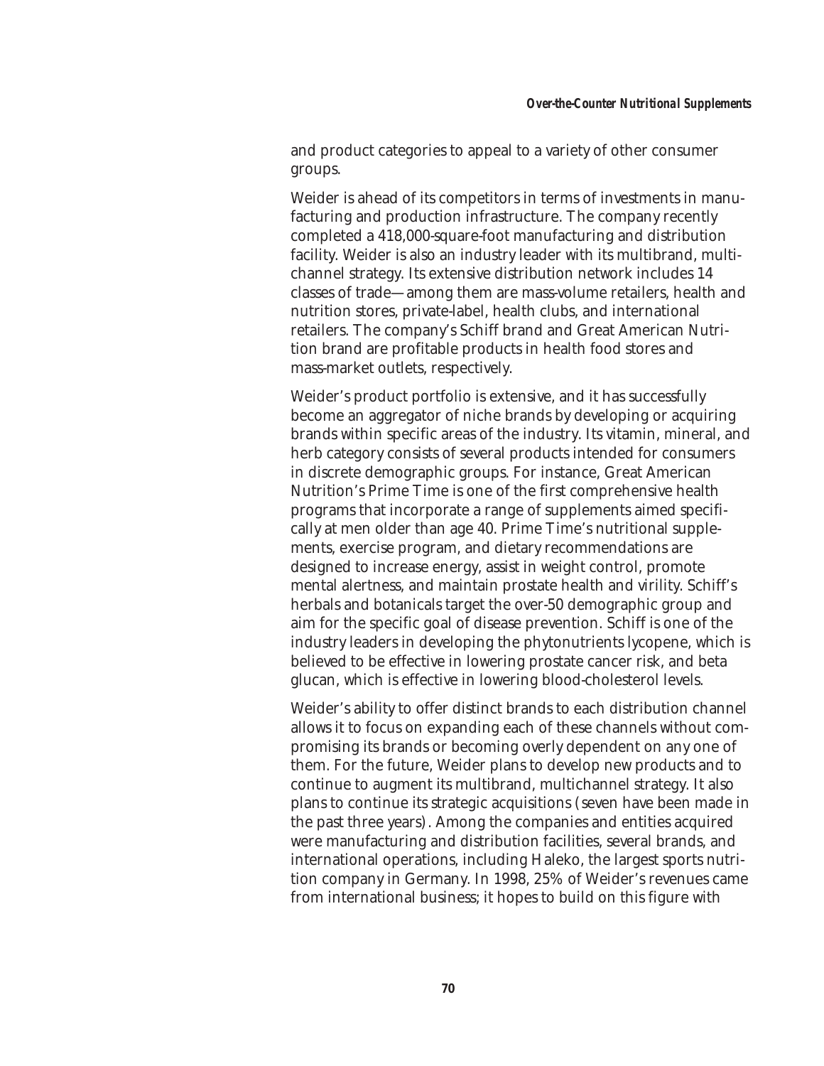and product categories to appeal to a variety of other consumer groups.

Weider is ahead of its competitors in terms of investments in manufacturing and production infrastructure. The company recently completed a 418,000-square-foot manufacturing and distribution facility. Weider is also an industry leader with its multibrand, multichannel strategy. Its extensive distribution network includes 14 classes of trade—among them are mass-volume retailers, health and nutrition stores, private-label, health clubs, and international retailers. The company's Schiff brand and Great American Nutrition brand are profitable products in health food stores and mass-market outlets, respectively.

Weider's product portfolio is extensive, and it has successfully become an aggregator of niche brands by developing or acquiring brands within specific areas of the industry. Its vitamin, mineral, and herb category consists of several products intended for consumers in discrete demographic groups. For instance, Great American Nutrition's Prime Time is one of the first comprehensive health programs that incorporate a range of supplements aimed specifically at men older than age 40. Prime Time's nutritional supplements, exercise program, and dietary recommendations are designed to increase energy, assist in weight control, promote mental alertness, and maintain prostate health and virility. Schiff's herbals and botanicals target the over-50 demographic group and aim for the specific goal of disease prevention. Schiff is one of the industry leaders in developing the phytonutrients lycopene, which is believed to be effective in lowering prostate cancer risk, and beta glucan, which is effective in lowering blood-cholesterol levels.

Weider's ability to offer distinct brands to each distribution channel allows it to focus on expanding each of these channels without compromising its brands or becoming overly dependent on any one of them. For the future, Weider plans to develop new products and to continue to augment its multibrand, multichannel strategy. It also plans to continue its strategic acquisitions (seven have been made in the past three years). Among the companies and entities acquired were manufacturing and distribution facilities, several brands, and international operations, including Haleko, the largest sports nutrition company in Germany. In 1998, 25% of Weider's revenues came from international business; it hopes to build on this figure with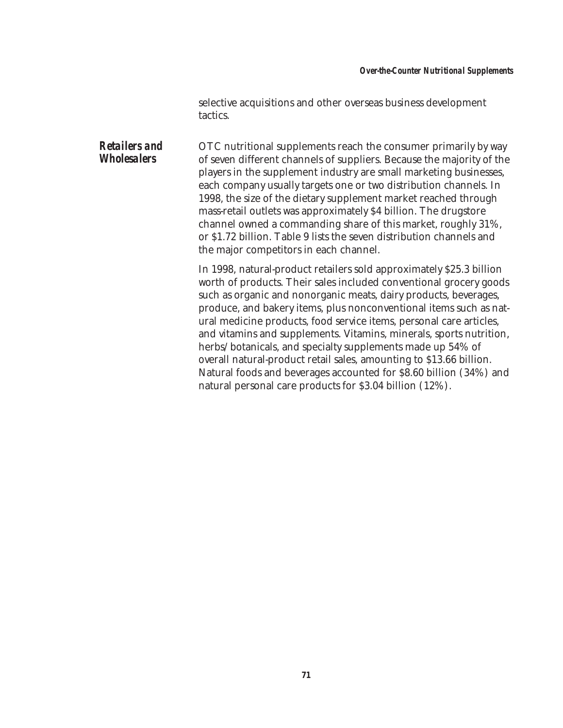selective acquisitions and other overseas business development tactics.

## *Retailers and Wholesalers*

OTC nutritional supplements reach the consumer primarily by way of seven different channels of suppliers. Because the majority of the players in the supplement industry are small marketing businesses, each company usually targets one or two distribution channels. In 1998, the size of the dietary supplement market reached through mass-retail outlets was approximately $4 billion. The drugstore channel owned a commanding share of this market, roughly 31%, or $1.72 billion. Table 9 lists the seven distribution channels and the major competitors in each channel.

In 1998, natural-product retailers sold approximately $25.3 billion worth of products. Their sales included conventional grocery goods such as organic and nonorganic meats, dairy products, beverages, produce, and bakery items, plus nonconventional items such as natural medicine products, food service items, personal care articles, and vitamins and supplements. Vitamins, minerals, sports nutrition, herbs/botanicals, and specialty supplements made up 54% of overall natural-product retail sales, amounting to $13.66 billion. Natural foods and beverages accounted for $8.60 billion (34%) and natural personal care products for $3.04 billion (12%).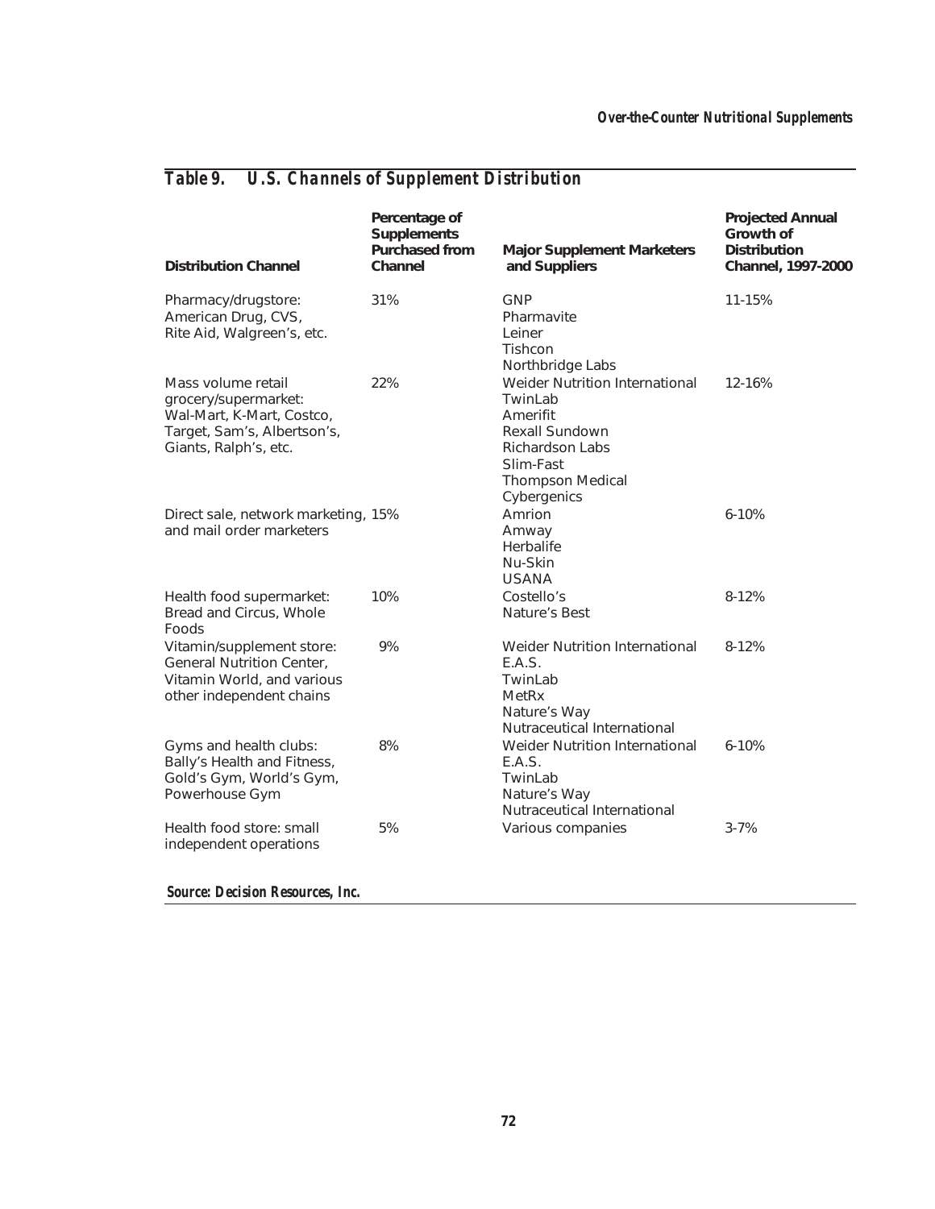## Table 9. U.S. Channels of Supplement Distribution

| Distribution Channel | Percentage of Supplements Purchased from Channel | Major Supplement Marketers and Suppliers | Projected Annual Growth of Distribution Channel, 1997-2000 |
|---|---|---|---|
| Pharmacy/drugstore: American Drug, CVS, Rite Aid, Walgreen's, etc. | 31% | GNP<br>Pharmavite<br>Leiner<br>Tishcon<br>Northbridge Labs | 11-15% |
| Mass volume retail grocery/supermarket: Wal-Mart, K-Mart, Costco, Target, Sam's, Albertson's, Giants, Ralph's, etc. | 22% | Weider Nutrition International<br>TwinLab<br>Amerifit<br>Rexall Sundown<br>Richardson Labs<br>Slim-Fast<br>Thompson Medical<br>Cybergenics | 12-16% |
| Direct sale, network marketing, and mail order marketers | 15% | Amrion<br>Amway<br>Herbalife<br>Nu-Skin<br>USANA | 6-10% |
| Health food supermarket: Bread and Circus, Whole Foods | 10% | Costello's<br>Nature's Best | 8-12% |
| Vitamin/supplement store: General Nutrition Center, Vitamin World, and various other independent chains | 9% | Weider Nutrition International<br>E.A.S.<br>TwinLab<br>MetRx<br>Nature's Way<br>Nutraceutical International | 8-12% |
| Gyms and health clubs: Bally's Health and Fitness, Gold's Gym, World's Gym, Powerhouse Gym | 8% | Weider Nutrition International<br>E.A.S.<br>TwinLab<br>Nature's Way<br>Nutraceutical International | 6-10% |
| Health food store: small independent operations | 5% | Various companies | 3-7% |

*Source: Decision Resources, Inc.*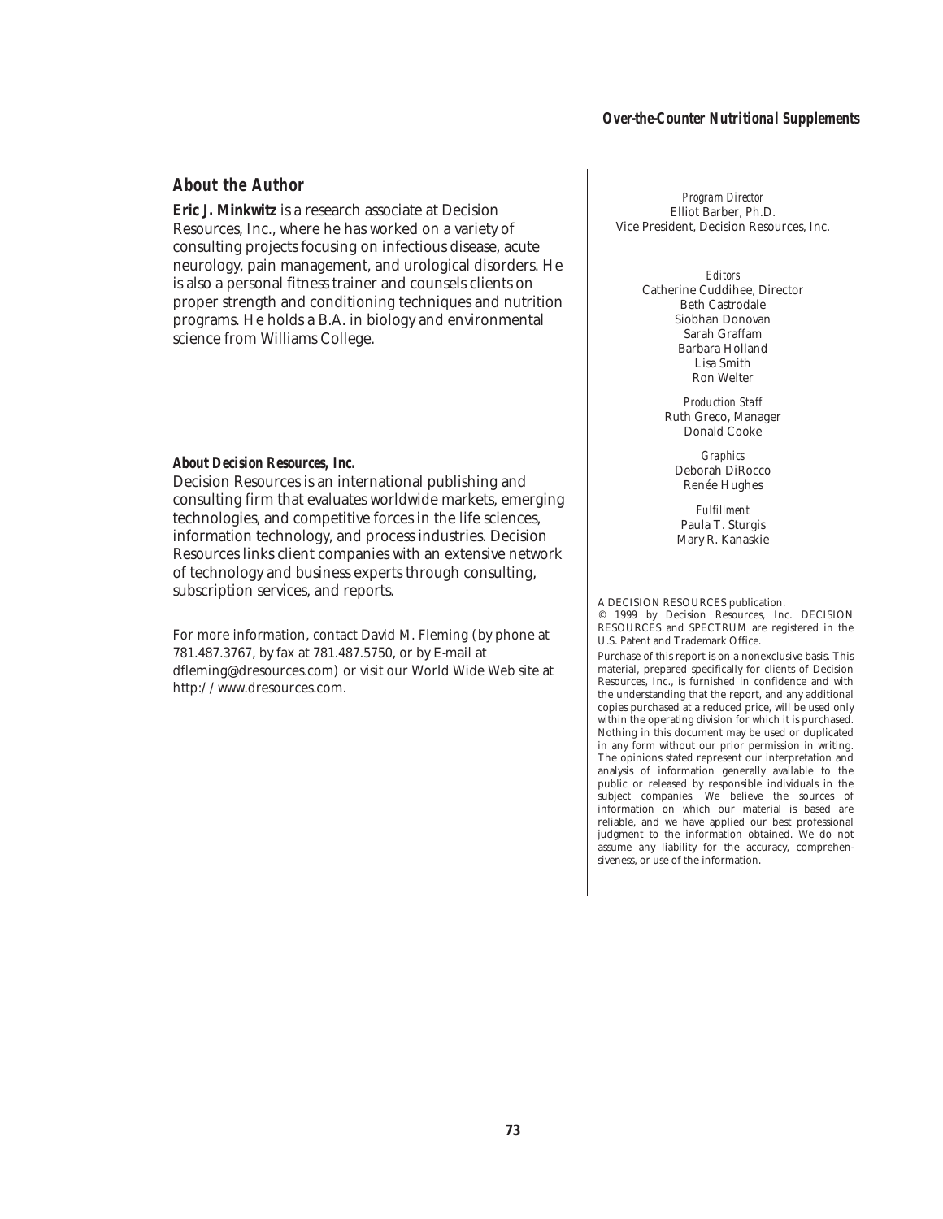## About the Author

**Eric J. Minkwitz** is a research associate at Decision Resources, Inc., where he has worked on a variety of consulting projects focusing on infectious disease, acute neurology, pain management, and urological disorders. He is also a personal fitness trainer and counsels clients on proper strength and conditioning techniques and nutrition programs. He holds a B.A. in biology and environmental science from Williams College.

### About Decision Resources, Inc.

Decision Resources is an international publishing and consulting firm that evaluates worldwide markets, emerging technologies, and competitive forces in the life sciences, information technology, and process industries. Decision Resources links client companies with an extensive network of technology and business experts through consulting, subscription services, and reports.

For more information, contact David M. Fleming (by phone at 781.487.3767, by fax at 781.487.5750, or by E-mail at dfleming@dresources.com) or visit our World Wide Web site at http://www.dresources.com.

*Program Director*
Elliot Barber, Ph.D.
Vice President, Decision Resources, Inc.

*Editors*
Catherine Cuddihee, Director
Beth Castrodale
Siobhan Donovan
Sarah Graffam
Barbara Holland
Lisa Smith
Ron Welter

*Production Staff*
Ruth Greco, Manager
Donald Cooke

*Graphics*
Deborah DiRocco
Renée Hughes

*Fulfillment*
Paula T. Sturgis
Mary R. Kanaskie

A DECISION RESOURCES publication.
© 1999 by Decision Resources, Inc. DECISION RESOURCES and SPECTRUM are registered in the U.S. Patent and Trademark Office.

Purchase of this report is on a nonexclusive basis. This material, prepared specifically for clients of Decision Resources, Inc., is furnished in confidence and with the understanding that the report, and any additional copies purchased at a reduced price, will be used only within the operating division for which it is purchased. Nothing in this document may be used or duplicated in any form without our prior permission in writing. The opinions stated represent our interpretation and analysis of information generally available to the public or released by responsible individuals in the subject companies. We believe the sources of information on which our material is based are reliable, and we have applied our best professional judgment to the information obtained. We do not assume any liability for the accuracy, comprehensiveness, or use of the information.